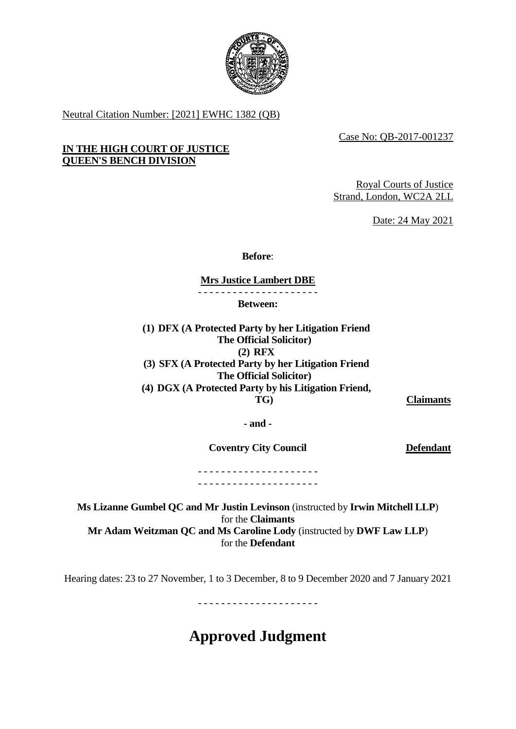Neutral Citation Number: [2021] EWHC 1382 (QB)

Case No: QB-2017-001237

**IN THE HIGH COURT OF JUSTICE**
**QUEEN'S BENCH DIVISION**

Royal Courts of Justice
Strand, London, WC2A 2LL

Date: 24 May 2021

**Before**:

**Mrs Justice Lambert DBE**

- - - - - - - - - - - - - - - - - - - - -

**Between:**

**(1) DFX (A Protected Party by her Litigation Friend The Official Solicitor)**
**(2) RFX**
**(3) SFX (A Protected Party by her Litigation Friend The Official Solicitor)**
**(4) DGX (A Protected Party by his Litigation Friend, TG)** — **Claimants**

**- and -**

**Coventry City Council** — **Defendant**

- - - - - - - - - - - - - - - - - - - - -
- - - - - - - - - - - - - - - - - - - - -

**Ms Lizanne Gumbel QC and Mr Justin Levinson** (instructed by **Irwin Mitchell LLP**) for the **Claimants**
**Mr Adam Weitzman QC and Ms Caroline Lody** (instructed by **DWF Law LLP**) for the **Defendant**

Hearing dates: 23 to 27 November, 1 to 3 December, 8 to 9 December 2020 and 7 January 2021

- - - - - - - - - - - - - - - - - - - - -

# Approved Judgment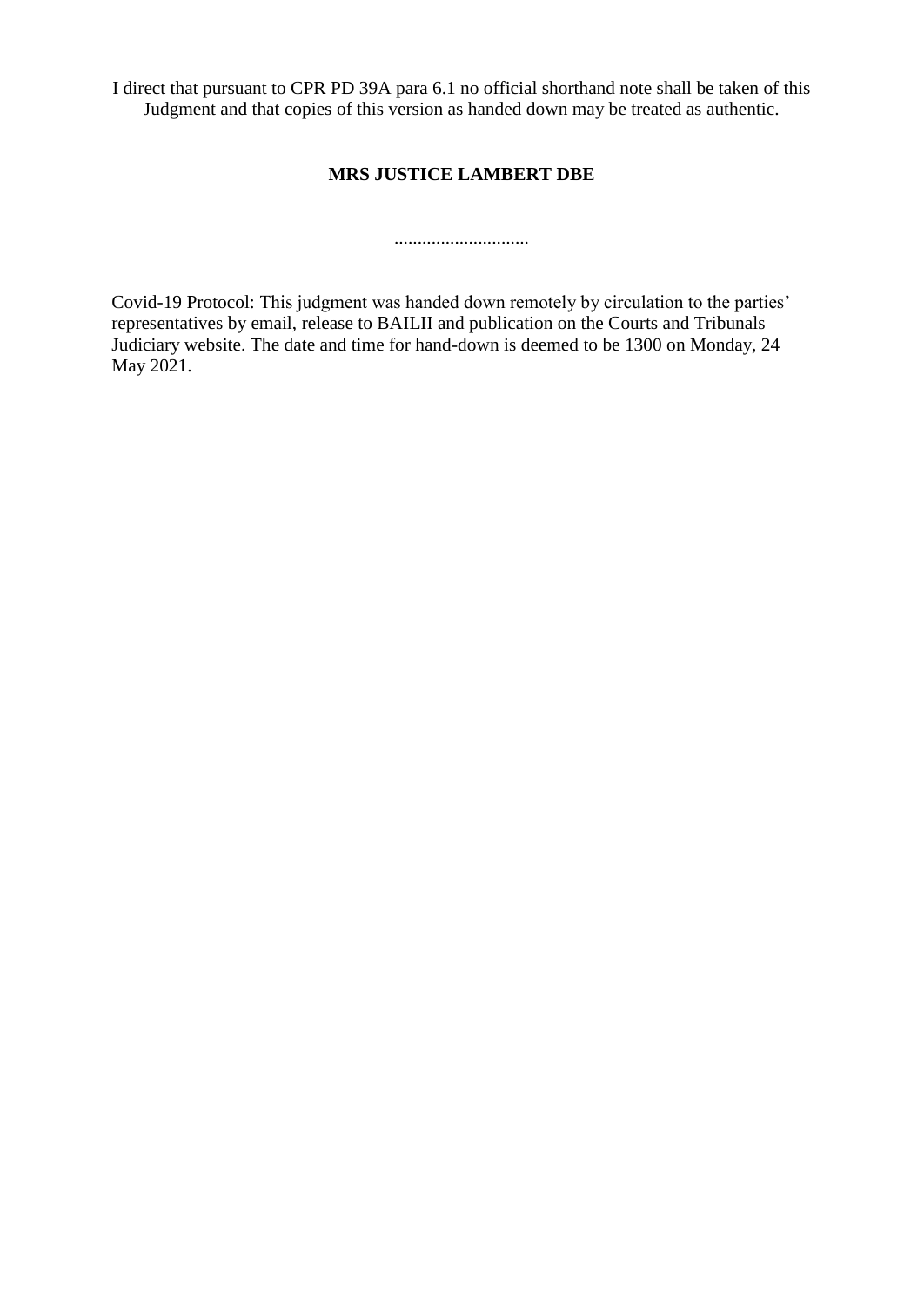I direct that pursuant to CPR PD 39A para 6.1 no official shorthand note shall be taken of this Judgment and that copies of this version as handed down may be treated as authentic.

**MRS JUSTICE LAMBERT DBE**

.............................

Covid-19 Protocol: This judgment was handed down remotely by circulation to the parties' representatives by email, release to BAILII and publication on the Courts and Tribunals Judiciary website. The date and time for hand-down is deemed to be 1300 on Monday, 24 May 2021.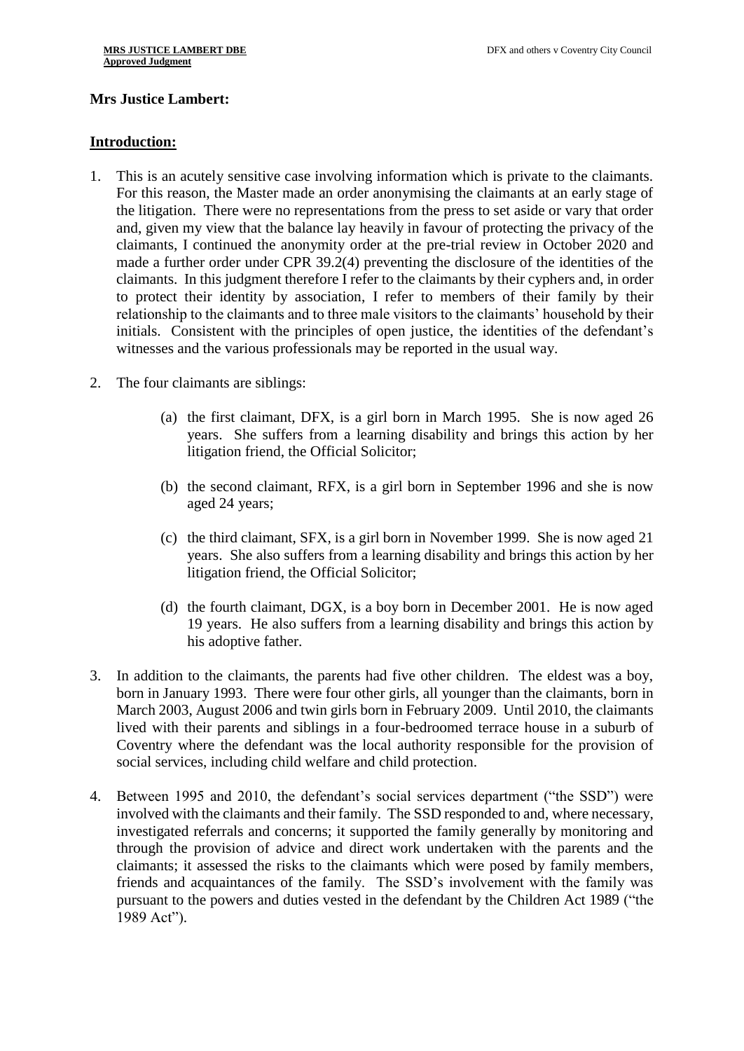**Mrs Justice Lambert:**

**Introduction:**

1. This is an acutely sensitive case involving information which is private to the claimants. For this reason, the Master made an order anonymising the claimants at an early stage of the litigation. There were no representations from the press to set aside or vary that order and, given my view that the balance lay heavily in favour of protecting the privacy of the claimants, I continued the anonymity order at the pre-trial review in October 2020 and made a further order under CPR 39.2(4) preventing the disclosure of the identities of the claimants. In this judgment therefore I refer to the claimants by their cyphers and, in order to protect their identity by association, I refer to members of their family by their relationship to the claimants and to three male visitors to the claimants' household by their initials. Consistent with the principles of open justice, the identities of the defendant's witnesses and the various professionals may be reported in the usual way.

2. The four claimants are siblings:

   (a) the first claimant, DFX, is a girl born in March 1995. She is now aged 26 years. She suffers from a learning disability and brings this action by her litigation friend, the Official Solicitor;

   (b) the second claimant, RFX, is a girl born in September 1996 and she is now aged 24 years;

   (c) the third claimant, SFX, is a girl born in November 1999. She is now aged 21 years. She also suffers from a learning disability and brings this action by her litigation friend, the Official Solicitor;

   (d) the fourth claimant, DGX, is a boy born in December 2001. He is now aged 19 years. He also suffers from a learning disability and brings this action by his adoptive father.

3. In addition to the claimants, the parents had five other children. The eldest was a boy, born in January 1993. There were four other girls, all younger than the claimants, born in March 2003, August 2006 and twin girls born in February 2009. Until 2010, the claimants lived with their parents and siblings in a four-bedroomed terrace house in a suburb of Coventry where the defendant was the local authority responsible for the provision of social services, including child welfare and child protection.

4. Between 1995 and 2010, the defendant's social services department ("the SSD") were involved with the claimants and their family. The SSD responded to and, where necessary, investigated referrals and concerns; it supported the family generally by monitoring and through the provision of advice and direct work undertaken with the parents and the claimants; it assessed the risks to the claimants which were posed by family members, friends and acquaintances of the family. The SSD's involvement with the family was pursuant to the powers and duties vested in the defendant by the Children Act 1989 ("the 1989 Act").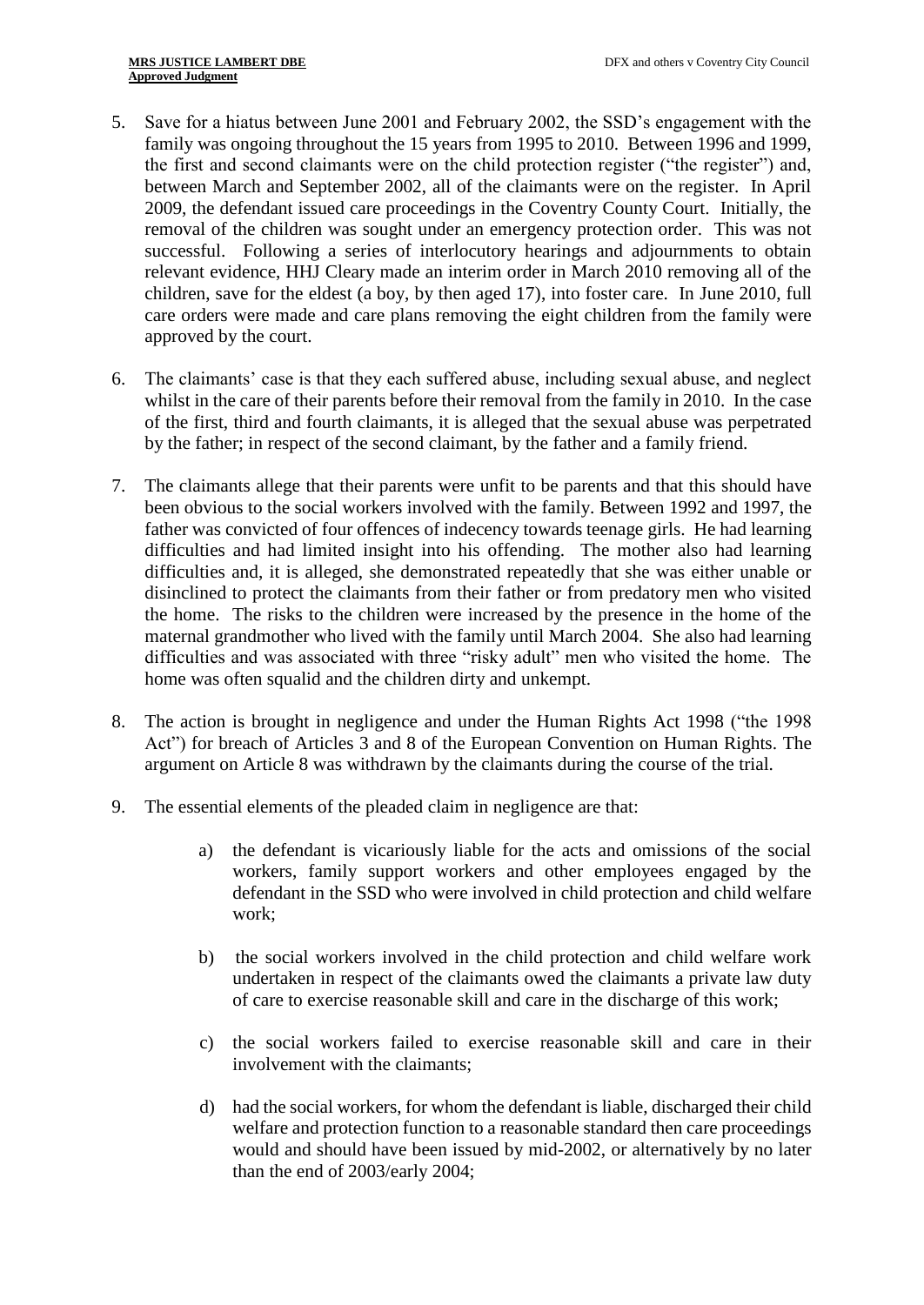5. Save for a hiatus between June 2001 and February 2002, the SSD's engagement with the family was ongoing throughout the 15 years from 1995 to 2010. Between 1996 and 1999, the first and second claimants were on the child protection register ("the register") and, between March and September 2002, all of the claimants were on the register. In April 2009, the defendant issued care proceedings in the Coventry County Court. Initially, the removal of the children was sought under an emergency protection order. This was not successful. Following a series of interlocutory hearings and adjournments to obtain relevant evidence, HHJ Cleary made an interim order in March 2010 removing all of the children, save for the eldest (a boy, by then aged 17), into foster care. In June 2010, full care orders were made and care plans removing the eight children from the family were approved by the court.

6. The claimants' case is that they each suffered abuse, including sexual abuse, and neglect whilst in the care of their parents before their removal from the family in 2010. In the case of the first, third and fourth claimants, it is alleged that the sexual abuse was perpetrated by the father; in respect of the second claimant, by the father and a family friend.

7. The claimants allege that their parents were unfit to be parents and that this should have been obvious to the social workers involved with the family. Between 1992 and 1997, the father was convicted of four offences of indecency towards teenage girls. He had learning difficulties and had limited insight into his offending. The mother also had learning difficulties and, it is alleged, she demonstrated repeatedly that she was either unable or disinclined to protect the claimants from their father or from predatory men who visited the home. The risks to the children were increased by the presence in the home of the maternal grandmother who lived with the family until March 2004. She also had learning difficulties and was associated with three "risky adult" men who visited the home. The home was often squalid and the children dirty and unkempt.

8. The action is brought in negligence and under the Human Rights Act 1998 ("the 1998 Act") for breach of Articles 3 and 8 of the European Convention on Human Rights. The argument on Article 8 was withdrawn by the claimants during the course of the trial.

9. The essential elements of the pleaded claim in negligence are that:

   a) the defendant is vicariously liable for the acts and omissions of the social workers, family support workers and other employees engaged by the defendant in the SSD who were involved in child protection and child welfare work;

   b) the social workers involved in the child protection and child welfare work undertaken in respect of the claimants owed the claimants a private law duty of care to exercise reasonable skill and care in the discharge of this work;

   c) the social workers failed to exercise reasonable skill and care in their involvement with the claimants;

   d) had the social workers, for whom the defendant is liable, discharged their child welfare and protection function to a reasonable standard then care proceedings would and should have been issued by mid-2002, or alternatively by no later than the end of 2003/early 2004;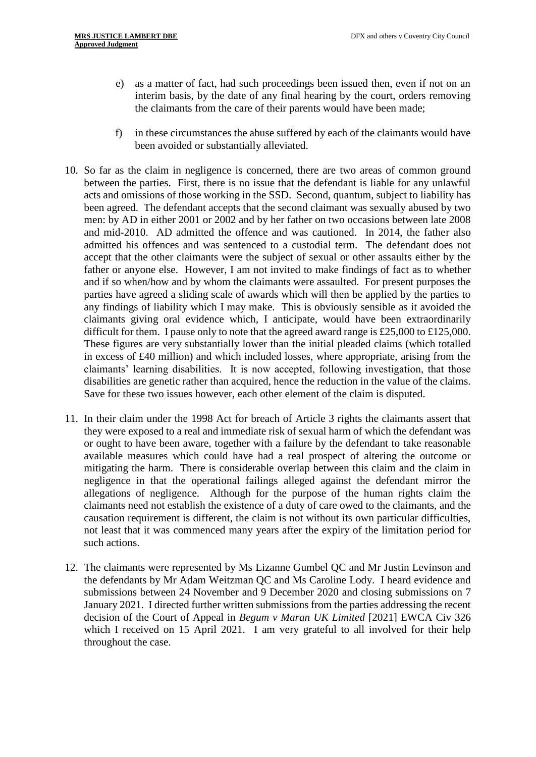e) as a matter of fact, had such proceedings been issued then, even if not on an interim basis, by the date of any final hearing by the court, orders removing the claimants from the care of their parents would have been made;

f) in these circumstances the abuse suffered by each of the claimants would have been avoided or substantially alleviated.

10. So far as the claim in negligence is concerned, there are two areas of common ground between the parties. First, there is no issue that the defendant is liable for any unlawful acts and omissions of those working in the SSD. Second, quantum, subject to liability has been agreed. The defendant accepts that the second claimant was sexually abused by two men: by AD in either 2001 or 2002 and by her father on two occasions between late 2008 and mid-2010. AD admitted the offence and was cautioned. In 2014, the father also admitted his offences and was sentenced to a custodial term. The defendant does not accept that the other claimants were the subject of sexual or other assaults either by the father or anyone else. However, I am not invited to make findings of fact as to whether and if so when/how and by whom the claimants were assaulted. For present purposes the parties have agreed a sliding scale of awards which will then be applied by the parties to any findings of liability which I may make. This is obviously sensible as it avoided the claimants giving oral evidence which, I anticipate, would have been extraordinarily difficult for them. I pause only to note that the agreed award range is £25,000 to £125,000. These figures are very substantially lower than the initial pleaded claims (which totalled in excess of £40 million) and which included losses, where appropriate, arising from the claimants' learning disabilities. It is now accepted, following investigation, that those disabilities are genetic rather than acquired, hence the reduction in the value of the claims. Save for these two issues however, each other element of the claim is disputed.

11. In their claim under the 1998 Act for breach of Article 3 rights the claimants assert that they were exposed to a real and immediate risk of sexual harm of which the defendant was or ought to have been aware, together with a failure by the defendant to take reasonable available measures which could have had a real prospect of altering the outcome or mitigating the harm. There is considerable overlap between this claim and the claim in negligence in that the operational failings alleged against the defendant mirror the allegations of negligence. Although for the purpose of the human rights claim the claimants need not establish the existence of a duty of care owed to the claimants, and the causation requirement is different, the claim is not without its own particular difficulties, not least that it was commenced many years after the expiry of the limitation period for such actions.

12. The claimants were represented by Ms Lizanne Gumbel QC and Mr Justin Levinson and the defendants by Mr Adam Weitzman QC and Ms Caroline Lody. I heard evidence and submissions between 24 November and 9 December 2020 and closing submissions on 7 January 2021. I directed further written submissions from the parties addressing the recent decision of the Court of Appeal in *Begum v Maran UK Limited* [2021] EWCA Civ 326 which I received on 15 April 2021. I am very grateful to all involved for their help throughout the case.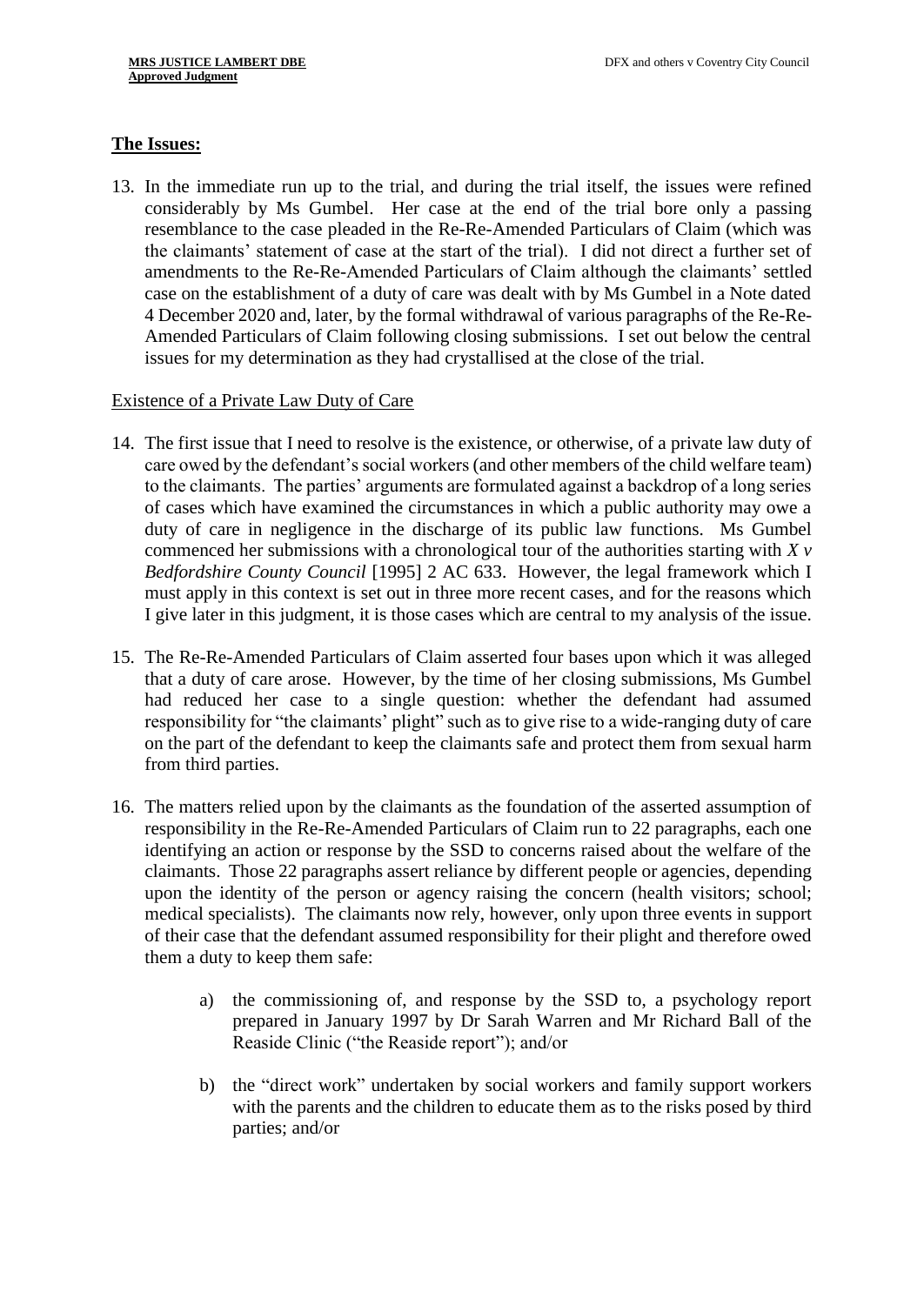## The Issues:

13. In the immediate run up to the trial, and during the trial itself, the issues were refined considerably by Ms Gumbel. Her case at the end of the trial bore only a passing resemblance to the case pleaded in the Re-Re-Amended Particulars of Claim (which was the claimants' statement of case at the start of the trial). I did not direct a further set of amendments to the Re-Re-Amended Particulars of Claim although the claimants' settled case on the establishment of a duty of care was dealt with by Ms Gumbel in a Note dated 4 December 2020 and, later, by the formal withdrawal of various paragraphs of the Re-Re-Amended Particulars of Claim following closing submissions. I set out below the central issues for my determination as they had crystallised at the close of the trial.

### Existence of a Private Law Duty of Care

14. The first issue that I need to resolve is the existence, or otherwise, of a private law duty of care owed by the defendant's social workers (and other members of the child welfare team) to the claimants. The parties' arguments are formulated against a backdrop of a long series of cases which have examined the circumstances in which a public authority may owe a duty of care in negligence in the discharge of its public law functions. Ms Gumbel commenced her submissions with a chronological tour of the authorities starting with *X v Bedfordshire County Council* [1995] 2 AC 633. However, the legal framework which I must apply in this context is set out in three more recent cases, and for the reasons which I give later in this judgment, it is those cases which are central to my analysis of the issue.

15. The Re-Re-Amended Particulars of Claim asserted four bases upon which it was alleged that a duty of care arose. However, by the time of her closing submissions, Ms Gumbel had reduced her case to a single question: whether the defendant had assumed responsibility for "the claimants' plight" such as to give rise to a wide-ranging duty of care on the part of the defendant to keep the claimants safe and protect them from sexual harm from third parties.

16. The matters relied upon by the claimants as the foundation of the asserted assumption of responsibility in the Re-Re-Amended Particulars of Claim run to 22 paragraphs, each one identifying an action or response by the SSD to concerns raised about the welfare of the claimants. Those 22 paragraphs assert reliance by different people or agencies, depending upon the identity of the person or agency raising the concern (health visitors; school; medical specialists). The claimants now rely, however, only upon three events in support of their case that the defendant assumed responsibility for their plight and therefore owed them a duty to keep them safe:

    a) the commissioning of, and response by the SSD to, a psychology report prepared in January 1997 by Dr Sarah Warren and Mr Richard Ball of the Reaside Clinic ("the Reaside report"); and/or

    b) the "direct work" undertaken by social workers and family support workers with the parents and the children to educate them as to the risks posed by third parties; and/or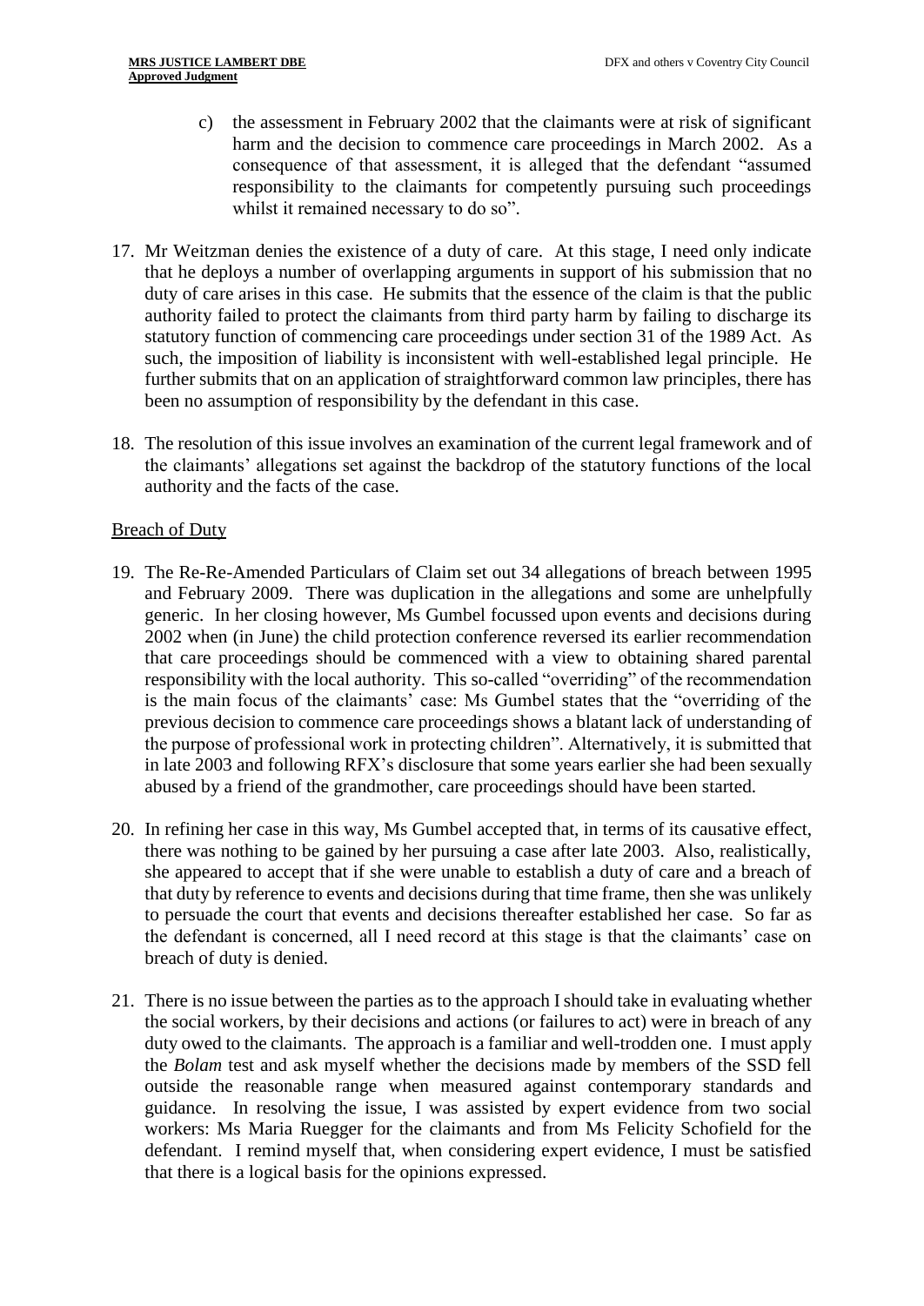c) the assessment in February 2002 that the claimants were at risk of significant harm and the decision to commence care proceedings in March 2002. As a consequence of that assessment, it is alleged that the defendant "assumed responsibility to the claimants for competently pursuing such proceedings whilst it remained necessary to do so".

17. Mr Weitzman denies the existence of a duty of care. At this stage, I need only indicate that he deploys a number of overlapping arguments in support of his submission that no duty of care arises in this case. He submits that the essence of the claim is that the public authority failed to protect the claimants from third party harm by failing to discharge its statutory function of commencing care proceedings under section 31 of the 1989 Act. As such, the imposition of liability is inconsistent with well-established legal principle. He further submits that on an application of straightforward common law principles, there has been no assumption of responsibility by the defendant in this case.

18. The resolution of this issue involves an examination of the current legal framework and of the claimants' allegations set against the backdrop of the statutory functions of the local authority and the facts of the case.

## Breach of Duty

19. The Re-Re-Amended Particulars of Claim set out 34 allegations of breach between 1995 and February 2009. There was duplication in the allegations and some are unhelpfully generic. In her closing however, Ms Gumbel focussed upon events and decisions during 2002 when (in June) the child protection conference reversed its earlier recommendation that care proceedings should be commenced with a view to obtaining shared parental responsibility with the local authority. This so-called "overriding" of the recommendation is the main focus of the claimants' case: Ms Gumbel states that the "overriding of the previous decision to commence care proceedings shows a blatant lack of understanding of the purpose of professional work in protecting children". Alternatively, it is submitted that in late 2003 and following RFX's disclosure that some years earlier she had been sexually abused by a friend of the grandmother, care proceedings should have been started.

20. In refining her case in this way, Ms Gumbel accepted that, in terms of its causative effect, there was nothing to be gained by her pursuing a case after late 2003. Also, realistically, she appeared to accept that if she were unable to establish a duty of care and a breach of that duty by reference to events and decisions during that time frame, then she was unlikely to persuade the court that events and decisions thereafter established her case. So far as the defendant is concerned, all I need record at this stage is that the claimants' case on breach of duty is denied.

21. There is no issue between the parties as to the approach I should take in evaluating whether the social workers, by their decisions and actions (or failures to act) were in breach of any duty owed to the claimants. The approach is a familiar and well-trodden one. I must apply the *Bolam* test and ask myself whether the decisions made by members of the SSD fell outside the reasonable range when measured against contemporary standards and guidance. In resolving the issue, I was assisted by expert evidence from two social workers: Ms Maria Ruegger for the claimants and from Ms Felicity Schofield for the defendant. I remind myself that, when considering expert evidence, I must be satisfied that there is a logical basis for the opinions expressed.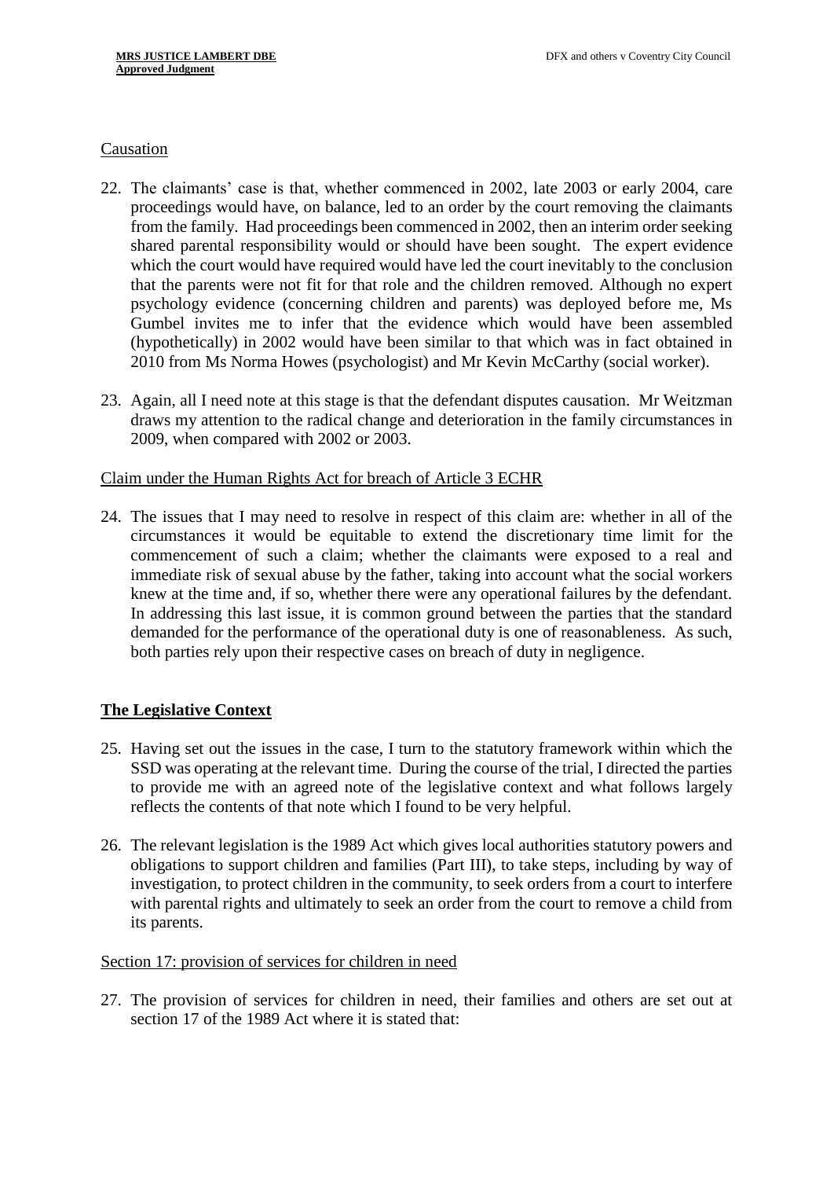Causation

22. The claimants' case is that, whether commenced in 2002, late 2003 or early 2004, care proceedings would have, on balance, led to an order by the court removing the claimants from the family. Had proceedings been commenced in 2002, then an interim order seeking shared parental responsibility would or should have been sought. The expert evidence which the court would have required would have led the court inevitably to the conclusion that the parents were not fit for that role and the children removed. Although no expert psychology evidence (concerning children and parents) was deployed before me, Ms Gumbel invites me to infer that the evidence which would have been assembled (hypothetically) in 2002 would have been similar to that which was in fact obtained in 2010 from Ms Norma Howes (psychologist) and Mr Kevin McCarthy (social worker).

23. Again, all I need note at this stage is that the defendant disputes causation. Mr Weitzman draws my attention to the radical change and deterioration in the family circumstances in 2009, when compared with 2002 or 2003.

Claim under the Human Rights Act for breach of Article 3 ECHR

24. The issues that I may need to resolve in respect of this claim are: whether in all of the circumstances it would be equitable to extend the discretionary time limit for the commencement of such a claim; whether the claimants were exposed to a real and immediate risk of sexual abuse by the father, taking into account what the social workers knew at the time and, if so, whether there were any operational failures by the defendant. In addressing this last issue, it is common ground between the parties that the standard demanded for the performance of the operational duty is one of reasonableness. As such, both parties rely upon their respective cases on breach of duty in negligence.

## The Legislative Context

25. Having set out the issues in the case, I turn to the statutory framework within which the SSD was operating at the relevant time. During the course of the trial, I directed the parties to provide me with an agreed note of the legislative context and what follows largely reflects the contents of that note which I found to be very helpful.

26. The relevant legislation is the 1989 Act which gives local authorities statutory powers and obligations to support children and families (Part III), to take steps, including by way of investigation, to protect children in the community, to seek orders from a court to interfere with parental rights and ultimately to seek an order from the court to remove a child from its parents.

Section 17: provision of services for children in need

27. The provision of services for children in need, their families and others are set out at section 17 of the 1989 Act where it is stated that: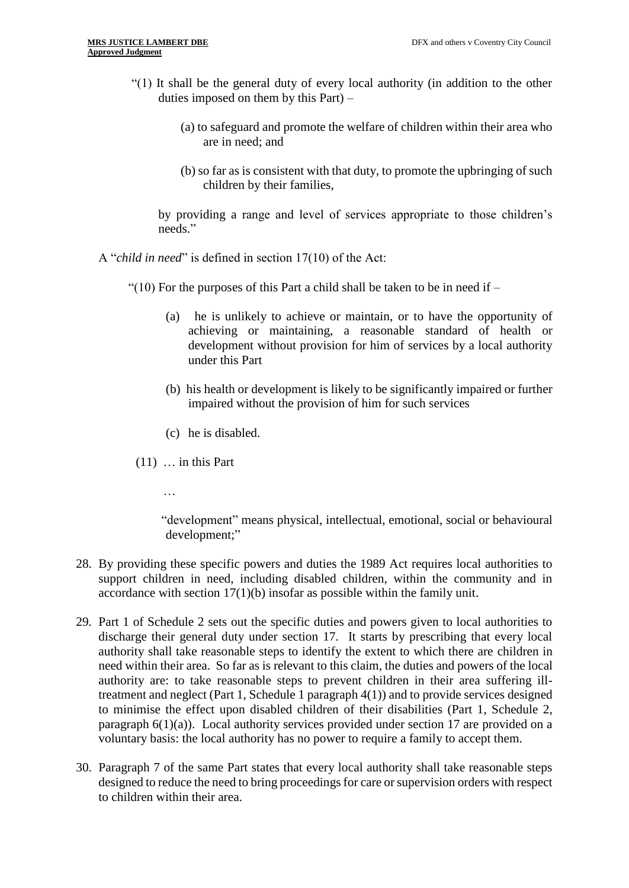> "(1) It shall be the general duty of every local authority (in addition to the other duties imposed on them by this Part) –
>
> (a) to safeguard and promote the welfare of children within their area who are in need; and
>
> (b) so far as is consistent with that duty, to promote the upbringing of such children by their families,
>
> by providing a range and level of services appropriate to those children's needs."

A "*child in need*" is defined in section 17(10) of the Act:

> "(10) For the purposes of this Part a child shall be taken to be in need if –
>
> (a) he is unlikely to achieve or maintain, or to have the opportunity of achieving or maintaining, a reasonable standard of health or development without provision for him of services by a local authority under this Part
>
> (b) his health or development is likely to be significantly impaired or further impaired without the provision of him for such services
>
> (c) he is disabled.
>
> (11) … in this Part
>
> …
>
> "development" means physical, intellectual, emotional, social or behavioural development;"

28. By providing these specific powers and duties the 1989 Act requires local authorities to support children in need, including disabled children, within the community and in accordance with section 17(1)(b) insofar as possible within the family unit.

29. Part 1 of Schedule 2 sets out the specific duties and powers given to local authorities to discharge their general duty under section 17. It starts by prescribing that every local authority shall take reasonable steps to identify the extent to which there are children in need within their area. So far as is relevant to this claim, the duties and powers of the local authority are: to take reasonable steps to prevent children in their area suffering ill-treatment and neglect (Part 1, Schedule 1 paragraph 4(1)) and to provide services designed to minimise the effect upon disabled children of their disabilities (Part 1, Schedule 2, paragraph 6(1)(a)). Local authority services provided under section 17 are provided on a voluntary basis: the local authority has no power to require a family to accept them.

30. Paragraph 7 of the same Part states that every local authority shall take reasonable steps designed to reduce the need to bring proceedings for care or supervision orders with respect to children within their area.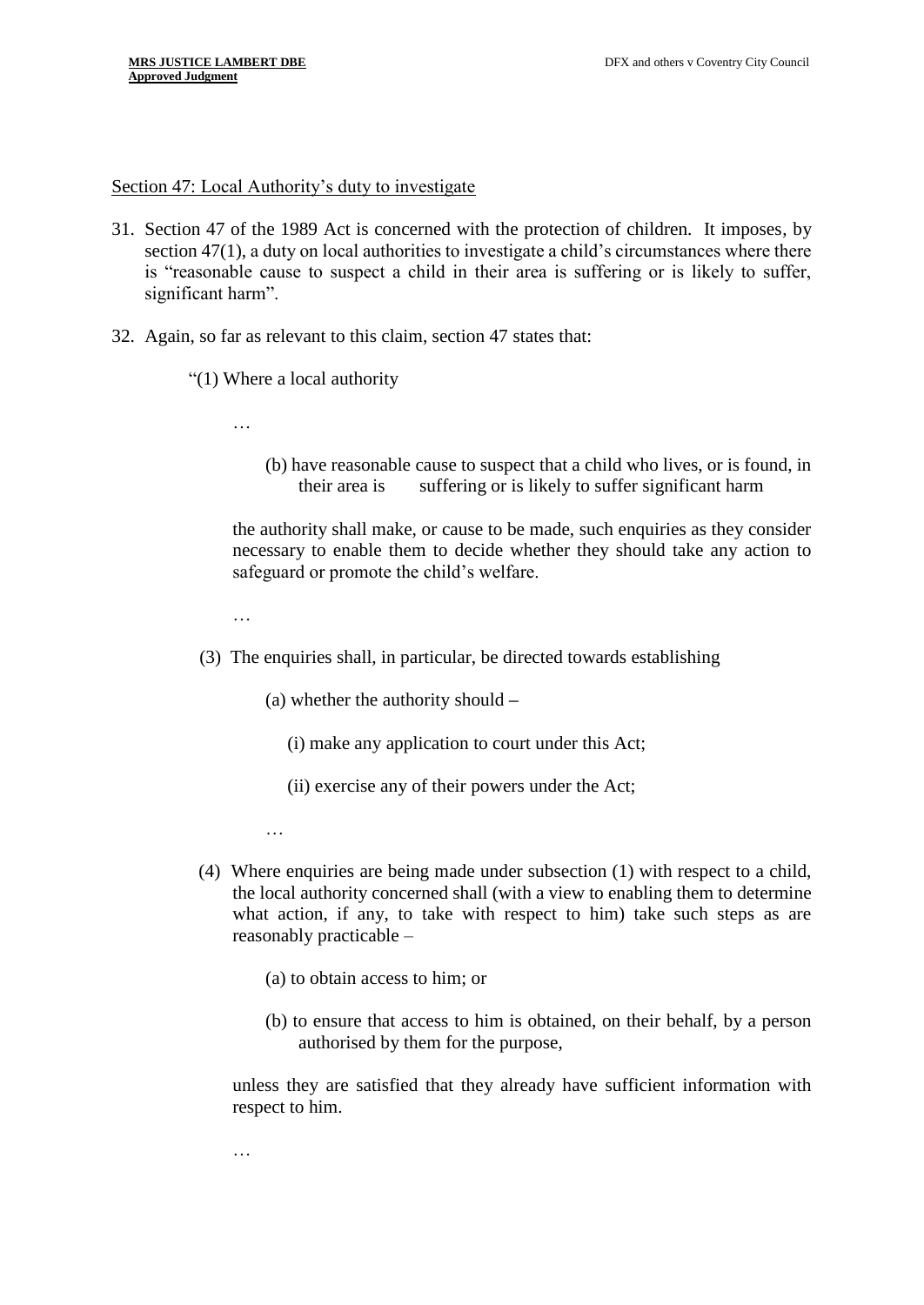Section 47: Local Authority's duty to investigate

31. Section 47 of the 1989 Act is concerned with the protection of children. It imposes, by section 47(1), a duty on local authorities to investigate a child's circumstances where there is "reasonable cause to suspect a child in their area is suffering or is likely to suffer, significant harm".

32. Again, so far as relevant to this claim, section 47 states that:

> "(1) Where a local authority
>
> …
>
> (b) have reasonable cause to suspect that a child who lives, or is found, in their area is suffering or is likely to suffer significant harm
>
> the authority shall make, or cause to be made, such enquiries as they consider necessary to enable them to decide whether they should take any action to safeguard or promote the child's welfare.
>
> …
>
> (3) The enquiries shall, in particular, be directed towards establishing
>
> (a) whether the authority should –
>
> (i) make any application to court under this Act;
>
> (ii) exercise any of their powers under the Act;
>
> …
>
> (4) Where enquiries are being made under subsection (1) with respect to a child, the local authority concerned shall (with a view to enabling them to determine what action, if any, to take with respect to him) take such steps as are reasonably practicable –
>
> (a) to obtain access to him; or
>
> (b) to ensure that access to him is obtained, on their behalf, by a person authorised by them for the purpose,
>
> unless they are satisfied that they already have sufficient information with respect to him.
>
> …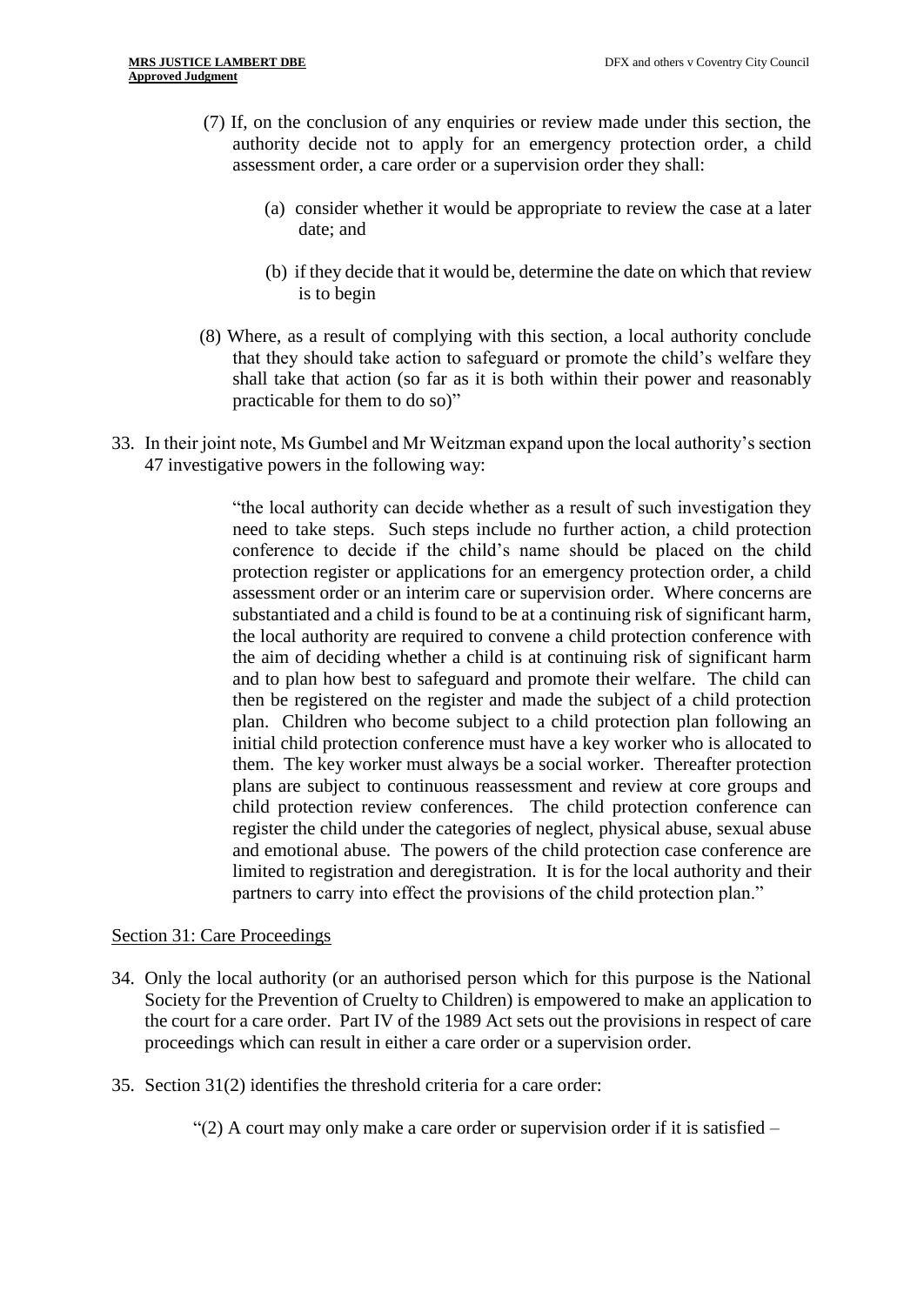(7) If, on the conclusion of any enquiries or review made under this section, the authority decide not to apply for an emergency protection order, a child assessment order, a care order or a supervision order they shall:

> (a) consider whether it would be appropriate to review the case at a later date; and
>
> (b) if they decide that it would be, determine the date on which that review is to begin

(8) Where, as a result of complying with this section, a local authority conclude that they should take action to safeguard or promote the child's welfare they shall take that action (so far as it is both within their power and reasonably practicable for them to do so)"

33. In their joint note, Ms Gumbel and Mr Weitzman expand upon the local authority's section 47 investigative powers in the following way:

> "the local authority can decide whether as a result of such investigation they need to take steps. Such steps include no further action, a child protection conference to decide if the child's name should be placed on the child protection register or applications for an emergency protection order, a child assessment order or an interim care or supervision order. Where concerns are substantiated and a child is found to be at a continuing risk of significant harm, the local authority are required to convene a child protection conference with the aim of deciding whether a child is at continuing risk of significant harm and to plan how best to safeguard and promote their welfare. The child can then be registered on the register and made the subject of a child protection plan. Children who become subject to a child protection plan following an initial child protection conference must have a key worker who is allocated to them. The key worker must always be a social worker. Thereafter protection plans are subject to continuous reassessment and review at core groups and child protection review conferences. The child protection conference can register the child under the categories of neglect, physical abuse, sexual abuse and emotional abuse. The powers of the child protection case conference are limited to registration and deregistration. It is for the local authority and their partners to carry into effect the provisions of the child protection plan."

Section 31: Care Proceedings

34. Only the local authority (or an authorised person which for this purpose is the National Society for the Prevention of Cruelty to Children) is empowered to make an application to the court for a care order. Part IV of the 1989 Act sets out the provisions in respect of care proceedings which can result in either a care order or a supervision order.

35. Section 31(2) identifies the threshold criteria for a care order:

> "(2) A court may only make a care order or supervision order if it is satisfied –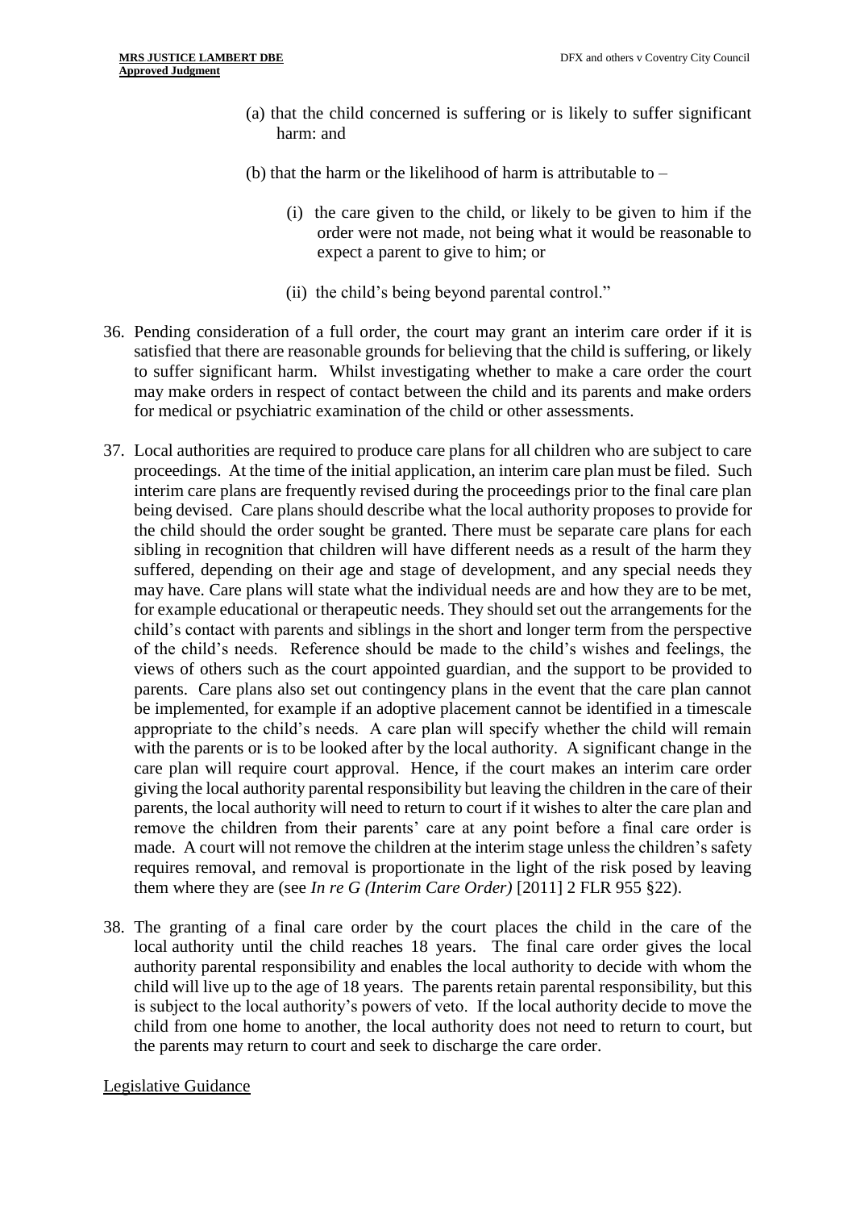(a) that the child concerned is suffering or is likely to suffer significant harm: and

(b) that the harm or the likelihood of harm is attributable to –

(i) the care given to the child, or likely to be given to him if the order were not made, not being what it would be reasonable to expect a parent to give to him; or

(ii) the child's being beyond parental control."

36. Pending consideration of a full order, the court may grant an interim care order if it is satisfied that there are reasonable grounds for believing that the child is suffering, or likely to suffer significant harm. Whilst investigating whether to make a care order the court may make orders in respect of contact between the child and its parents and make orders for medical or psychiatric examination of the child or other assessments.

37. Local authorities are required to produce care plans for all children who are subject to care proceedings. At the time of the initial application, an interim care plan must be filed. Such interim care plans are frequently revised during the proceedings prior to the final care plan being devised. Care plans should describe what the local authority proposes to provide for the child should the order sought be granted. There must be separate care plans for each sibling in recognition that children will have different needs as a result of the harm they suffered, depending on their age and stage of development, and any special needs they may have. Care plans will state what the individual needs are and how they are to be met, for example educational or therapeutic needs. They should set out the arrangements for the child's contact with parents and siblings in the short and longer term from the perspective of the child's needs. Reference should be made to the child's wishes and feelings, the views of others such as the court appointed guardian, and the support to be provided to parents. Care plans also set out contingency plans in the event that the care plan cannot be implemented, for example if an adoptive placement cannot be identified in a timescale appropriate to the child's needs. A care plan will specify whether the child will remain with the parents or is to be looked after by the local authority. A significant change in the care plan will require court approval. Hence, if the court makes an interim care order giving the local authority parental responsibility but leaving the children in the care of their parents, the local authority will need to return to court if it wishes to alter the care plan and remove the children from their parents' care at any point before a final care order is made. A court will not remove the children at the interim stage unless the children's safety requires removal, and removal is proportionate in the light of the risk posed by leaving them where they are (see *In re G (Interim Care Order)* [2011] 2 FLR 955 §22).

38. The granting of a final care order by the court places the child in the care of the local authority until the child reaches 18 years. The final care order gives the local authority parental responsibility and enables the local authority to decide with whom the child will live up to the age of 18 years. The parents retain parental responsibility, but this is subject to the local authority's powers of veto. If the local authority decide to move the child from one home to another, the local authority does not need to return to court, but the parents may return to court and seek to discharge the care order.

<u>Legislative Guidance</u>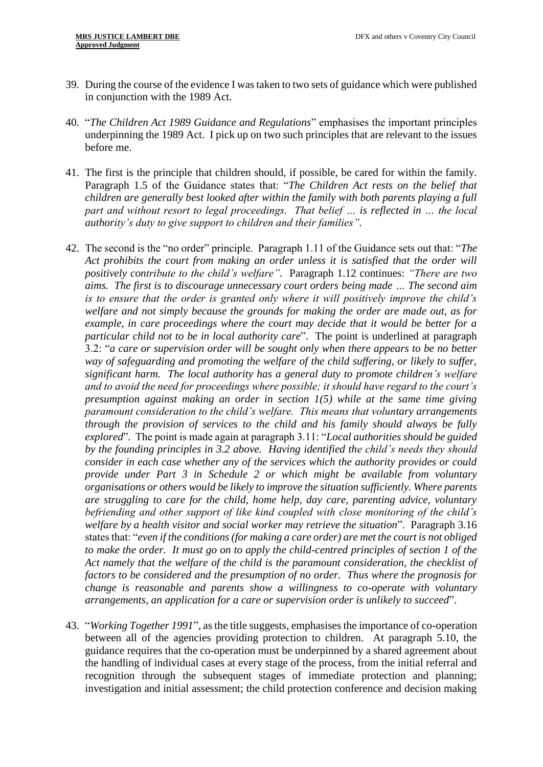39. During the course of the evidence I was taken to two sets of guidance which were published in conjunction with the 1989 Act.

40. "*The Children Act 1989 Guidance and Regulations*" emphasises the important principles underpinning the 1989 Act. I pick up on two such principles that are relevant to the issues before me.

41. The first is the principle that children should, if possible, be cared for within the family. Paragraph 1.5 of the Guidance states that: "*The Children Act rests on the belief that children are generally best looked after within the family with both parents playing a full part and without resort to legal proceedings. That belief … is reflected in … the local authority's duty to give support to children and their families"*.

42. The second is the "no order" principle. Paragraph 1.11 of the Guidance sets out that: "*The Act prohibits the court from making an order unless it is satisfied that the order will positively contribute to the child's welfare"*. Paragraph 1.12 continues: *"There are two aims. The first is to discourage unnecessary court orders being made … The second aim is to ensure that the order is granted only where it will positively improve the child's welfare and not simply because the grounds for making the order are made out, as for example, in care proceedings where the court may decide that it would be better for a particular child not to be in local authority care*". The point is underlined at paragraph 3.2: "*a care or supervision order will be sought only when there appears to be no better way of safeguarding and promoting the welfare of the child suffering, or likely to suffer, significant harm. The local authority has a general duty to promote children's welfare and to avoid the need for proceedings where possible; it should have regard to the court's presumption against making an order in section 1(5) while at the same time giving paramount consideration to the child's welfare. This means that voluntary arrangements through the provision of services to the child and his family should always be fully explored*". The point is made again at paragraph 3.11: "*Local authorities should be guided by the founding principles in 3.2 above. Having identified the child's needs they should consider in each case whether any of the services which the authority provides or could provide under Part 3 in Schedule 2 or which might be available from voluntary organisations or others would be likely to improve the situation sufficiently. Where parents are struggling to care for the child, home help, day care, parenting advice, voluntary befriending and other support of like kind coupled with close monitoring of the child's welfare by a health visitor and social worker may retrieve the situation*". Paragraph 3.16 states that: "*even if the conditions (for making a care order) are met the court is not obliged to make the order. It must go on to apply the child-centred principles of section 1 of the Act namely that the welfare of the child is the paramount consideration, the checklist of factors to be considered and the presumption of no order. Thus where the prognosis for change is reasonable and parents show a willingness to co-operate with voluntary arrangements, an application for a care or supervision order is unlikely to succeed*".

43. "*Working Together 1991*", as the title suggests, emphasises the importance of co-operation between all of the agencies providing protection to children. At paragraph 5.10, the guidance requires that the co-operation must be underpinned by a shared agreement about the handling of individual cases at every stage of the process, from the initial referral and recognition through the subsequent stages of immediate protection and planning; investigation and initial assessment; the child protection conference and decision making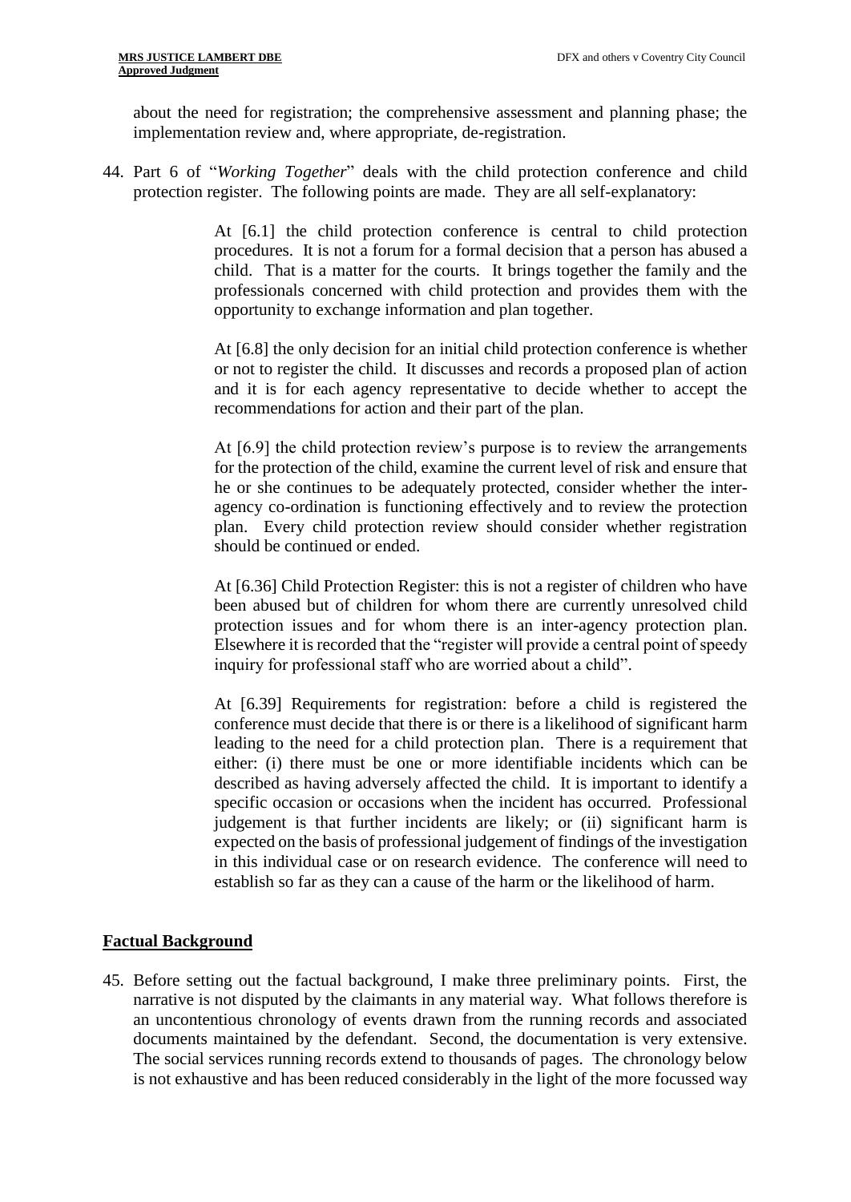about the need for registration; the comprehensive assessment and planning phase; the implementation review and, where appropriate, de-registration.

44. Part 6 of "*Working Together*" deals with the child protection conference and child protection register. The following points are made. They are all self-explanatory:

> At [6.1] the child protection conference is central to child protection procedures. It is not a forum for a formal decision that a person has abused a child. That is a matter for the courts. It brings together the family and the professionals concerned with child protection and provides them with the opportunity to exchange information and plan together.
>
> At [6.8] the only decision for an initial child protection conference is whether or not to register the child. It discusses and records a proposed plan of action and it is for each agency representative to decide whether to accept the recommendations for action and their part of the plan.
>
> At [6.9] the child protection review's purpose is to review the arrangements for the protection of the child, examine the current level of risk and ensure that he or she continues to be adequately protected, consider whether the inter-agency co-ordination is functioning effectively and to review the protection plan. Every child protection review should consider whether registration should be continued or ended.
>
> At [6.36] Child Protection Register: this is not a register of children who have been abused but of children for whom there are currently unresolved child protection issues and for whom there is an inter-agency protection plan. Elsewhere it is recorded that the "register will provide a central point of speedy inquiry for professional staff who are worried about a child".
>
> At [6.39] Requirements for registration: before a child is registered the conference must decide that there is or there is a likelihood of significant harm leading to the need for a child protection plan. There is a requirement that either: (i) there must be one or more identifiable incidents which can be described as having adversely affected the child. It is important to identify a specific occasion or occasions when the incident has occurred. Professional judgement is that further incidents are likely; or (ii) significant harm is expected on the basis of professional judgement of findings of the investigation in this individual case or on research evidence. The conference will need to establish so far as they can a cause of the harm or the likelihood of harm.

## Factual Background

45. Before setting out the factual background, I make three preliminary points. First, the narrative is not disputed by the claimants in any material way. What follows therefore is an uncontentious chronology of events drawn from the running records and associated documents maintained by the defendant. Second, the documentation is very extensive. The social services running records extend to thousands of pages. The chronology below is not exhaustive and has been reduced considerably in the light of the more focussed way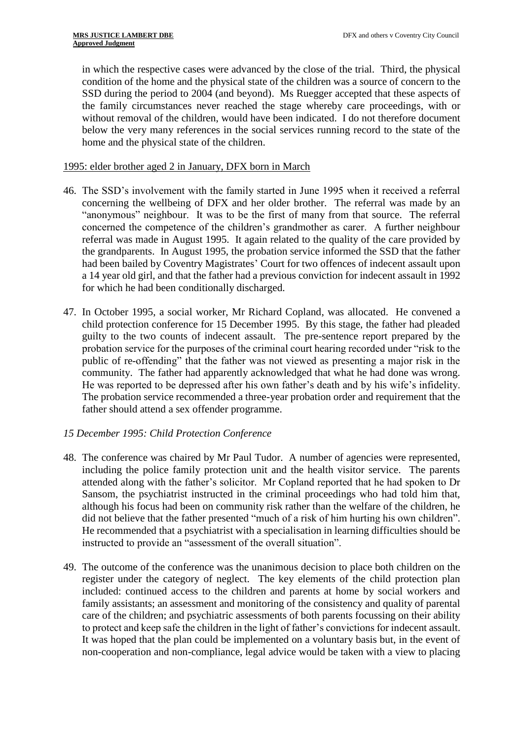in which the respective cases were advanced by the close of the trial. Third, the physical condition of the home and the physical state of the children was a source of concern to the SSD during the period to 2004 (and beyond). Ms Ruegger accepted that these aspects of the family circumstances never reached the stage whereby care proceedings, with or without removal of the children, would have been indicated. I do not therefore document below the very many references in the social services running record to the state of the home and the physical state of the children.

<u>1995: elder brother aged 2 in January, DFX born in March</u>

46. The SSD's involvement with the family started in June 1995 when it received a referral concerning the wellbeing of DFX and her older brother. The referral was made by an "anonymous" neighbour. It was to be the first of many from that source. The referral concerned the competence of the children's grandmother as carer. A further neighbour referral was made in August 1995. It again related to the quality of the care provided by the grandparents. In August 1995, the probation service informed the SSD that the father had been bailed by Coventry Magistrates' Court for two offences of indecent assault upon a 14 year old girl, and that the father had a previous conviction for indecent assault in 1992 for which he had been conditionally discharged.

47. In October 1995, a social worker, Mr Richard Copland, was allocated. He convened a child protection conference for 15 December 1995. By this stage, the father had pleaded guilty to the two counts of indecent assault. The pre-sentence report prepared by the probation service for the purposes of the criminal court hearing recorded under "risk to the public of re-offending" that the father was not viewed as presenting a major risk in the community. The father had apparently acknowledged that what he had done was wrong. He was reported to be depressed after his own father's death and by his wife's infidelity. The probation service recommended a three-year probation order and requirement that the father should attend a sex offender programme.

*15 December 1995: Child Protection Conference*

48. The conference was chaired by Mr Paul Tudor. A number of agencies were represented, including the police family protection unit and the health visitor service. The parents attended along with the father's solicitor. Mr Copland reported that he had spoken to Dr Sansom, the psychiatrist instructed in the criminal proceedings who had told him that, although his focus had been on community risk rather than the welfare of the children, he did not believe that the father presented "much of a risk of him hurting his own children". He recommended that a psychiatrist with a specialisation in learning difficulties should be instructed to provide an "assessment of the overall situation".

49. The outcome of the conference was the unanimous decision to place both children on the register under the category of neglect. The key elements of the child protection plan included: continued access to the children and parents at home by social workers and family assistants; an assessment and monitoring of the consistency and quality of parental care of the children; and psychiatric assessments of both parents focussing on their ability to protect and keep safe the children in the light of father's convictions for indecent assault. It was hoped that the plan could be implemented on a voluntary basis but, in the event of non-cooperation and non-compliance, legal advice would be taken with a view to placing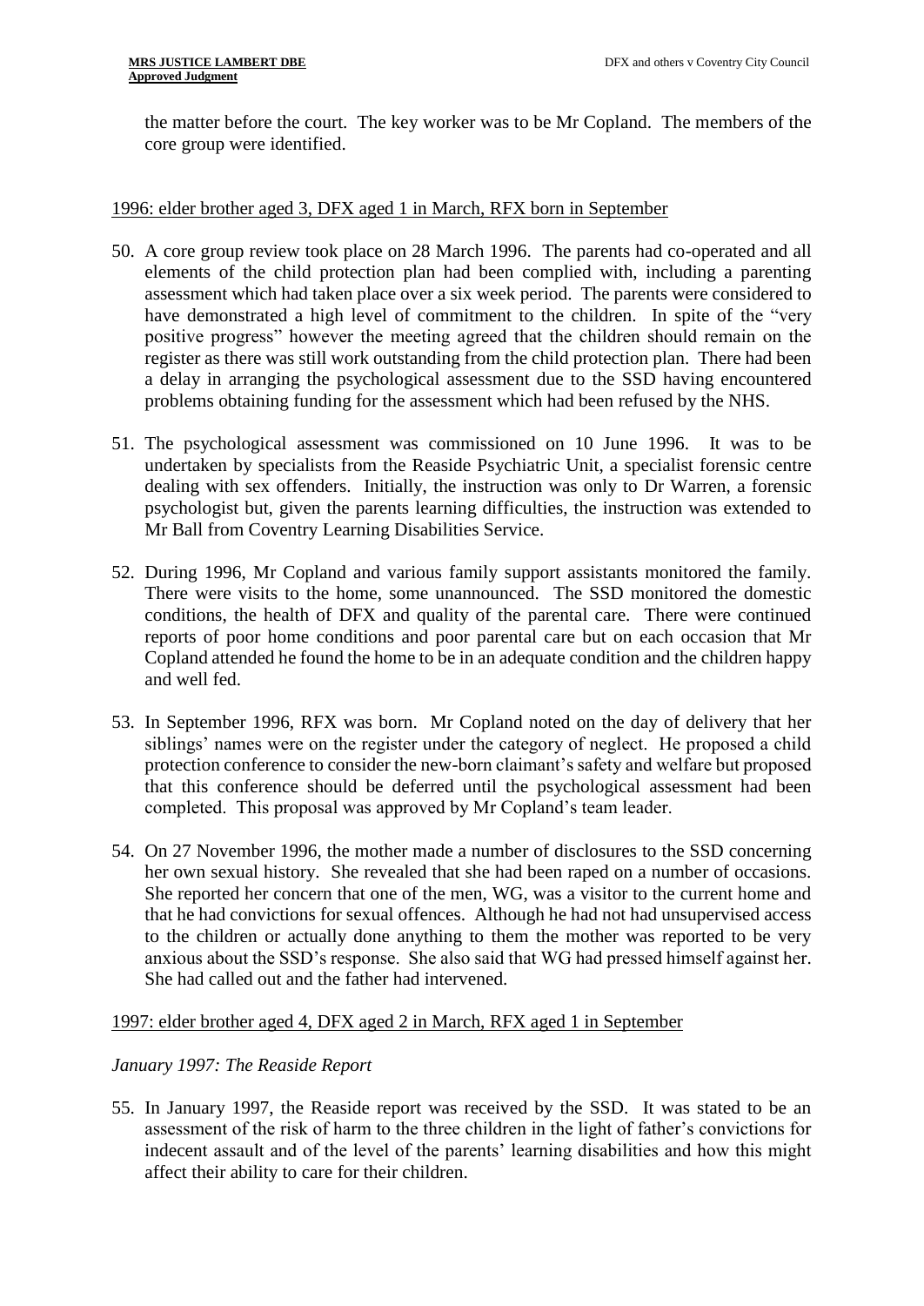the matter before the court. The key worker was to be Mr Copland. The members of the core group were identified.

1996: elder brother aged 3, DFX aged 1 in March, RFX born in September

50. A core group review took place on 28 March 1996. The parents had co-operated and all elements of the child protection plan had been complied with, including a parenting assessment which had taken place over a six week period. The parents were considered to have demonstrated a high level of commitment to the children. In spite of the "very positive progress" however the meeting agreed that the children should remain on the register as there was still work outstanding from the child protection plan. There had been a delay in arranging the psychological assessment due to the SSD having encountered problems obtaining funding for the assessment which had been refused by the NHS.

51. The psychological assessment was commissioned on 10 June 1996. It was to be undertaken by specialists from the Reaside Psychiatric Unit, a specialist forensic centre dealing with sex offenders. Initially, the instruction was only to Dr Warren, a forensic psychologist but, given the parents learning difficulties, the instruction was extended to Mr Ball from Coventry Learning Disabilities Service.

52. During 1996, Mr Copland and various family support assistants monitored the family. There were visits to the home, some unannounced. The SSD monitored the domestic conditions, the health of DFX and quality of the parental care. There were continued reports of poor home conditions and poor parental care but on each occasion that Mr Copland attended he found the home to be in an adequate condition and the children happy and well fed.

53. In September 1996, RFX was born. Mr Copland noted on the day of delivery that her siblings' names were on the register under the category of neglect. He proposed a child protection conference to consider the new-born claimant's safety and welfare but proposed that this conference should be deferred until the psychological assessment had been completed. This proposal was approved by Mr Copland's team leader.

54. On 27 November 1996, the mother made a number of disclosures to the SSD concerning her own sexual history. She revealed that she had been raped on a number of occasions. She reported her concern that one of the men, WG, was a visitor to the current home and that he had convictions for sexual offences. Although he had not had unsupervised access to the children or actually done anything to them the mother was reported to be very anxious about the SSD's response. She also said that WG had pressed himself against her. She had called out and the father had intervened.

1997: elder brother aged 4, DFX aged 2 in March, RFX aged 1 in September

*January 1997: The Reaside Report*

55. In January 1997, the Reaside report was received by the SSD. It was stated to be an assessment of the risk of harm to the three children in the light of father's convictions for indecent assault and of the level of the parents' learning disabilities and how this might affect their ability to care for their children.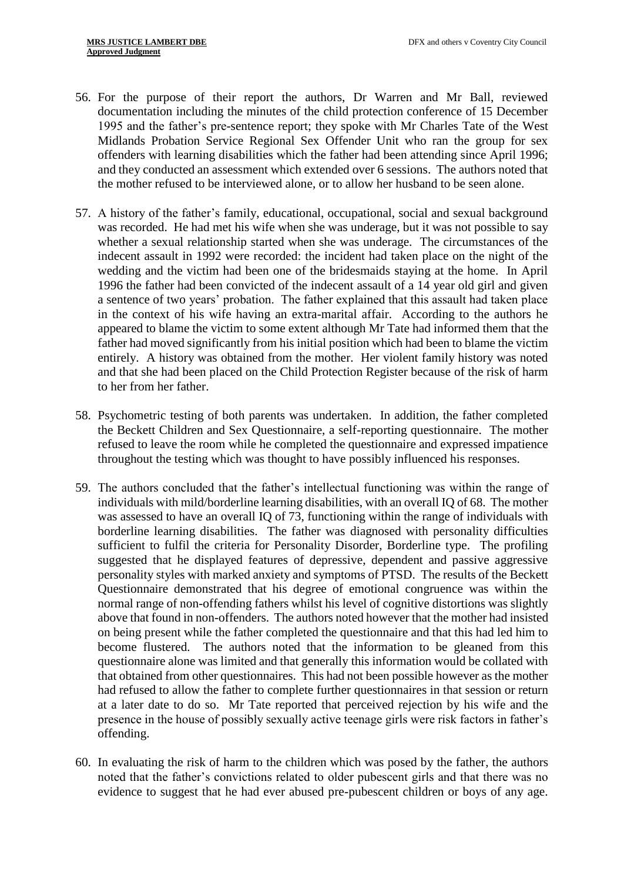56. For the purpose of their report the authors, Dr Warren and Mr Ball, reviewed documentation including the minutes of the child protection conference of 15 December 1995 and the father's pre-sentence report; they spoke with Mr Charles Tate of the West Midlands Probation Service Regional Sex Offender Unit who ran the group for sex offenders with learning disabilities which the father had been attending since April 1996; and they conducted an assessment which extended over 6 sessions. The authors noted that the mother refused to be interviewed alone, or to allow her husband to be seen alone.

57. A history of the father's family, educational, occupational, social and sexual background was recorded. He had met his wife when she was underage, but it was not possible to say whether a sexual relationship started when she was underage. The circumstances of the indecent assault in 1992 were recorded: the incident had taken place on the night of the wedding and the victim had been one of the bridesmaids staying at the home. In April 1996 the father had been convicted of the indecent assault of a 14 year old girl and given a sentence of two years' probation. The father explained that this assault had taken place in the context of his wife having an extra-marital affair. According to the authors he appeared to blame the victim to some extent although Mr Tate had informed them that the father had moved significantly from his initial position which had been to blame the victim entirely. A history was obtained from the mother. Her violent family history was noted and that she had been placed on the Child Protection Register because of the risk of harm to her from her father.

58. Psychometric testing of both parents was undertaken. In addition, the father completed the Beckett Children and Sex Questionnaire, a self-reporting questionnaire. The mother refused to leave the room while he completed the questionnaire and expressed impatience throughout the testing which was thought to have possibly influenced his responses.

59. The authors concluded that the father's intellectual functioning was within the range of individuals with mild/borderline learning disabilities, with an overall IQ of 68. The mother was assessed to have an overall IQ of 73, functioning within the range of individuals with borderline learning disabilities. The father was diagnosed with personality difficulties sufficient to fulfil the criteria for Personality Disorder, Borderline type. The profiling suggested that he displayed features of depressive, dependent and passive aggressive personality styles with marked anxiety and symptoms of PTSD. The results of the Beckett Questionnaire demonstrated that his degree of emotional congruence was within the normal range of non-offending fathers whilst his level of cognitive distortions was slightly above that found in non-offenders. The authors noted however that the mother had insisted on being present while the father completed the questionnaire and that this had led him to become flustered. The authors noted that the information to be gleaned from this questionnaire alone was limited and that generally this information would be collated with that obtained from other questionnaires. This had not been possible however as the mother had refused to allow the father to complete further questionnaires in that session or return at a later date to do so. Mr Tate reported that perceived rejection by his wife and the presence in the house of possibly sexually active teenage girls were risk factors in father's offending.

60. In evaluating the risk of harm to the children which was posed by the father, the authors noted that the father's convictions related to older pubescent girls and that there was no evidence to suggest that he had ever abused pre-pubescent children or boys of any age.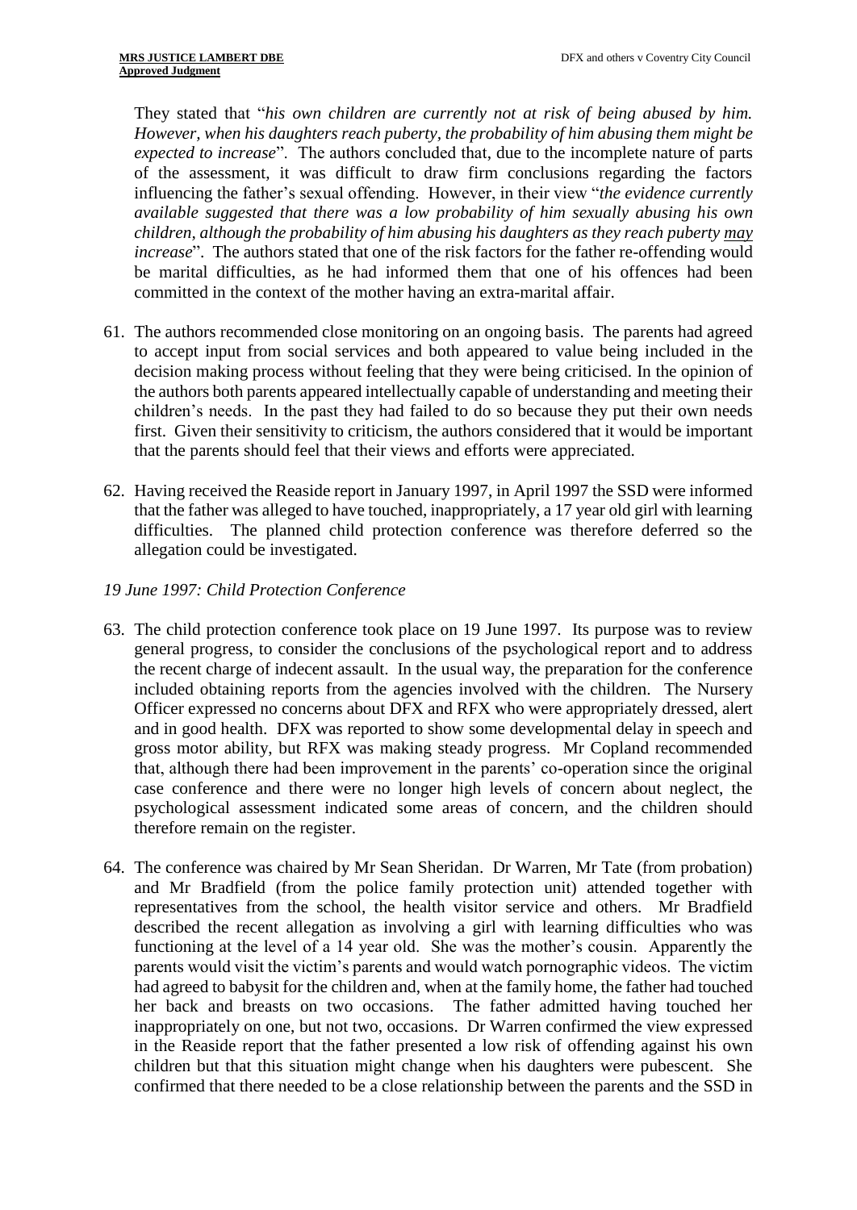They stated that "*his own children are currently not at risk of being abused by him. However, when his daughters reach puberty, the probability of him abusing them might be expected to increase*". The authors concluded that, due to the incomplete nature of parts of the assessment, it was difficult to draw firm conclusions regarding the factors influencing the father's sexual offending. However, in their view "*the evidence currently available suggested that there was a low probability of him sexually abusing his own children, although the probability of him abusing his daughters as they reach puberty <u>may</u> increase*". The authors stated that one of the risk factors for the father re-offending would be marital difficulties, as he had informed them that one of his offences had been committed in the context of the mother having an extra-marital affair.

61. The authors recommended close monitoring on an ongoing basis. The parents had agreed to accept input from social services and both appeared to value being included in the decision making process without feeling that they were being criticised. In the opinion of the authors both parents appeared intellectually capable of understanding and meeting their children's needs. In the past they had failed to do so because they put their own needs first. Given their sensitivity to criticism, the authors considered that it would be important that the parents should feel that their views and efforts were appreciated.

62. Having received the Reaside report in January 1997, in April 1997 the SSD were informed that the father was alleged to have touched, inappropriately, a 17 year old girl with learning difficulties. The planned child protection conference was therefore deferred so the allegation could be investigated.

*19 June 1997: Child Protection Conference*

63. The child protection conference took place on 19 June 1997. Its purpose was to review general progress, to consider the conclusions of the psychological report and to address the recent charge of indecent assault. In the usual way, the preparation for the conference included obtaining reports from the agencies involved with the children. The Nursery Officer expressed no concerns about DFX and RFX who were appropriately dressed, alert and in good health. DFX was reported to show some developmental delay in speech and gross motor ability, but RFX was making steady progress. Mr Copland recommended that, although there had been improvement in the parents' co-operation since the original case conference and there were no longer high levels of concern about neglect, the psychological assessment indicated some areas of concern, and the children should therefore remain on the register.

64. The conference was chaired by Mr Sean Sheridan. Dr Warren, Mr Tate (from probation) and Mr Bradfield (from the police family protection unit) attended together with representatives from the school, the health visitor service and others. Mr Bradfield described the recent allegation as involving a girl with learning difficulties who was functioning at the level of a 14 year old. She was the mother's cousin. Apparently the parents would visit the victim's parents and would watch pornographic videos. The victim had agreed to babysit for the children and, when at the family home, the father had touched her back and breasts on two occasions. The father admitted having touched her inappropriately on one, but not two, occasions. Dr Warren confirmed the view expressed in the Reaside report that the father presented a low risk of offending against his own children but that this situation might change when his daughters were pubescent. She confirmed that there needed to be a close relationship between the parents and the SSD in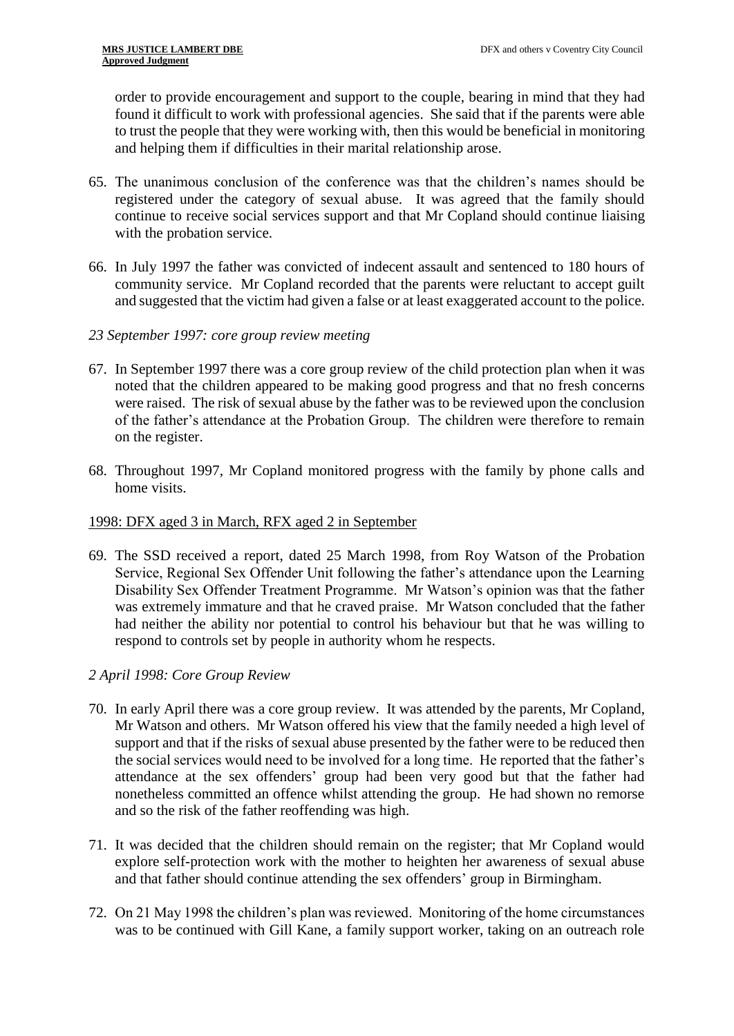order to provide encouragement and support to the couple, bearing in mind that they had found it difficult to work with professional agencies. She said that if the parents were able to trust the people that they were working with, then this would be beneficial in monitoring and helping them if difficulties in their marital relationship arose.

65. The unanimous conclusion of the conference was that the children's names should be registered under the category of sexual abuse. It was agreed that the family should continue to receive social services support and that Mr Copland should continue liaising with the probation service.

66. In July 1997 the father was convicted of indecent assault and sentenced to 180 hours of community service. Mr Copland recorded that the parents were reluctant to accept guilt and suggested that the victim had given a false or at least exaggerated account to the police.

*23 September 1997: core group review meeting*

67. In September 1997 there was a core group review of the child protection plan when it was noted that the children appeared to be making good progress and that no fresh concerns were raised. The risk of sexual abuse by the father was to be reviewed upon the conclusion of the father's attendance at the Probation Group. The children were therefore to remain on the register.

68. Throughout 1997, Mr Copland monitored progress with the family by phone calls and home visits.

<u>1998: DFX aged 3 in March, RFX aged 2 in September</u>

69. The SSD received a report, dated 25 March 1998, from Roy Watson of the Probation Service, Regional Sex Offender Unit following the father's attendance upon the Learning Disability Sex Offender Treatment Programme. Mr Watson's opinion was that the father was extremely immature and that he craved praise. Mr Watson concluded that the father had neither the ability nor potential to control his behaviour but that he was willing to respond to controls set by people in authority whom he respects.

*2 April 1998: Core Group Review*

70. In early April there was a core group review. It was attended by the parents, Mr Copland, Mr Watson and others. Mr Watson offered his view that the family needed a high level of support and that if the risks of sexual abuse presented by the father were to be reduced then the social services would need to be involved for a long time. He reported that the father's attendance at the sex offenders' group had been very good but that the father had nonetheless committed an offence whilst attending the group. He had shown no remorse and so the risk of the father reoffending was high.

71. It was decided that the children should remain on the register; that Mr Copland would explore self-protection work with the mother to heighten her awareness of sexual abuse and that father should continue attending the sex offenders' group in Birmingham.

72. On 21 May 1998 the children's plan was reviewed. Monitoring of the home circumstances was to be continued with Gill Kane, a family support worker, taking on an outreach role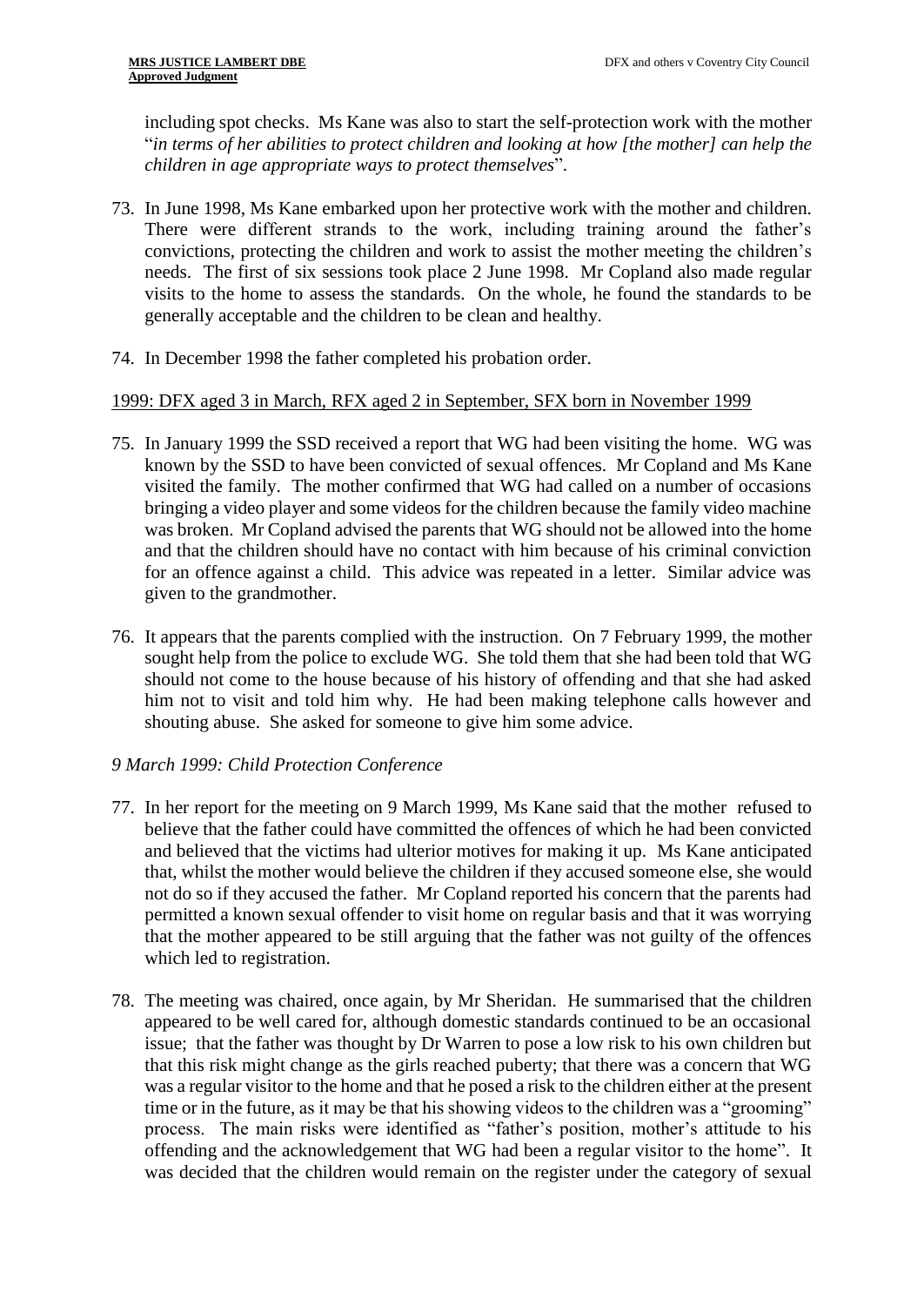including spot checks. Ms Kane was also to start the self-protection work with the mother "*in terms of her abilities to protect children and looking at how [the mother] can help the children in age appropriate ways to protect themselves*".

73. In June 1998, Ms Kane embarked upon her protective work with the mother and children. There were different strands to the work, including training around the father's convictions, protecting the children and work to assist the mother meeting the children's needs. The first of six sessions took place 2 June 1998. Mr Copland also made regular visits to the home to assess the standards. On the whole, he found the standards to be generally acceptable and the children to be clean and healthy.

74. In December 1998 the father completed his probation order.

<u>1999: DFX aged 3 in March, RFX aged 2 in September, SFX born in November 1999</u>

75. In January 1999 the SSD received a report that WG had been visiting the home. WG was known by the SSD to have been convicted of sexual offences. Mr Copland and Ms Kane visited the family. The mother confirmed that WG had called on a number of occasions bringing a video player and some videos for the children because the family video machine was broken. Mr Copland advised the parents that WG should not be allowed into the home and that the children should have no contact with him because of his criminal conviction for an offence against a child. This advice was repeated in a letter. Similar advice was given to the grandmother.

76. It appears that the parents complied with the instruction. On 7 February 1999, the mother sought help from the police to exclude WG. She told them that she had been told that WG should not come to the house because of his history of offending and that she had asked him not to visit and told him why. He had been making telephone calls however and shouting abuse. She asked for someone to give him some advice.

*9 March 1999: Child Protection Conference*

77. In her report for the meeting on 9 March 1999, Ms Kane said that the mother refused to believe that the father could have committed the offences of which he had been convicted and believed that the victims had ulterior motives for making it up. Ms Kane anticipated that, whilst the mother would believe the children if they accused someone else, she would not do so if they accused the father. Mr Copland reported his concern that the parents had permitted a known sexual offender to visit home on regular basis and that it was worrying that the mother appeared to be still arguing that the father was not guilty of the offences which led to registration.

78. The meeting was chaired, once again, by Mr Sheridan. He summarised that the children appeared to be well cared for, although domestic standards continued to be an occasional issue; that the father was thought by Dr Warren to pose a low risk to his own children but that this risk might change as the girls reached puberty; that there was a concern that WG was a regular visitor to the home and that he posed a risk to the children either at the present time or in the future, as it may be that his showing videos to the children was a "grooming" process. The main risks were identified as "father's position, mother's attitude to his offending and the acknowledgement that WG had been a regular visitor to the home". It was decided that the children would remain on the register under the category of sexual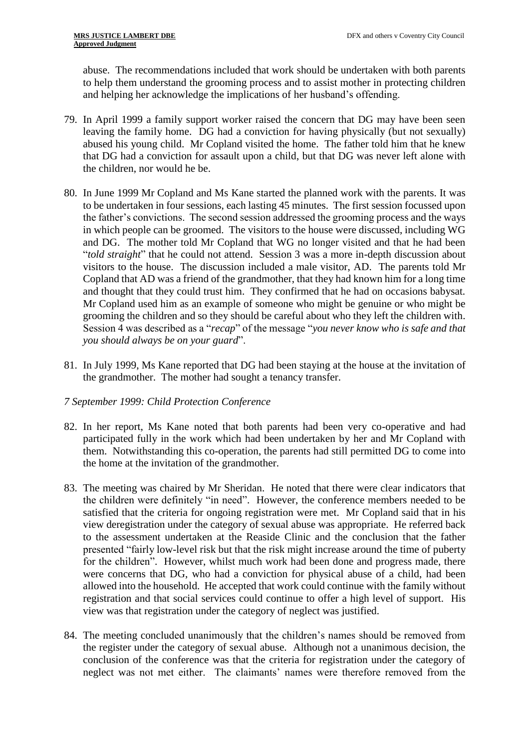abuse. The recommendations included that work should be undertaken with both parents to help them understand the grooming process and to assist mother in protecting children and helping her acknowledge the implications of her husband's offending.

79. In April 1999 a family support worker raised the concern that DG may have been seen leaving the family home. DG had a conviction for having physically (but not sexually) abused his young child. Mr Copland visited the home. The father told him that he knew that DG had a conviction for assault upon a child, but that DG was never left alone with the children, nor would he be.

80. In June 1999 Mr Copland and Ms Kane started the planned work with the parents. It was to be undertaken in four sessions, each lasting 45 minutes. The first session focussed upon the father's convictions. The second session addressed the grooming process and the ways in which people can be groomed. The visitors to the house were discussed, including WG and DG. The mother told Mr Copland that WG no longer visited and that he had been "*told straight*" that he could not attend. Session 3 was a more in-depth discussion about visitors to the house. The discussion included a male visitor, AD. The parents told Mr Copland that AD was a friend of the grandmother, that they had known him for a long time and thought that they could trust him. They confirmed that he had on occasions babysat. Mr Copland used him as an example of someone who might be genuine or who might be grooming the children and so they should be careful about who they left the children with. Session 4 was described as a "*recap*" of the message "*you never know who is safe and that you should always be on your guard*".

81. In July 1999, Ms Kane reported that DG had been staying at the house at the invitation of the grandmother. The mother had sought a tenancy transfer.

*7 September 1999: Child Protection Conference*

82. In her report, Ms Kane noted that both parents had been very co-operative and had participated fully in the work which had been undertaken by her and Mr Copland with them. Notwithstanding this co-operation, the parents had still permitted DG to come into the home at the invitation of the grandmother.

83. The meeting was chaired by Mr Sheridan. He noted that there were clear indicators that the children were definitely "in need". However, the conference members needed to be satisfied that the criteria for ongoing registration were met. Mr Copland said that in his view deregistration under the category of sexual abuse was appropriate. He referred back to the assessment undertaken at the Reaside Clinic and the conclusion that the father presented "fairly low-level risk but that the risk might increase around the time of puberty for the children". However, whilst much work had been done and progress made, there were concerns that DG, who had a conviction for physical abuse of a child, had been allowed into the household. He accepted that work could continue with the family without registration and that social services could continue to offer a high level of support. His view was that registration under the category of neglect was justified.

84. The meeting concluded unanimously that the children's names should be removed from the register under the category of sexual abuse. Although not a unanimous decision, the conclusion of the conference was that the criteria for registration under the category of neglect was not met either. The claimants' names were therefore removed from the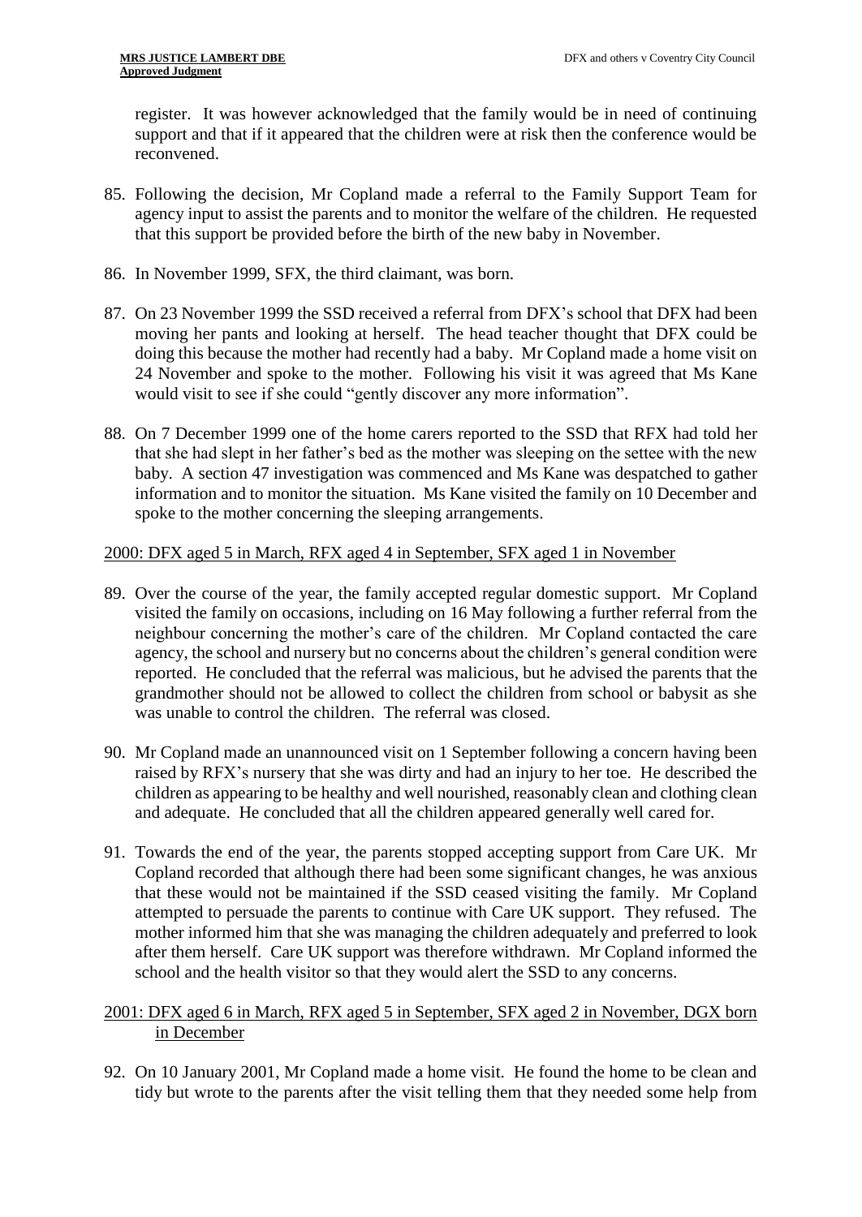register. It was however acknowledged that the family would be in need of continuing support and that if it appeared that the children were at risk then the conference would be reconvened.

85. Following the decision, Mr Copland made a referral to the Family Support Team for agency input to assist the parents and to monitor the welfare of the children. He requested that this support be provided before the birth of the new baby in November.

86. In November 1999, SFX, the third claimant, was born.

87. On 23 November 1999 the SSD received a referral from DFX's school that DFX had been moving her pants and looking at herself. The head teacher thought that DFX could be doing this because the mother had recently had a baby. Mr Copland made a home visit on 24 November and spoke to the mother. Following his visit it was agreed that Ms Kane would visit to see if she could "gently discover any more information".

88. On 7 December 1999 one of the home carers reported to the SSD that RFX had told her that she had slept in her father's bed as the mother was sleeping on the settee with the new baby. A section 47 investigation was commenced and Ms Kane was despatched to gather information and to monitor the situation. Ms Kane visited the family on 10 December and spoke to the mother concerning the sleeping arrangements.

<u>2000: DFX aged 5 in March, RFX aged 4 in September, SFX aged 1 in November</u>

89. Over the course of the year, the family accepted regular domestic support. Mr Copland visited the family on occasions, including on 16 May following a further referral from the neighbour concerning the mother's care of the children. Mr Copland contacted the care agency, the school and nursery but no concerns about the children's general condition were reported. He concluded that the referral was malicious, but he advised the parents that the grandmother should not be allowed to collect the children from school or babysit as she was unable to control the children. The referral was closed.

90. Mr Copland made an unannounced visit on 1 September following a concern having been raised by RFX's nursery that she was dirty and had an injury to her toe. He described the children as appearing to be healthy and well nourished, reasonably clean and clothing clean and adequate. He concluded that all the children appeared generally well cared for.

91. Towards the end of the year, the parents stopped accepting support from Care UK. Mr Copland recorded that although there had been some significant changes, he was anxious that these would not be maintained if the SSD ceased visiting the family. Mr Copland attempted to persuade the parents to continue with Care UK support. They refused. The mother informed him that she was managing the children adequately and preferred to look after them herself. Care UK support was therefore withdrawn. Mr Copland informed the school and the health visitor so that they would alert the SSD to any concerns.

<u>2001: DFX aged 6 in March, RFX aged 5 in September, SFX aged 2 in November, DGX born in December</u>

92. On 10 January 2001, Mr Copland made a home visit. He found the home to be clean and tidy but wrote to the parents after the visit telling them that they needed some help from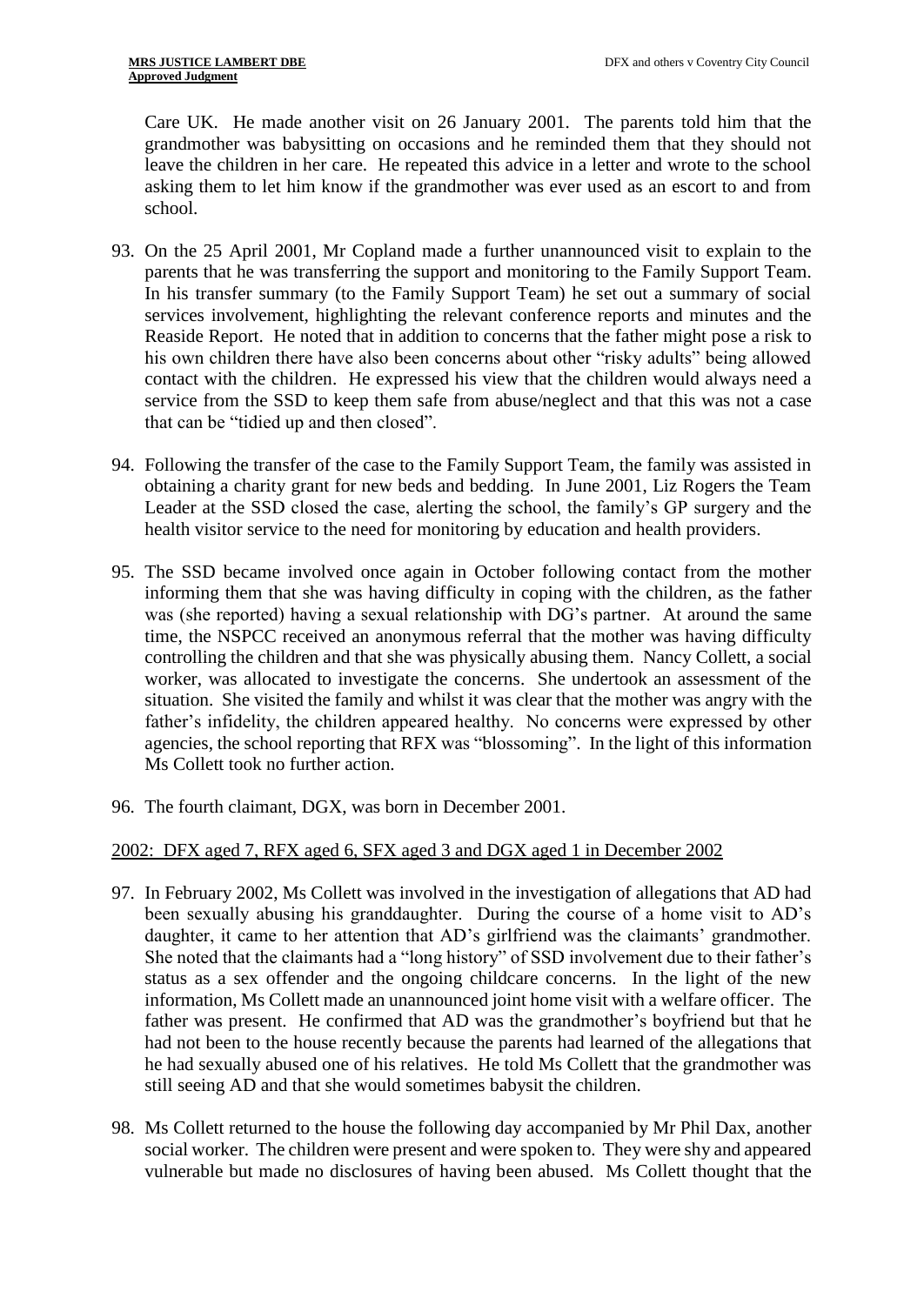Care UK. He made another visit on 26 January 2001. The parents told him that the grandmother was babysitting on occasions and he reminded them that they should not leave the children in her care. He repeated this advice in a letter and wrote to the school asking them to let him know if the grandmother was ever used as an escort to and from school.

93. On the 25 April 2001, Mr Copland made a further unannounced visit to explain to the parents that he was transferring the support and monitoring to the Family Support Team. In his transfer summary (to the Family Support Team) he set out a summary of social services involvement, highlighting the relevant conference reports and minutes and the Reaside Report. He noted that in addition to concerns that the father might pose a risk to his own children there have also been concerns about other "risky adults" being allowed contact with the children. He expressed his view that the children would always need a service from the SSD to keep them safe from abuse/neglect and that this was not a case that can be "tidied up and then closed".

94. Following the transfer of the case to the Family Support Team, the family was assisted in obtaining a charity grant for new beds and bedding. In June 2001, Liz Rogers the Team Leader at the SSD closed the case, alerting the school, the family's GP surgery and the health visitor service to the need for monitoring by education and health providers.

95. The SSD became involved once again in October following contact from the mother informing them that she was having difficulty in coping with the children, as the father was (she reported) having a sexual relationship with DG's partner. At around the same time, the NSPCC received an anonymous referral that the mother was having difficulty controlling the children and that she was physically abusing them. Nancy Collett, a social worker, was allocated to investigate the concerns. She undertook an assessment of the situation. She visited the family and whilst it was clear that the mother was angry with the father's infidelity, the children appeared healthy. No concerns were expressed by other agencies, the school reporting that RFX was "blossoming". In the light of this information Ms Collett took no further action.

96. The fourth claimant, DGX, was born in December 2001.

<u>2002: DFX aged 7, RFX aged 6, SFX aged 3 and DGX aged 1 in December 2002</u>

97. In February 2002, Ms Collett was involved in the investigation of allegations that AD had been sexually abusing his granddaughter. During the course of a home visit to AD's daughter, it came to her attention that AD's girlfriend was the claimants' grandmother. She noted that the claimants had a "long history" of SSD involvement due to their father's status as a sex offender and the ongoing childcare concerns. In the light of the new information, Ms Collett made an unannounced joint home visit with a welfare officer. The father was present. He confirmed that AD was the grandmother's boyfriend but that he had not been to the house recently because the parents had learned of the allegations that he had sexually abused one of his relatives. He told Ms Collett that the grandmother was still seeing AD and that she would sometimes babysit the children.

98. Ms Collett returned to the house the following day accompanied by Mr Phil Dax, another social worker. The children were present and were spoken to. They were shy and appeared vulnerable but made no disclosures of having been abused. Ms Collett thought that the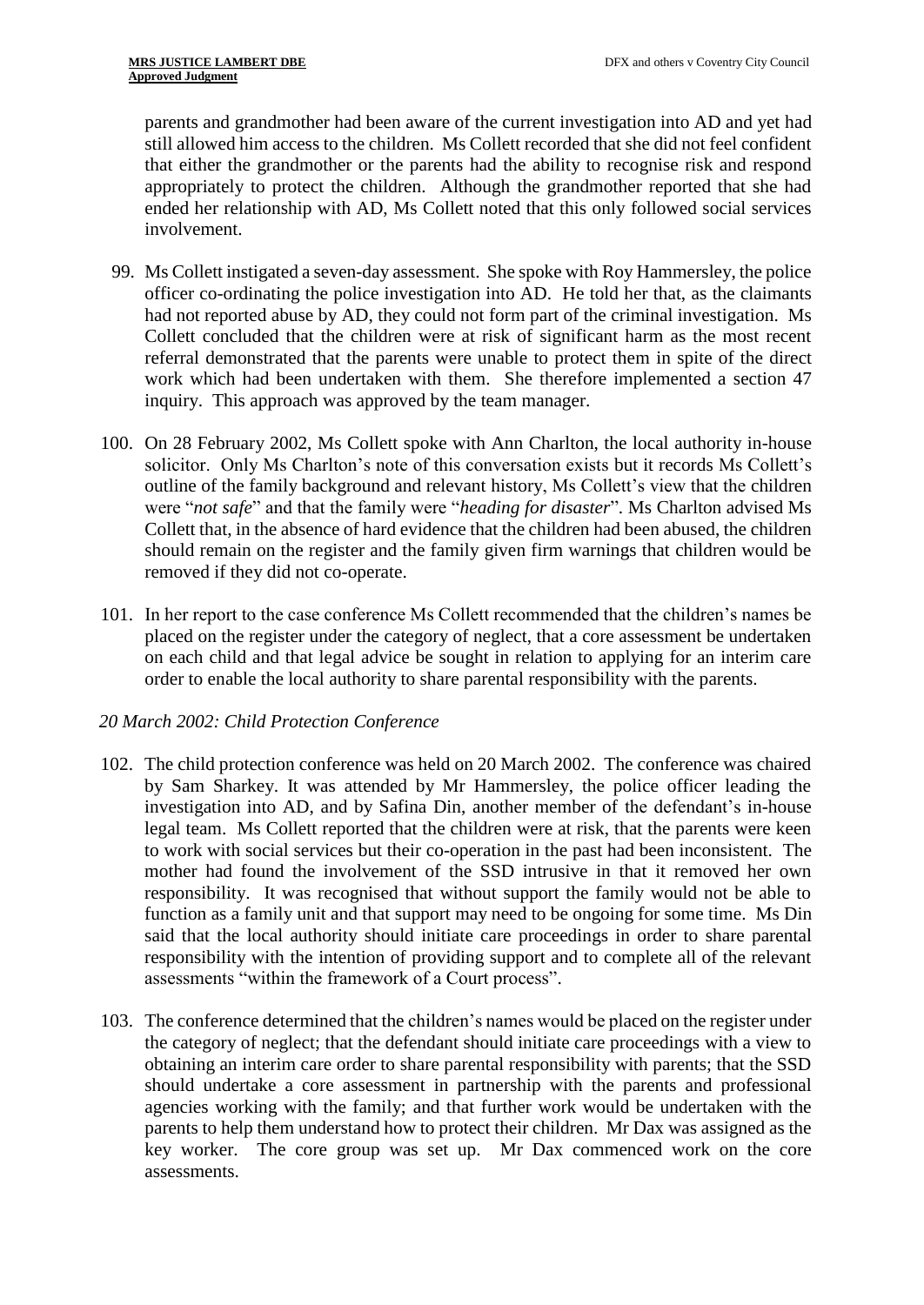parents and grandmother had been aware of the current investigation into AD and yet had still allowed him access to the children. Ms Collett recorded that she did not feel confident that either the grandmother or the parents had the ability to recognise risk and respond appropriately to protect the children. Although the grandmother reported that she had ended her relationship with AD, Ms Collett noted that this only followed social services involvement.

99. Ms Collett instigated a seven-day assessment. She spoke with Roy Hammersley, the police officer co-ordinating the police investigation into AD. He told her that, as the claimants had not reported abuse by AD, they could not form part of the criminal investigation. Ms Collett concluded that the children were at risk of significant harm as the most recent referral demonstrated that the parents were unable to protect them in spite of the direct work which had been undertaken with them. She therefore implemented a section 47 inquiry. This approach was approved by the team manager.

100. On 28 February 2002, Ms Collett spoke with Ann Charlton, the local authority in-house solicitor. Only Ms Charlton's note of this conversation exists but it records Ms Collett's outline of the family background and relevant history, Ms Collett's view that the children were "*not safe*" and that the family were "*heading for disaster*". Ms Charlton advised Ms Collett that, in the absence of hard evidence that the children had been abused, the children should remain on the register and the family given firm warnings that children would be removed if they did not co-operate.

101. In her report to the case conference Ms Collett recommended that the children's names be placed on the register under the category of neglect, that a core assessment be undertaken on each child and that legal advice be sought in relation to applying for an interim care order to enable the local authority to share parental responsibility with the parents.

*20 March 2002: Child Protection Conference*

102. The child protection conference was held on 20 March 2002. The conference was chaired by Sam Sharkey. It was attended by Mr Hammersley, the police officer leading the investigation into AD, and by Safina Din, another member of the defendant's in-house legal team. Ms Collett reported that the children were at risk, that the parents were keen to work with social services but their co-operation in the past had been inconsistent. The mother had found the involvement of the SSD intrusive in that it removed her own responsibility. It was recognised that without support the family would not be able to function as a family unit and that support may need to be ongoing for some time. Ms Din said that the local authority should initiate care proceedings in order to share parental responsibility with the intention of providing support and to complete all of the relevant assessments "within the framework of a Court process".

103. The conference determined that the children's names would be placed on the register under the category of neglect; that the defendant should initiate care proceedings with a view to obtaining an interim care order to share parental responsibility with parents; that the SSD should undertake a core assessment in partnership with the parents and professional agencies working with the family; and that further work would be undertaken with the parents to help them understand how to protect their children. Mr Dax was assigned as the key worker. The core group was set up. Mr Dax commenced work on the core assessments.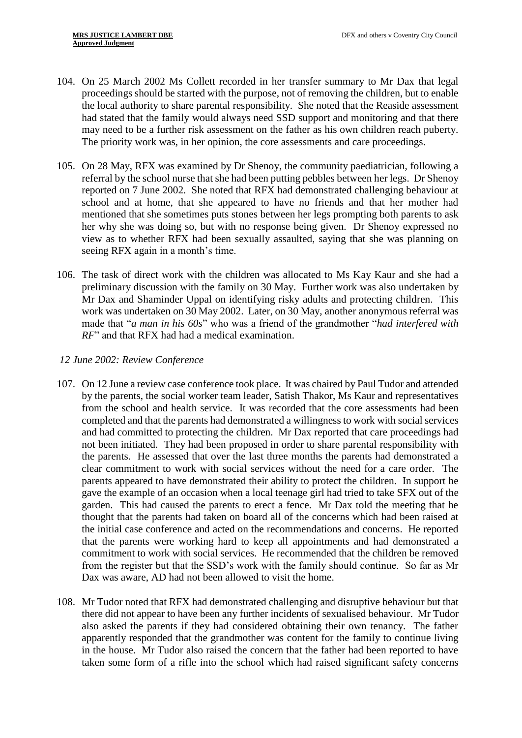104. On 25 March 2002 Ms Collett recorded in her transfer summary to Mr Dax that legal proceedings should be started with the purpose, not of removing the children, but to enable the local authority to share parental responsibility. She noted that the Reaside assessment had stated that the family would always need SSD support and monitoring and that there may need to be a further risk assessment on the father as his own children reach puberty. The priority work was, in her opinion, the core assessments and care proceedings.

105. On 28 May, RFX was examined by Dr Shenoy, the community paediatrician, following a referral by the school nurse that she had been putting pebbles between her legs. Dr Shenoy reported on 7 June 2002. She noted that RFX had demonstrated challenging behaviour at school and at home, that she appeared to have no friends and that her mother had mentioned that she sometimes puts stones between her legs prompting both parents to ask her why she was doing so, but with no response being given. Dr Shenoy expressed no view as to whether RFX had been sexually assaulted, saying that she was planning on seeing RFX again in a month's time.

106. The task of direct work with the children was allocated to Ms Kay Kaur and she had a preliminary discussion with the family on 30 May. Further work was also undertaken by Mr Dax and Shaminder Uppal on identifying risky adults and protecting children. This work was undertaken on 30 May 2002. Later, on 30 May, another anonymous referral was made that "*a man in his 60s*" who was a friend of the grandmother "*had interfered with RF*" and that RFX had had a medical examination.

*12 June 2002: Review Conference*

107. On 12 June a review case conference took place. It was chaired by Paul Tudor and attended by the parents, the social worker team leader, Satish Thakor, Ms Kaur and representatives from the school and health service. It was recorded that the core assessments had been completed and that the parents had demonstrated a willingness to work with social services and had committed to protecting the children. Mr Dax reported that care proceedings had not been initiated. They had been proposed in order to share parental responsibility with the parents. He assessed that over the last three months the parents had demonstrated a clear commitment to work with social services without the need for a care order. The parents appeared to have demonstrated their ability to protect the children. In support he gave the example of an occasion when a local teenage girl had tried to take SFX out of the garden. This had caused the parents to erect a fence. Mr Dax told the meeting that he thought that the parents had taken on board all of the concerns which had been raised at the initial case conference and acted on the recommendations and concerns. He reported that the parents were working hard to keep all appointments and had demonstrated a commitment to work with social services. He recommended that the children be removed from the register but that the SSD's work with the family should continue. So far as Mr Dax was aware, AD had not been allowed to visit the home.

108. Mr Tudor noted that RFX had demonstrated challenging and disruptive behaviour but that there did not appear to have been any further incidents of sexualised behaviour. Mr Tudor also asked the parents if they had considered obtaining their own tenancy. The father apparently responded that the grandmother was content for the family to continue living in the house. Mr Tudor also raised the concern that the father had been reported to have taken some form of a rifle into the school which had raised significant safety concerns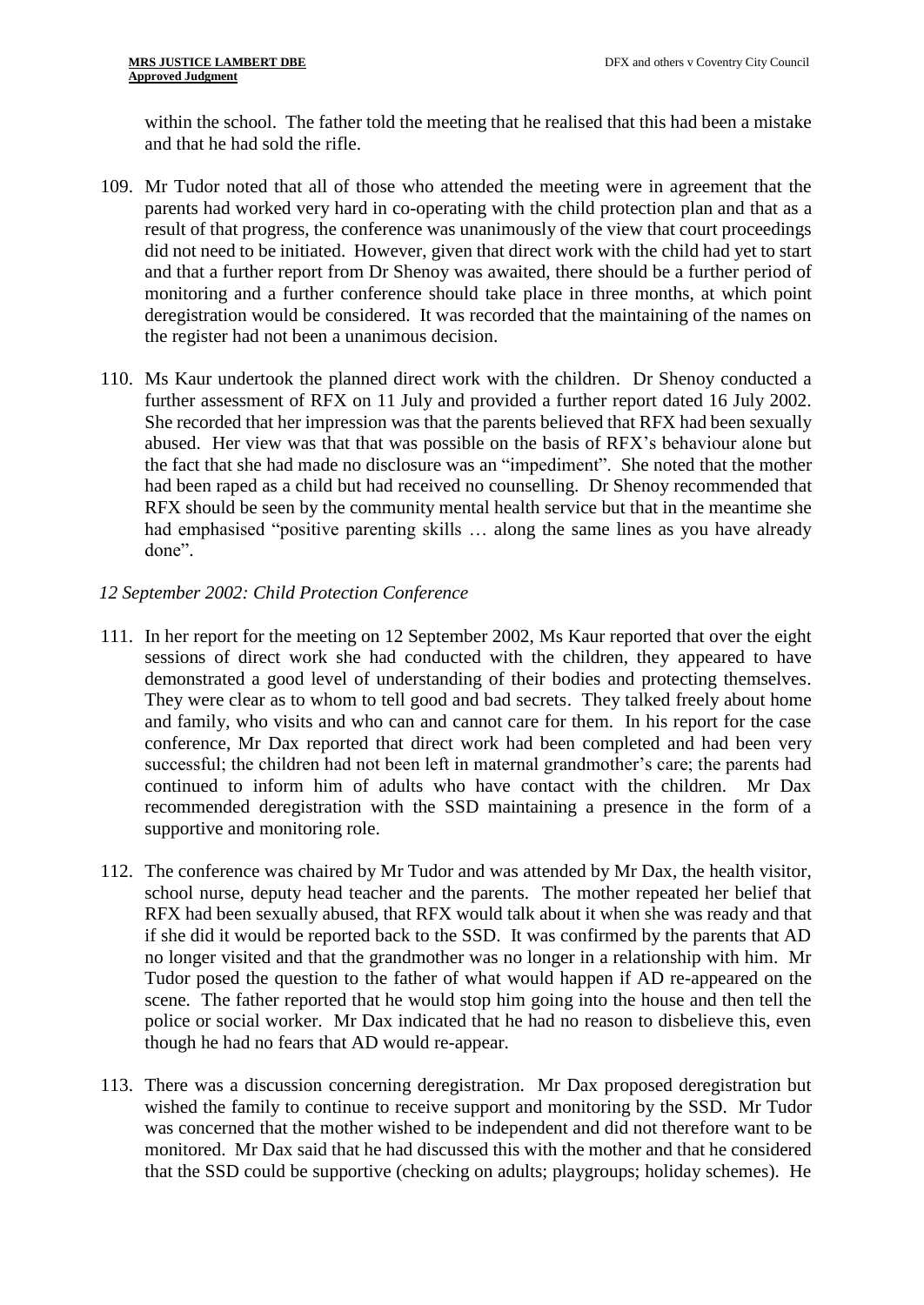within the school. The father told the meeting that he realised that this had been a mistake and that he had sold the rifle.

109. Mr Tudor noted that all of those who attended the meeting were in agreement that the parents had worked very hard in co-operating with the child protection plan and that as a result of that progress, the conference was unanimously of the view that court proceedings did not need to be initiated. However, given that direct work with the child had yet to start and that a further report from Dr Shenoy was awaited, there should be a further period of monitoring and a further conference should take place in three months, at which point deregistration would be considered. It was recorded that the maintaining of the names on the register had not been a unanimous decision.

110. Ms Kaur undertook the planned direct work with the children. Dr Shenoy conducted a further assessment of RFX on 11 July and provided a further report dated 16 July 2002. She recorded that her impression was that the parents believed that RFX had been sexually abused. Her view was that that was possible on the basis of RFX's behaviour alone but the fact that she had made no disclosure was an "impediment". She noted that the mother had been raped as a child but had received no counselling. Dr Shenoy recommended that RFX should be seen by the community mental health service but that in the meantime she had emphasised "positive parenting skills … along the same lines as you have already done".

*12 September 2002: Child Protection Conference*

111. In her report for the meeting on 12 September 2002, Ms Kaur reported that over the eight sessions of direct work she had conducted with the children, they appeared to have demonstrated a good level of understanding of their bodies and protecting themselves. They were clear as to whom to tell good and bad secrets. They talked freely about home and family, who visits and who can and cannot care for them. In his report for the case conference, Mr Dax reported that direct work had been completed and had been very successful; the children had not been left in maternal grandmother's care; the parents had continued to inform him of adults who have contact with the children. Mr Dax recommended deregistration with the SSD maintaining a presence in the form of a supportive and monitoring role.

112. The conference was chaired by Mr Tudor and was attended by Mr Dax, the health visitor, school nurse, deputy head teacher and the parents. The mother repeated her belief that RFX had been sexually abused, that RFX would talk about it when she was ready and that if she did it would be reported back to the SSD. It was confirmed by the parents that AD no longer visited and that the grandmother was no longer in a relationship with him. Mr Tudor posed the question to the father of what would happen if AD re-appeared on the scene. The father reported that he would stop him going into the house and then tell the police or social worker. Mr Dax indicated that he had no reason to disbelieve this, even though he had no fears that AD would re-appear.

113. There was a discussion concerning deregistration. Mr Dax proposed deregistration but wished the family to continue to receive support and monitoring by the SSD. Mr Tudor was concerned that the mother wished to be independent and did not therefore want to be monitored. Mr Dax said that he had discussed this with the mother and that he considered that the SSD could be supportive (checking on adults; playgroups; holiday schemes). He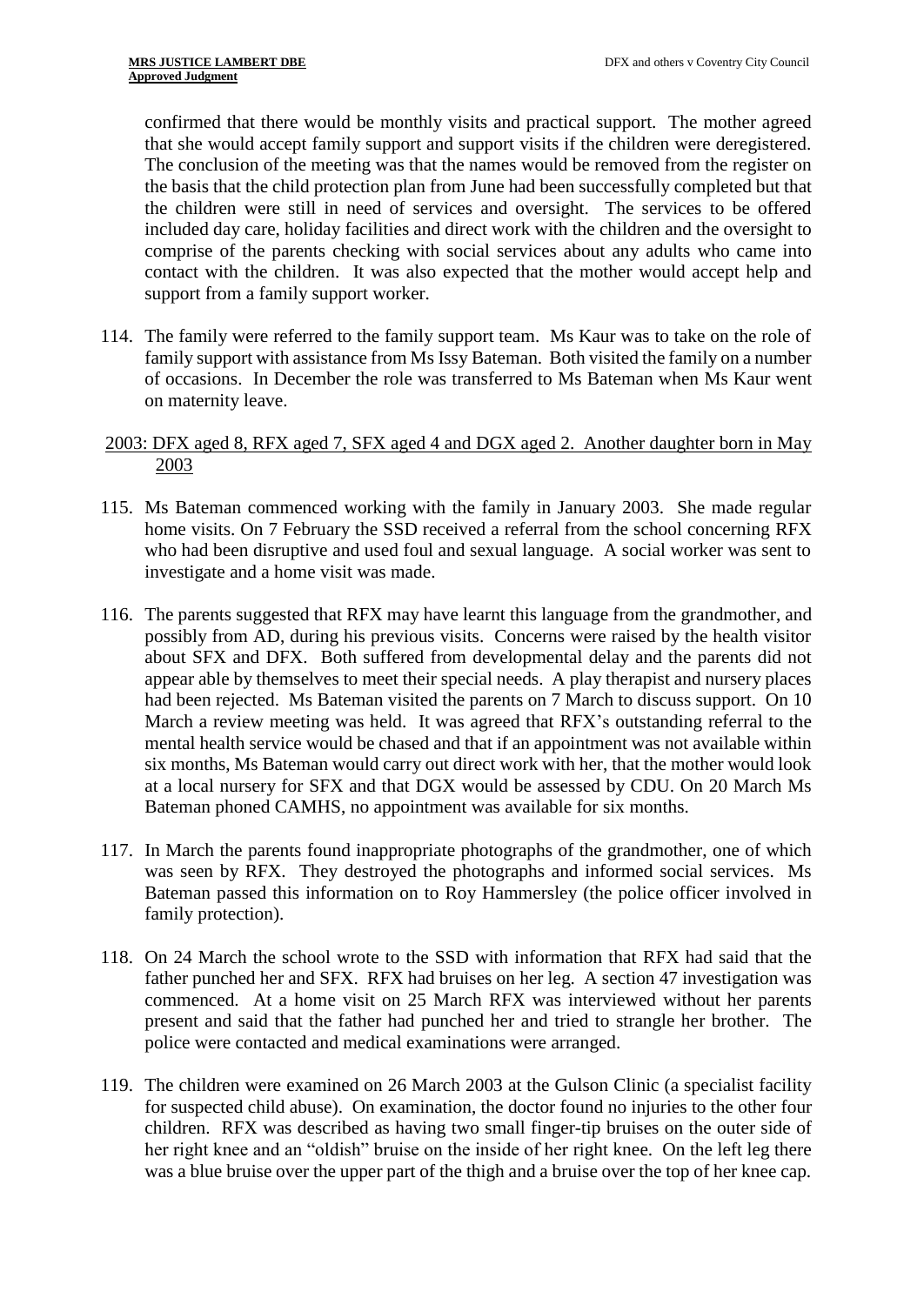confirmed that there would be monthly visits and practical support. The mother agreed that she would accept family support and support visits if the children were deregistered. The conclusion of the meeting was that the names would be removed from the register on the basis that the child protection plan from June had been successfully completed but that the children were still in need of services and oversight. The services to be offered included day care, holiday facilities and direct work with the children and the oversight to comprise of the parents checking with social services about any adults who came into contact with the children. It was also expected that the mother would accept help and support from a family support worker.

114. The family were referred to the family support team. Ms Kaur was to take on the role of family support with assistance from Ms Issy Bateman. Both visited the family on a number of occasions. In December the role was transferred to Ms Bateman when Ms Kaur went on maternity leave.

<u>2003: DFX aged 8, RFX aged 7, SFX aged 4 and DGX aged 2. Another daughter born in May 2003</u>

115. Ms Bateman commenced working with the family in January 2003. She made regular home visits. On 7 February the SSD received a referral from the school concerning RFX who had been disruptive and used foul and sexual language. A social worker was sent to investigate and a home visit was made.

116. The parents suggested that RFX may have learnt this language from the grandmother, and possibly from AD, during his previous visits. Concerns were raised by the health visitor about SFX and DFX. Both suffered from developmental delay and the parents did not appear able by themselves to meet their special needs. A play therapist and nursery places had been rejected. Ms Bateman visited the parents on 7 March to discuss support. On 10 March a review meeting was held. It was agreed that RFX's outstanding referral to the mental health service would be chased and that if an appointment was not available within six months, Ms Bateman would carry out direct work with her, that the mother would look at a local nursery for SFX and that DGX would be assessed by CDU. On 20 March Ms Bateman phoned CAMHS, no appointment was available for six months.

117. In March the parents found inappropriate photographs of the grandmother, one of which was seen by RFX. They destroyed the photographs and informed social services. Ms Bateman passed this information on to Roy Hammersley (the police officer involved in family protection).

118. On 24 March the school wrote to the SSD with information that RFX had said that the father punched her and SFX. RFX had bruises on her leg. A section 47 investigation was commenced. At a home visit on 25 March RFX was interviewed without her parents present and said that the father had punched her and tried to strangle her brother. The police were contacted and medical examinations were arranged.

119. The children were examined on 26 March 2003 at the Gulson Clinic (a specialist facility for suspected child abuse). On examination, the doctor found no injuries to the other four children. RFX was described as having two small finger-tip bruises on the outer side of her right knee and an "oldish" bruise on the inside of her right knee. On the left leg there was a blue bruise over the upper part of the thigh and a bruise over the top of her knee cap.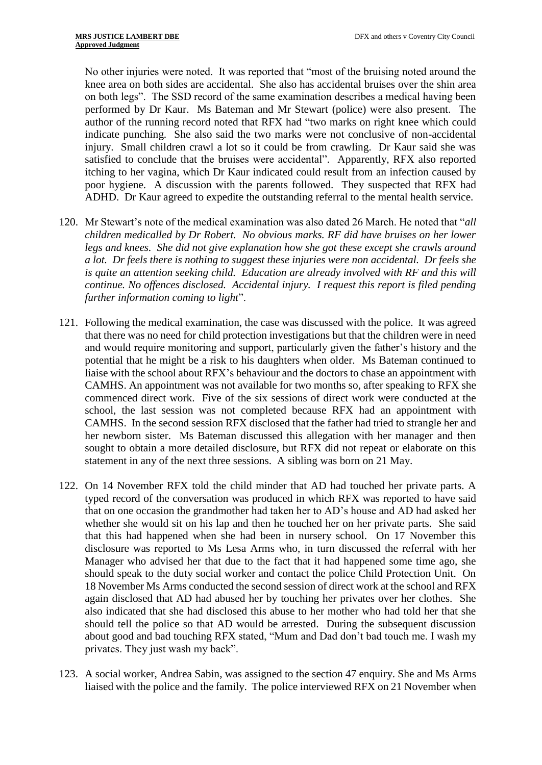No other injuries were noted. It was reported that "most of the bruising noted around the knee area on both sides are accidental. She also has accidental bruises over the shin area on both legs". The SSD record of the same examination describes a medical having been performed by Dr Kaur. Ms Bateman and Mr Stewart (police) were also present. The author of the running record noted that RFX had "two marks on right knee which could indicate punching. She also said the two marks were not conclusive of non-accidental injury. Small children crawl a lot so it could be from crawling. Dr Kaur said she was satisfied to conclude that the bruises were accidental". Apparently, RFX also reported itching to her vagina, which Dr Kaur indicated could result from an infection caused by poor hygiene. A discussion with the parents followed. They suspected that RFX had ADHD. Dr Kaur agreed to expedite the outstanding referral to the mental health service.

120. Mr Stewart's note of the medical examination was also dated 26 March. He noted that "*all children medicalled by Dr Robert. No obvious marks. RF did have bruises on her lower legs and knees. She did not give explanation how she got these except she crawls around a lot. Dr feels there is nothing to suggest these injuries were non accidental. Dr feels she is quite an attention seeking child. Education are already involved with RF and this will continue. No offences disclosed. Accidental injury. I request this report is filed pending further information coming to light*".

121. Following the medical examination, the case was discussed with the police. It was agreed that there was no need for child protection investigations but that the children were in need and would require monitoring and support, particularly given the father's history and the potential that he might be a risk to his daughters when older. Ms Bateman continued to liaise with the school about RFX's behaviour and the doctors to chase an appointment with CAMHS. An appointment was not available for two months so, after speaking to RFX she commenced direct work. Five of the six sessions of direct work were conducted at the school, the last session was not completed because RFX had an appointment with CAMHS. In the second session RFX disclosed that the father had tried to strangle her and her newborn sister. Ms Bateman discussed this allegation with her manager and then sought to obtain a more detailed disclosure, but RFX did not repeat or elaborate on this statement in any of the next three sessions. A sibling was born on 21 May.

122. On 14 November RFX told the child minder that AD had touched her private parts. A typed record of the conversation was produced in which RFX was reported to have said that on one occasion the grandmother had taken her to AD's house and AD had asked her whether she would sit on his lap and then he touched her on her private parts. She said that this had happened when she had been in nursery school. On 17 November this disclosure was reported to Ms Lesa Arms who, in turn discussed the referral with her Manager who advised her that due to the fact that it had happened some time ago, she should speak to the duty social worker and contact the police Child Protection Unit. On 18 November Ms Arms conducted the second session of direct work at the school and RFX again disclosed that AD had abused her by touching her privates over her clothes. She also indicated that she had disclosed this abuse to her mother who had told her that she should tell the police so that AD would be arrested. During the subsequent discussion about good and bad touching RFX stated, "Mum and Dad don't bad touch me. I wash my privates. They just wash my back".

123. A social worker, Andrea Sabin, was assigned to the section 47 enquiry. She and Ms Arms liaised with the police and the family. The police interviewed RFX on 21 November when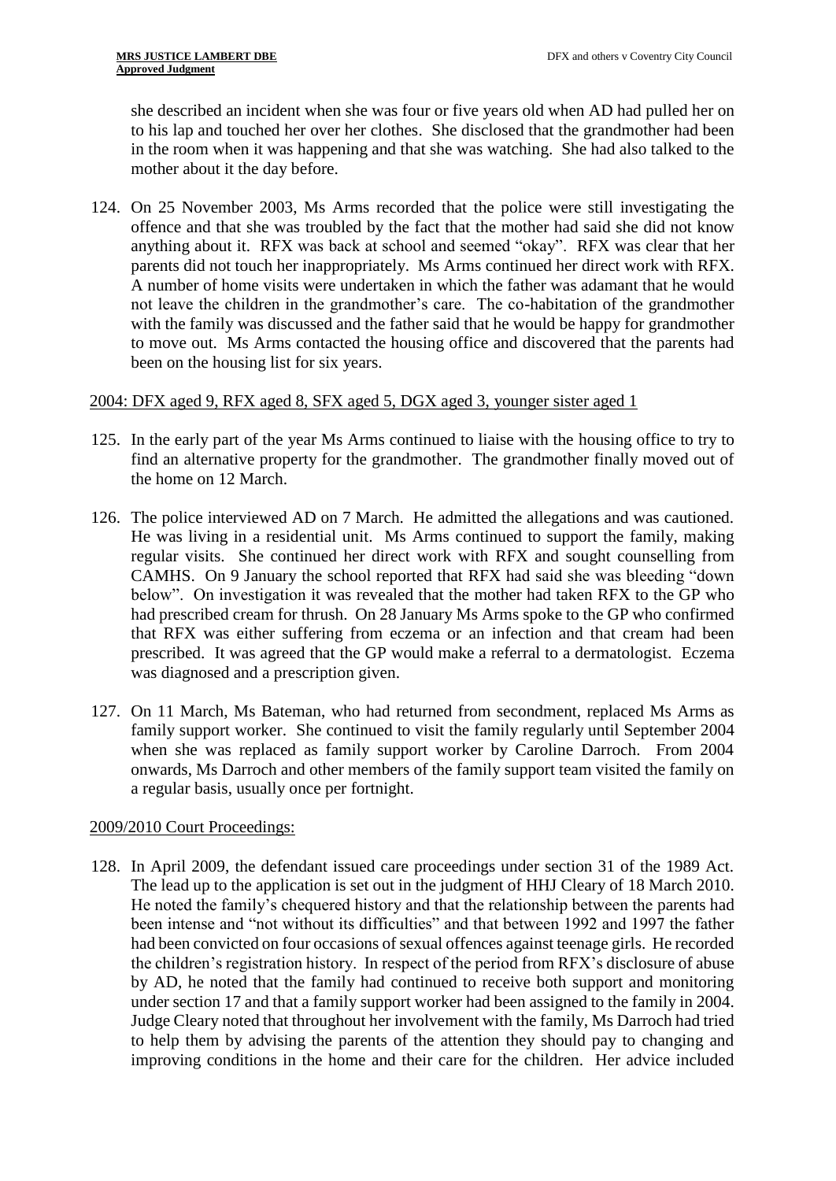she described an incident when she was four or five years old when AD had pulled her on to his lap and touched her over her clothes. She disclosed that the grandmother had been in the room when it was happening and that she was watching. She had also talked to the mother about it the day before.

124. On 25 November 2003, Ms Arms recorded that the police were still investigating the offence and that she was troubled by the fact that the mother had said she did not know anything about it. RFX was back at school and seemed "okay". RFX was clear that her parents did not touch her inappropriately. Ms Arms continued her direct work with RFX. A number of home visits were undertaken in which the father was adamant that he would not leave the children in the grandmother's care. The co-habitation of the grandmother with the family was discussed and the father said that he would be happy for grandmother to move out. Ms Arms contacted the housing office and discovered that the parents had been on the housing list for six years.

<u>2004: DFX aged 9, RFX aged 8, SFX aged 5, DGX aged 3, younger sister aged 1</u>

125. In the early part of the year Ms Arms continued to liaise with the housing office to try to find an alternative property for the grandmother. The grandmother finally moved out of the home on 12 March.

126. The police interviewed AD on 7 March. He admitted the allegations and was cautioned. He was living in a residential unit. Ms Arms continued to support the family, making regular visits. She continued her direct work with RFX and sought counselling from CAMHS. On 9 January the school reported that RFX had said she was bleeding "down below". On investigation it was revealed that the mother had taken RFX to the GP who had prescribed cream for thrush. On 28 January Ms Arms spoke to the GP who confirmed that RFX was either suffering from eczema or an infection and that cream had been prescribed. It was agreed that the GP would make a referral to a dermatologist. Eczema was diagnosed and a prescription given.

127. On 11 March, Ms Bateman, who had returned from secondment, replaced Ms Arms as family support worker. She continued to visit the family regularly until September 2004 when she was replaced as family support worker by Caroline Darroch. From 2004 onwards, Ms Darroch and other members of the family support team visited the family on a regular basis, usually once per fortnight.

<u>2009/2010 Court Proceedings:</u>

128. In April 2009, the defendant issued care proceedings under section 31 of the 1989 Act. The lead up to the application is set out in the judgment of HHJ Cleary of 18 March 2010. He noted the family's chequered history and that the relationship between the parents had been intense and "not without its difficulties" and that between 1992 and 1997 the father had been convicted on four occasions of sexual offences against teenage girls. He recorded the children's registration history. In respect of the period from RFX's disclosure of abuse by AD, he noted that the family had continued to receive both support and monitoring under section 17 and that a family support worker had been assigned to the family in 2004. Judge Cleary noted that throughout her involvement with the family, Ms Darroch had tried to help them by advising the parents of the attention they should pay to changing and improving conditions in the home and their care for the children. Her advice included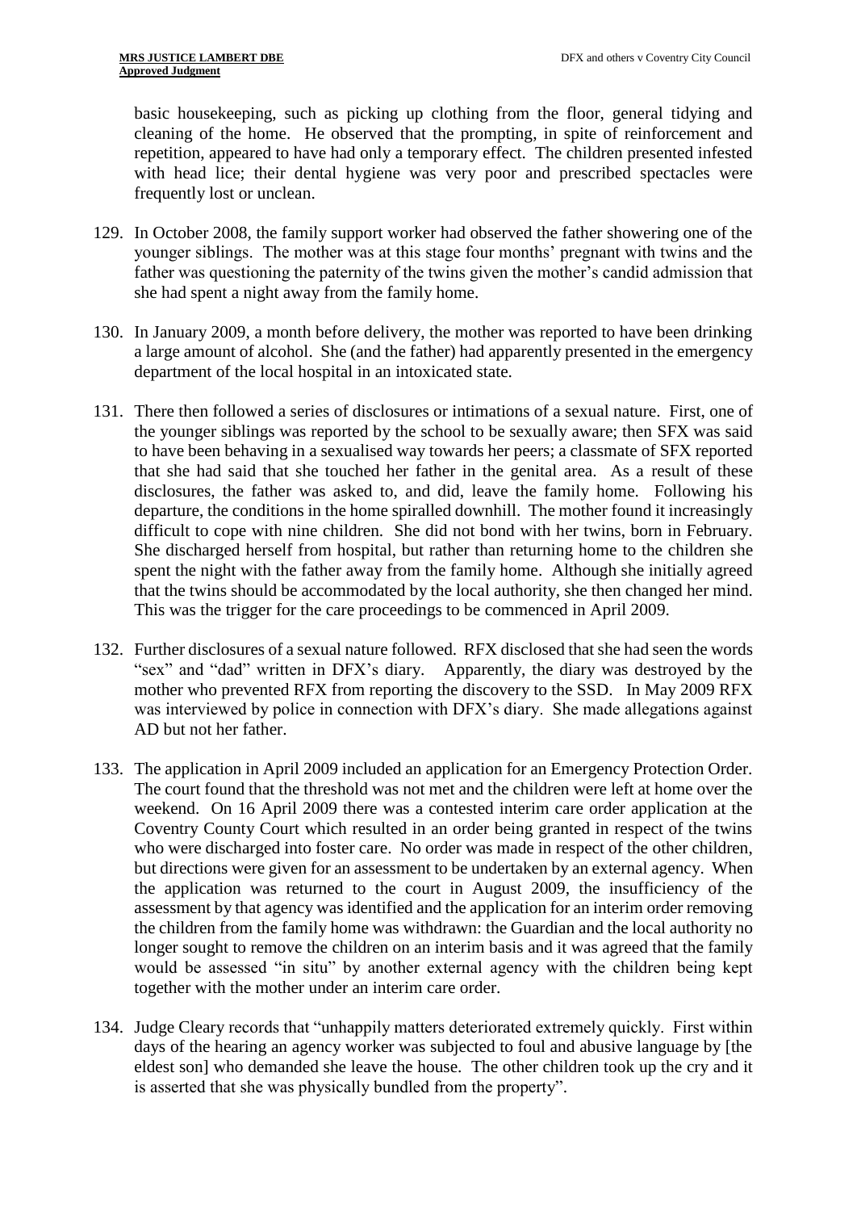basic housekeeping, such as picking up clothing from the floor, general tidying and cleaning of the home. He observed that the prompting, in spite of reinforcement and repetition, appeared to have had only a temporary effect. The children presented infested with head lice; their dental hygiene was very poor and prescribed spectacles were frequently lost or unclean.

129. In October 2008, the family support worker had observed the father showering one of the younger siblings. The mother was at this stage four months' pregnant with twins and the father was questioning the paternity of the twins given the mother's candid admission that she had spent a night away from the family home.

130. In January 2009, a month before delivery, the mother was reported to have been drinking a large amount of alcohol. She (and the father) had apparently presented in the emergency department of the local hospital in an intoxicated state.

131. There then followed a series of disclosures or intimations of a sexual nature. First, one of the younger siblings was reported by the school to be sexually aware; then SFX was said to have been behaving in a sexualised way towards her peers; a classmate of SFX reported that she had said that she touched her father in the genital area. As a result of these disclosures, the father was asked to, and did, leave the family home. Following his departure, the conditions in the home spiralled downhill. The mother found it increasingly difficult to cope with nine children. She did not bond with her twins, born in February. She discharged herself from hospital, but rather than returning home to the children she spent the night with the father away from the family home. Although she initially agreed that the twins should be accommodated by the local authority, she then changed her mind. This was the trigger for the care proceedings to be commenced in April 2009.

132. Further disclosures of a sexual nature followed. RFX disclosed that she had seen the words "sex" and "dad" written in DFX's diary. Apparently, the diary was destroyed by the mother who prevented RFX from reporting the discovery to the SSD. In May 2009 RFX was interviewed by police in connection with DFX's diary. She made allegations against AD but not her father.

133. The application in April 2009 included an application for an Emergency Protection Order. The court found that the threshold was not met and the children were left at home over the weekend. On 16 April 2009 there was a contested interim care order application at the Coventry County Court which resulted in an order being granted in respect of the twins who were discharged into foster care. No order was made in respect of the other children, but directions were given for an assessment to be undertaken by an external agency. When the application was returned to the court in August 2009, the insufficiency of the assessment by that agency was identified and the application for an interim order removing the children from the family home was withdrawn: the Guardian and the local authority no longer sought to remove the children on an interim basis and it was agreed that the family would be assessed "in situ" by another external agency with the children being kept together with the mother under an interim care order.

134. Judge Cleary records that "unhappily matters deteriorated extremely quickly. First within days of the hearing an agency worker was subjected to foul and abusive language by [the eldest son] who demanded she leave the house. The other children took up the cry and it is asserted that she was physically bundled from the property".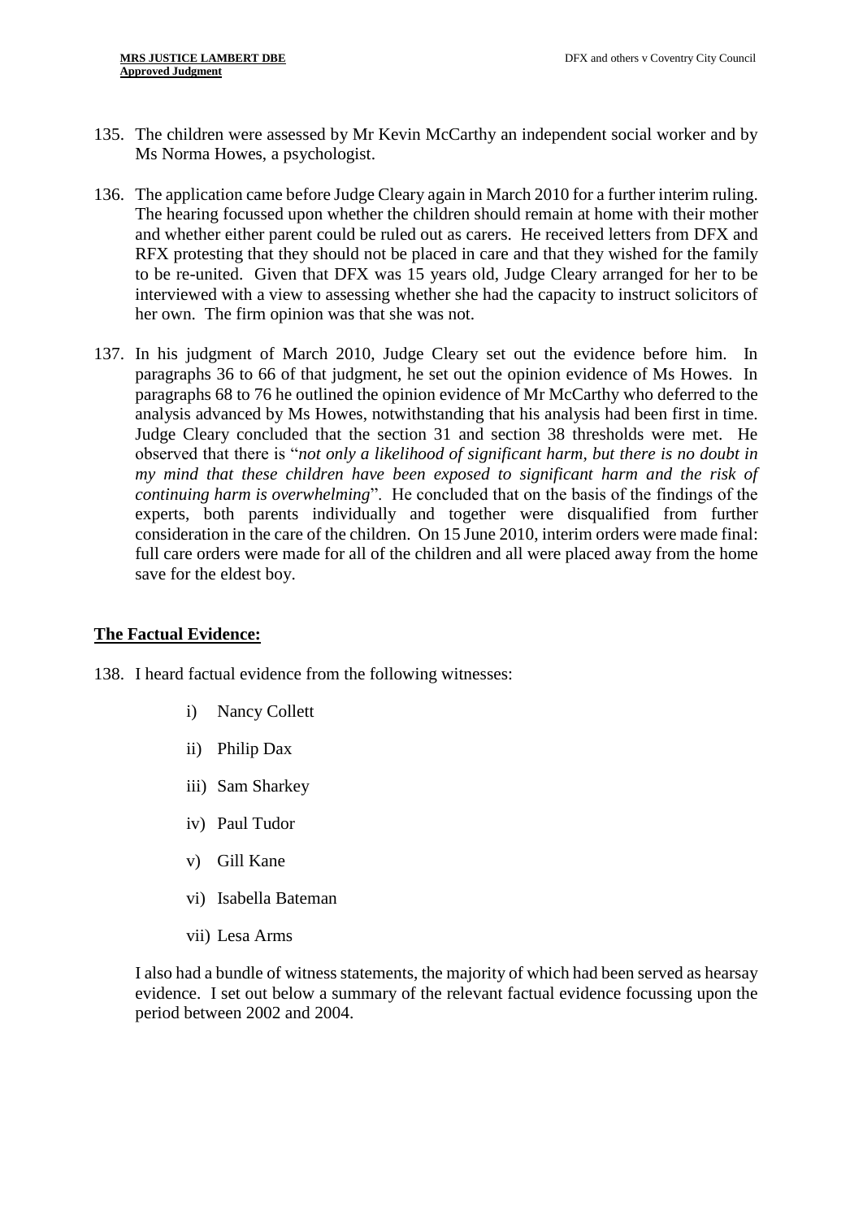135. The children were assessed by Mr Kevin McCarthy an independent social worker and by Ms Norma Howes, a psychologist.

136. The application came before Judge Cleary again in March 2010 for a further interim ruling. The hearing focussed upon whether the children should remain at home with their mother and whether either parent could be ruled out as carers. He received letters from DFX and RFX protesting that they should not be placed in care and that they wished for the family to be re-united. Given that DFX was 15 years old, Judge Cleary arranged for her to be interviewed with a view to assessing whether she had the capacity to instruct solicitors of her own. The firm opinion was that she was not.

137. In his judgment of March 2010, Judge Cleary set out the evidence before him. In paragraphs 36 to 66 of that judgment, he set out the opinion evidence of Ms Howes. In paragraphs 68 to 76 he outlined the opinion evidence of Mr McCarthy who deferred to the analysis advanced by Ms Howes, notwithstanding that his analysis had been first in time. Judge Cleary concluded that the section 31 and section 38 thresholds were met. He observed that there is "*not only a likelihood of significant harm, but there is no doubt in my mind that these children have been exposed to significant harm and the risk of continuing harm is overwhelming*". He concluded that on the basis of the findings of the experts, both parents individually and together were disqualified from further consideration in the care of the children. On 15 June 2010, interim orders were made final: full care orders were made for all of the children and all were placed away from the home save for the eldest boy.

## The Factual Evidence:

138. I heard factual evidence from the following witnesses:

    i) Nancy Collett

    ii) Philip Dax

    iii) Sam Sharkey

    iv) Paul Tudor

    v) Gill Kane

    vi) Isabella Bateman

    vii) Lesa Arms

    I also had a bundle of witness statements, the majority of which had been served as hearsay evidence. I set out below a summary of the relevant factual evidence focussing upon the period between 2002 and 2004.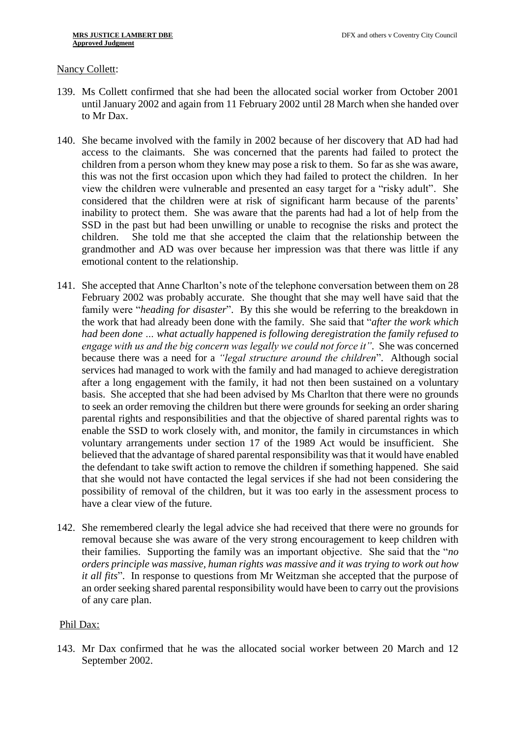Nancy Collett:

139. Ms Collett confirmed that she had been the allocated social worker from October 2001 until January 2002 and again from 11 February 2002 until 28 March when she handed over to Mr Dax.

140. She became involved with the family in 2002 because of her discovery that AD had had access to the claimants. She was concerned that the parents had failed to protect the children from a person whom they knew may pose a risk to them. So far as she was aware, this was not the first occasion upon which they had failed to protect the children. In her view the children were vulnerable and presented an easy target for a "risky adult". She considered that the children were at risk of significant harm because of the parents' inability to protect them. She was aware that the parents had had a lot of help from the SSD in the past but had been unwilling or unable to recognise the risks and protect the children. She told me that she accepted the claim that the relationship between the grandmother and AD was over because her impression was that there was little if any emotional content to the relationship.

141. She accepted that Anne Charlton's note of the telephone conversation between them on 28 February 2002 was probably accurate. She thought that she may well have said that the family were "*heading for disaster*". By this she would be referring to the breakdown in the work that had already been done with the family. She said that "*after the work which had been done … what actually happened is following deregistration the family refused to engage with us and the big concern was legally we could not force it"*. She was concerned because there was a need for a *"legal structure around the children*". Although social services had managed to work with the family and had managed to achieve deregistration after a long engagement with the family, it had not then been sustained on a voluntary basis. She accepted that she had been advised by Ms Charlton that there were no grounds to seek an order removing the children but there were grounds for seeking an order sharing parental rights and responsibilities and that the objective of shared parental rights was to enable the SSD to work closely with, and monitor, the family in circumstances in which voluntary arrangements under section 17 of the 1989 Act would be insufficient. She believed that the advantage of shared parental responsibility was that it would have enabled the defendant to take swift action to remove the children if something happened. She said that she would not have contacted the legal services if she had not been considering the possibility of removal of the children, but it was too early in the assessment process to have a clear view of the future.

142. She remembered clearly the legal advice she had received that there were no grounds for removal because she was aware of the very strong encouragement to keep children with their families. Supporting the family was an important objective. She said that the "*no orders principle was massive, human rights was massive and it was trying to work out how it all fits*". In response to questions from Mr Weitzman she accepted that the purpose of an order seeking shared parental responsibility would have been to carry out the provisions of any care plan.

Phil Dax:

143. Mr Dax confirmed that he was the allocated social worker between 20 March and 12 September 2002.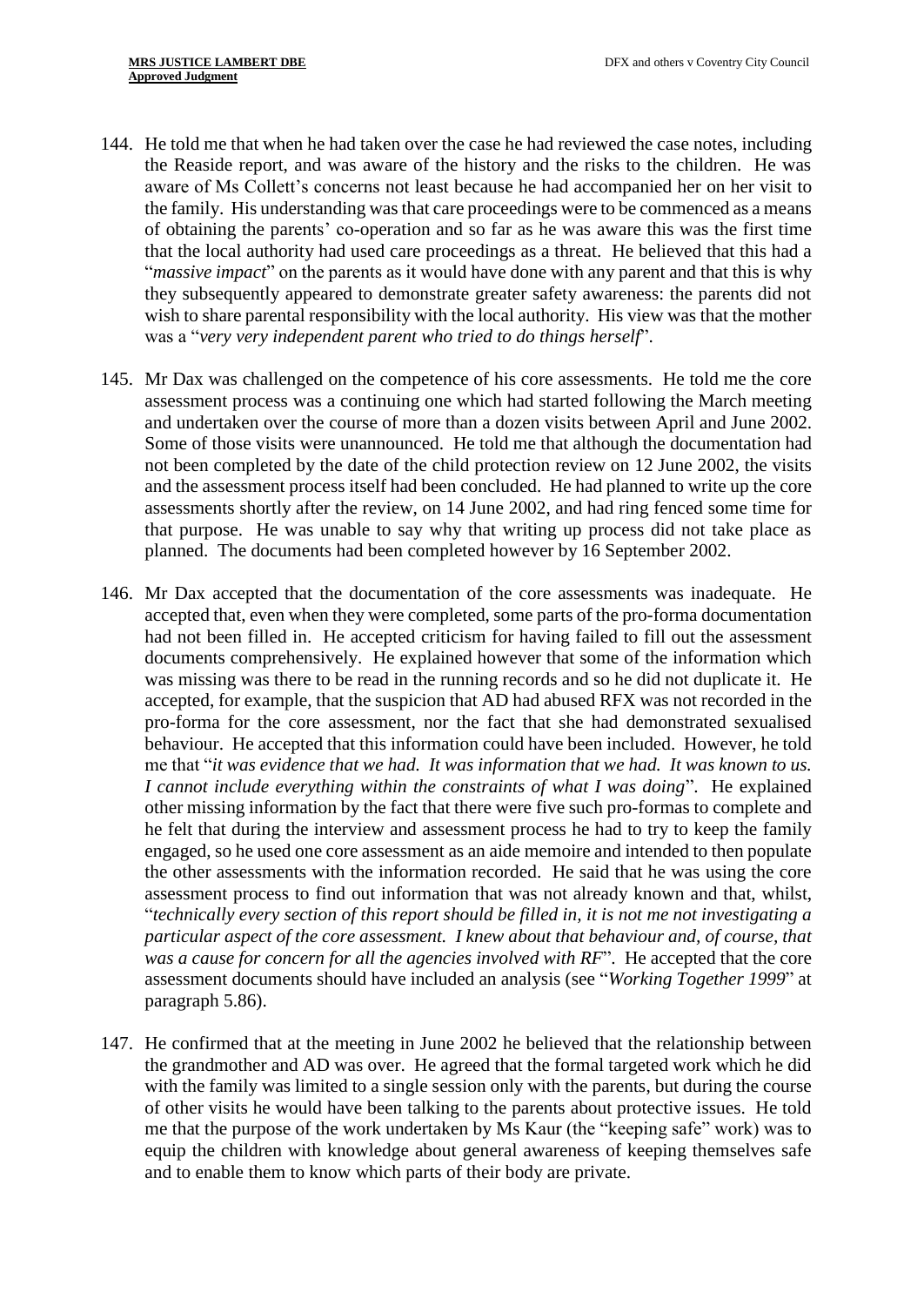144. He told me that when he had taken over the case he had reviewed the case notes, including the Reaside report, and was aware of the history and the risks to the children. He was aware of Ms Collett's concerns not least because he had accompanied her on her visit to the family. His understanding was that care proceedings were to be commenced as a means of obtaining the parents' co-operation and so far as he was aware this was the first time that the local authority had used care proceedings as a threat. He believed that this had a "*massive impact*" on the parents as it would have done with any parent and that this is why they subsequently appeared to demonstrate greater safety awareness: the parents did not wish to share parental responsibility with the local authority. His view was that the mother was a "*very very independent parent who tried to do things herself*".

145. Mr Dax was challenged on the competence of his core assessments. He told me the core assessment process was a continuing one which had started following the March meeting and undertaken over the course of more than a dozen visits between April and June 2002. Some of those visits were unannounced. He told me that although the documentation had not been completed by the date of the child protection review on 12 June 2002, the visits and the assessment process itself had been concluded. He had planned to write up the core assessments shortly after the review, on 14 June 2002, and had ring fenced some time for that purpose. He was unable to say why that writing up process did not take place as planned. The documents had been completed however by 16 September 2002.

146. Mr Dax accepted that the documentation of the core assessments was inadequate. He accepted that, even when they were completed, some parts of the pro-forma documentation had not been filled in. He accepted criticism for having failed to fill out the assessment documents comprehensively. He explained however that some of the information which was missing was there to be read in the running records and so he did not duplicate it. He accepted, for example, that the suspicion that AD had abused RFX was not recorded in the pro-forma for the core assessment, nor the fact that she had demonstrated sexualised behaviour. He accepted that this information could have been included. However, he told me that "*it was evidence that we had. It was information that we had. It was known to us. I cannot include everything within the constraints of what I was doing*". He explained other missing information by the fact that there were five such pro-formas to complete and he felt that during the interview and assessment process he had to try to keep the family engaged, so he used one core assessment as an aide memoire and intended to then populate the other assessments with the information recorded. He said that he was using the core assessment process to find out information that was not already known and that, whilst, "*technically every section of this report should be filled in, it is not me not investigating a particular aspect of the core assessment. I knew about that behaviour and, of course, that was a cause for concern for all the agencies involved with RF*". He accepted that the core assessment documents should have included an analysis (see "*Working Together 1999*" at paragraph 5.86).

147. He confirmed that at the meeting in June 2002 he believed that the relationship between the grandmother and AD was over. He agreed that the formal targeted work which he did with the family was limited to a single session only with the parents, but during the course of other visits he would have been talking to the parents about protective issues. He told me that the purpose of the work undertaken by Ms Kaur (the "keeping safe" work) was to equip the children with knowledge about general awareness of keeping themselves safe and to enable them to know which parts of their body are private.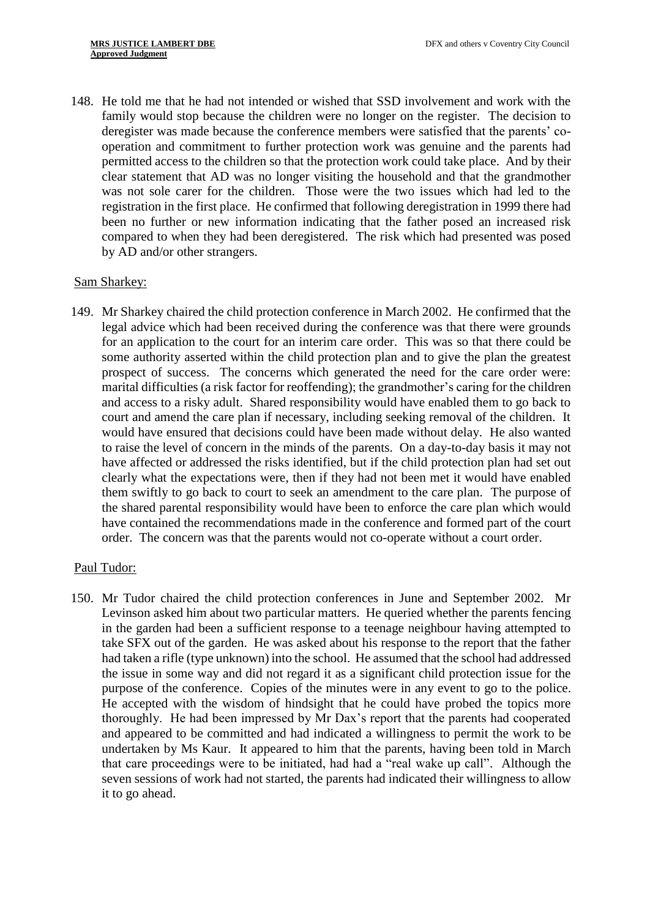148. He told me that he had not intended or wished that SSD involvement and work with the family would stop because the children were no longer on the register. The decision to deregister was made because the conference members were satisfied that the parents' co-operation and commitment to further protection work was genuine and the parents had permitted access to the children so that the protection work could take place. And by their clear statement that AD was no longer visiting the household and that the grandmother was not sole carer for the children. Those were the two issues which had led to the registration in the first place. He confirmed that following deregistration in 1999 there had been no further or new information indicating that the father posed an increased risk compared to when they had been deregistered. The risk which had presented was posed by AD and/or other strangers.

<u>Sam Sharkey:</u>

149. Mr Sharkey chaired the child protection conference in March 2002. He confirmed that the legal advice which had been received during the conference was that there were grounds for an application to the court for an interim care order. This was so that there could be some authority asserted within the child protection plan and to give the plan the greatest prospect of success. The concerns which generated the need for the care order were: marital difficulties (a risk factor for reoffending); the grandmother's caring for the children and access to a risky adult. Shared responsibility would have enabled them to go back to court and amend the care plan if necessary, including seeking removal of the children. It would have ensured that decisions could have been made without delay. He also wanted to raise the level of concern in the minds of the parents. On a day-to-day basis it may not have affected or addressed the risks identified, but if the child protection plan had set out clearly what the expectations were, then if they had not been met it would have enabled them swiftly to go back to court to seek an amendment to the care plan. The purpose of the shared parental responsibility would have been to enforce the care plan which would have contained the recommendations made in the conference and formed part of the court order. The concern was that the parents would not co-operate without a court order.

<u>Paul Tudor:</u>

150. Mr Tudor chaired the child protection conferences in June and September 2002. Mr Levinson asked him about two particular matters. He queried whether the parents fencing in the garden had been a sufficient response to a teenage neighbour having attempted to take SFX out of the garden. He was asked about his response to the report that the father had taken a rifle (type unknown) into the school. He assumed that the school had addressed the issue in some way and did not regard it as a significant child protection issue for the purpose of the conference. Copies of the minutes were in any event to go to the police. He accepted with the wisdom of hindsight that he could have probed the topics more thoroughly. He had been impressed by Mr Dax's report that the parents had cooperated and appeared to be committed and had indicated a willingness to permit the work to be undertaken by Ms Kaur. It appeared to him that the parents, having been told in March that care proceedings were to be initiated, had had a "real wake up call". Although the seven sessions of work had not started, the parents had indicated their willingness to allow it to go ahead.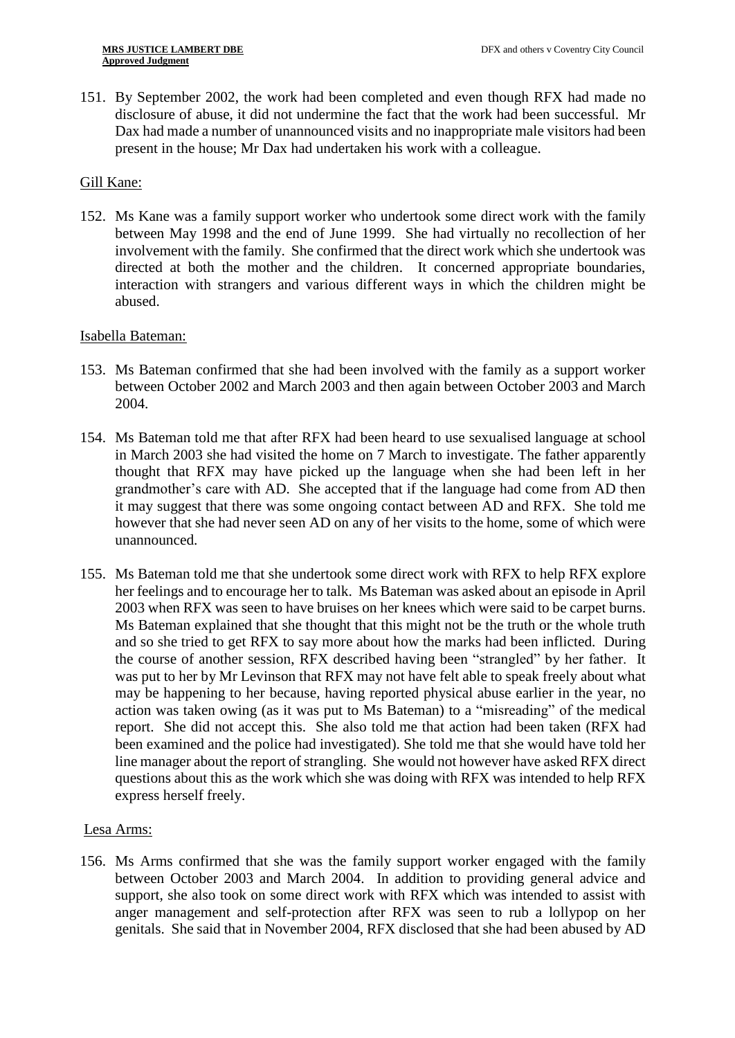151. By September 2002, the work had been completed and even though RFX had made no disclosure of abuse, it did not undermine the fact that the work had been successful. Mr Dax had made a number of unannounced visits and no inappropriate male visitors had been present in the house; Mr Dax had undertaken his work with a colleague.

Gill Kane:

152. Ms Kane was a family support worker who undertook some direct work with the family between May 1998 and the end of June 1999. She had virtually no recollection of her involvement with the family. She confirmed that the direct work which she undertook was directed at both the mother and the children. It concerned appropriate boundaries, interaction with strangers and various different ways in which the children might be abused.

Isabella Bateman:

153. Ms Bateman confirmed that she had been involved with the family as a support worker between October 2002 and March 2003 and then again between October 2003 and March 2004.

154. Ms Bateman told me that after RFX had been heard to use sexualised language at school in March 2003 she had visited the home on 7 March to investigate. The father apparently thought that RFX may have picked up the language when she had been left in her grandmother's care with AD. She accepted that if the language had come from AD then it may suggest that there was some ongoing contact between AD and RFX. She told me however that she had never seen AD on any of her visits to the home, some of which were unannounced.

155. Ms Bateman told me that she undertook some direct work with RFX to help RFX explore her feelings and to encourage her to talk. Ms Bateman was asked about an episode in April 2003 when RFX was seen to have bruises on her knees which were said to be carpet burns. Ms Bateman explained that she thought that this might not be the truth or the whole truth and so she tried to get RFX to say more about how the marks had been inflicted. During the course of another session, RFX described having been "strangled" by her father. It was put to her by Mr Levinson that RFX may not have felt able to speak freely about what may be happening to her because, having reported physical abuse earlier in the year, no action was taken owing (as it was put to Ms Bateman) to a "misreading" of the medical report. She did not accept this. She also told me that action had been taken (RFX had been examined and the police had investigated). She told me that she would have told her line manager about the report of strangling. She would not however have asked RFX direct questions about this as the work which she was doing with RFX was intended to help RFX express herself freely.

Lesa Arms:

156. Ms Arms confirmed that she was the family support worker engaged with the family between October 2003 and March 2004. In addition to providing general advice and support, she also took on some direct work with RFX which was intended to assist with anger management and self-protection after RFX was seen to rub a lollypop on her genitals. She said that in November 2004, RFX disclosed that she had been abused by AD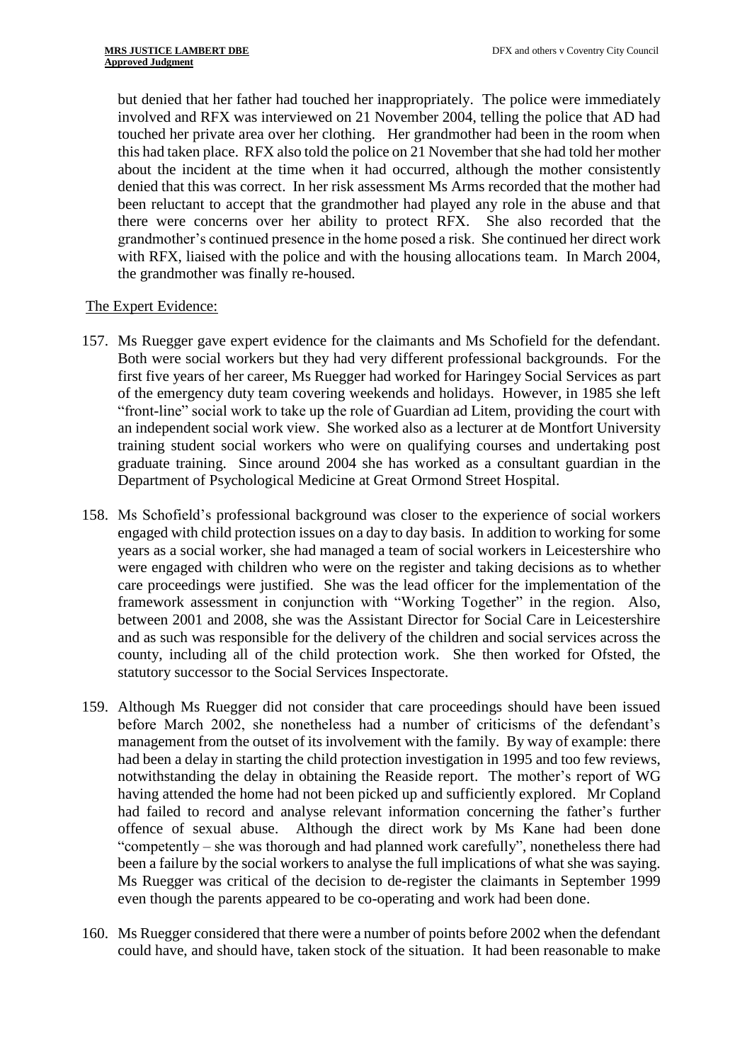but denied that her father had touched her inappropriately. The police were immediately involved and RFX was interviewed on 21 November 2004, telling the police that AD had touched her private area over her clothing. Her grandmother had been in the room when this had taken place. RFX also told the police on 21 November that she had told her mother about the incident at the time when it had occurred, although the mother consistently denied that this was correct. In her risk assessment Ms Arms recorded that the mother had been reluctant to accept that the grandmother had played any role in the abuse and that there were concerns over her ability to protect RFX. She also recorded that the grandmother's continued presence in the home posed a risk. She continued her direct work with RFX, liaised with the police and with the housing allocations team. In March 2004, the grandmother was finally re-housed.

## The Expert Evidence:

157. Ms Ruegger gave expert evidence for the claimants and Ms Schofield for the defendant. Both were social workers but they had very different professional backgrounds. For the first five years of her career, Ms Ruegger had worked for Haringey Social Services as part of the emergency duty team covering weekends and holidays. However, in 1985 she left "front-line" social work to take up the role of Guardian ad Litem, providing the court with an independent social work view. She worked also as a lecturer at de Montfort University training student social workers who were on qualifying courses and undertaking post graduate training. Since around 2004 she has worked as a consultant guardian in the Department of Psychological Medicine at Great Ormond Street Hospital.

158. Ms Schofield's professional background was closer to the experience of social workers engaged with child protection issues on a day to day basis. In addition to working for some years as a social worker, she had managed a team of social workers in Leicestershire who were engaged with children who were on the register and taking decisions as to whether care proceedings were justified. She was the lead officer for the implementation of the framework assessment in conjunction with "Working Together" in the region. Also, between 2001 and 2008, she was the Assistant Director for Social Care in Leicestershire and as such was responsible for the delivery of the children and social services across the county, including all of the child protection work. She then worked for Ofsted, the statutory successor to the Social Services Inspectorate.

159. Although Ms Ruegger did not consider that care proceedings should have been issued before March 2002, she nonetheless had a number of criticisms of the defendant's management from the outset of its involvement with the family. By way of example: there had been a delay in starting the child protection investigation in 1995 and too few reviews, notwithstanding the delay in obtaining the Reaside report. The mother's report of WG having attended the home had not been picked up and sufficiently explored. Mr Copland had failed to record and analyse relevant information concerning the father's further offence of sexual abuse. Although the direct work by Ms Kane had been done "competently – she was thorough and had planned work carefully", nonetheless there had been a failure by the social workers to analyse the full implications of what she was saying. Ms Ruegger was critical of the decision to de-register the claimants in September 1999 even though the parents appeared to be co-operating and work had been done.

160. Ms Ruegger considered that there were a number of points before 2002 when the defendant could have, and should have, taken stock of the situation. It had been reasonable to make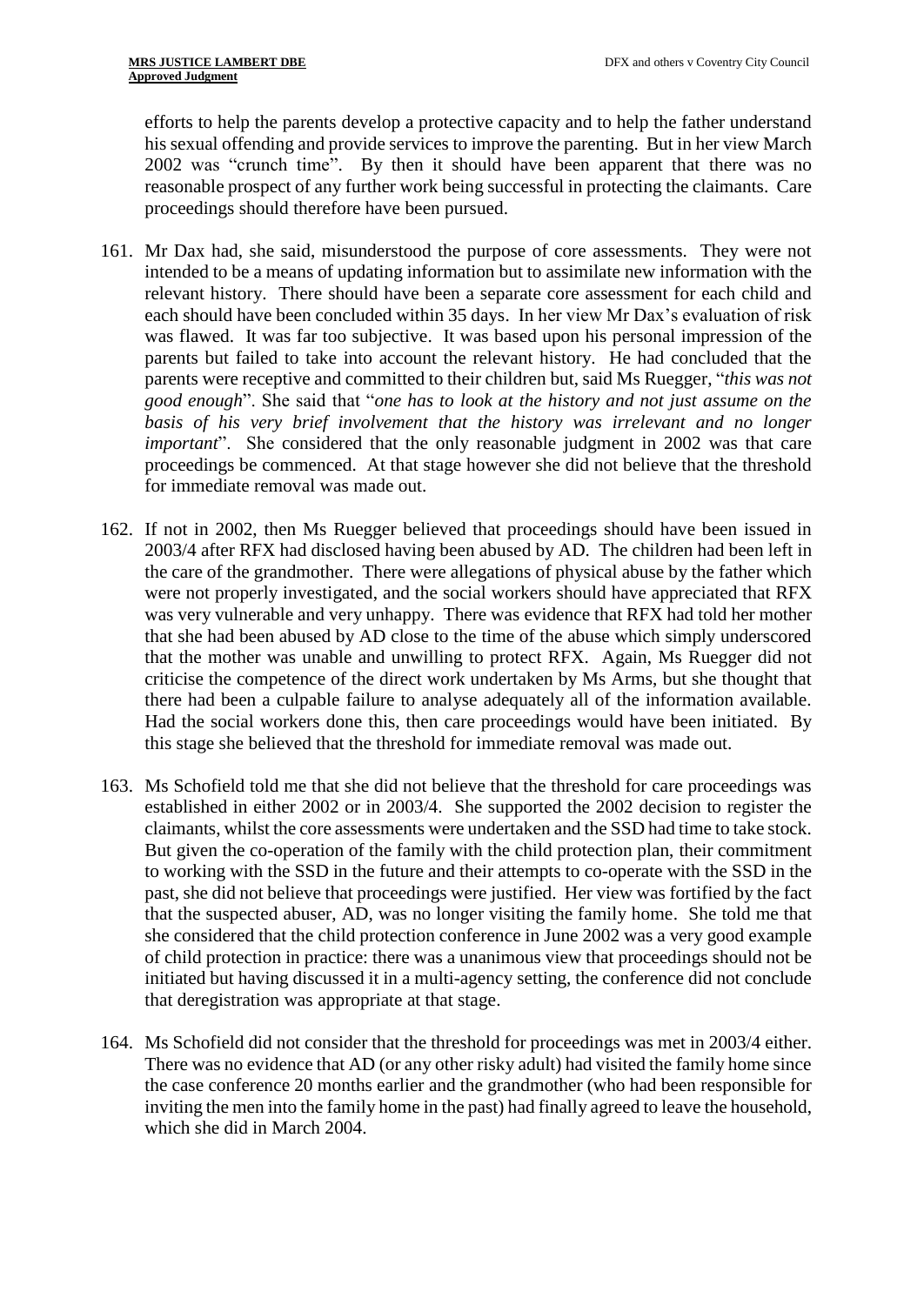efforts to help the parents develop a protective capacity and to help the father understand his sexual offending and provide services to improve the parenting. But in her view March 2002 was "crunch time". By then it should have been apparent that there was no reasonable prospect of any further work being successful in protecting the claimants. Care proceedings should therefore have been pursued.

161. Mr Dax had, she said, misunderstood the purpose of core assessments. They were not intended to be a means of updating information but to assimilate new information with the relevant history. There should have been a separate core assessment for each child and each should have been concluded within 35 days. In her view Mr Dax's evaluation of risk was flawed. It was far too subjective. It was based upon his personal impression of the parents but failed to take into account the relevant history. He had concluded that the parents were receptive and committed to their children but, said Ms Ruegger, "*this was not good enough*". She said that "*one has to look at the history and not just assume on the basis of his very brief involvement that the history was irrelevant and no longer important*". She considered that the only reasonable judgment in 2002 was that care proceedings be commenced. At that stage however she did not believe that the threshold for immediate removal was made out.

162. If not in 2002, then Ms Ruegger believed that proceedings should have been issued in 2003/4 after RFX had disclosed having been abused by AD. The children had been left in the care of the grandmother. There were allegations of physical abuse by the father which were not properly investigated, and the social workers should have appreciated that RFX was very vulnerable and very unhappy. There was evidence that RFX had told her mother that she had been abused by AD close to the time of the abuse which simply underscored that the mother was unable and unwilling to protect RFX. Again, Ms Ruegger did not criticise the competence of the direct work undertaken by Ms Arms, but she thought that there had been a culpable failure to analyse adequately all of the information available. Had the social workers done this, then care proceedings would have been initiated. By this stage she believed that the threshold for immediate removal was made out.

163. Ms Schofield told me that she did not believe that the threshold for care proceedings was established in either 2002 or in 2003/4. She supported the 2002 decision to register the claimants, whilst the core assessments were undertaken and the SSD had time to take stock. But given the co-operation of the family with the child protection plan, their commitment to working with the SSD in the future and their attempts to co-operate with the SSD in the past, she did not believe that proceedings were justified. Her view was fortified by the fact that the suspected abuser, AD, was no longer visiting the family home. She told me that she considered that the child protection conference in June 2002 was a very good example of child protection in practice: there was a unanimous view that proceedings should not be initiated but having discussed it in a multi-agency setting, the conference did not conclude that deregistration was appropriate at that stage.

164. Ms Schofield did not consider that the threshold for proceedings was met in 2003/4 either. There was no evidence that AD (or any other risky adult) had visited the family home since the case conference 20 months earlier and the grandmother (who had been responsible for inviting the men into the family home in the past) had finally agreed to leave the household, which she did in March 2004.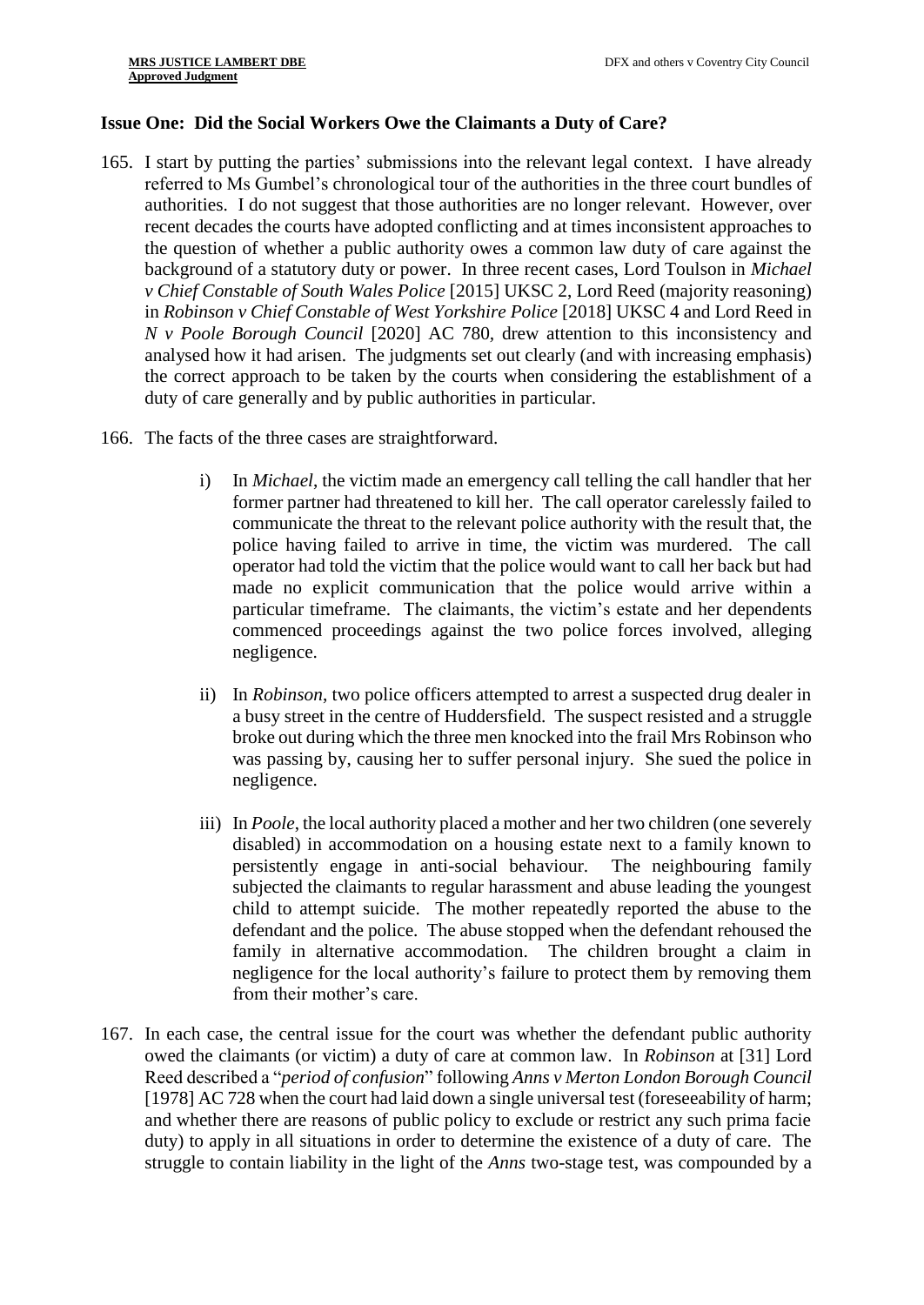## Issue One: Did the Social Workers Owe the Claimants a Duty of Care?

165. I start by putting the parties' submissions into the relevant legal context. I have already referred to Ms Gumbel's chronological tour of the authorities in the three court bundles of authorities. I do not suggest that those authorities are no longer relevant. However, over recent decades the courts have adopted conflicting and at times inconsistent approaches to the question of whether a public authority owes a common law duty of care against the background of a statutory duty or power. In three recent cases, Lord Toulson in *Michael v Chief Constable of South Wales Police* [2015] UKSC 2, Lord Reed (majority reasoning) in *Robinson v Chief Constable of West Yorkshire Police* [2018] UKSC 4 and Lord Reed in *N v Poole Borough Council* [2020] AC 780, drew attention to this inconsistency and analysed how it had arisen. The judgments set out clearly (and with increasing emphasis) the correct approach to be taken by the courts when considering the establishment of a duty of care generally and by public authorities in particular.

166. The facts of the three cases are straightforward.

    i) In *Michael*, the victim made an emergency call telling the call handler that her former partner had threatened to kill her. The call operator carelessly failed to communicate the threat to the relevant police authority with the result that, the police having failed to arrive in time, the victim was murdered. The call operator had told the victim that the police would want to call her back but had made no explicit communication that the police would arrive within a particular timeframe. The claimants, the victim's estate and her dependents commenced proceedings against the two police forces involved, alleging negligence.

    ii) In *Robinson*, two police officers attempted to arrest a suspected drug dealer in a busy street in the centre of Huddersfield. The suspect resisted and a struggle broke out during which the three men knocked into the frail Mrs Robinson who was passing by, causing her to suffer personal injury. She sued the police in negligence.

    iii) In *Poole*, the local authority placed a mother and her two children (one severely disabled) in accommodation on a housing estate next to a family known to persistently engage in anti-social behaviour. The neighbouring family subjected the claimants to regular harassment and abuse leading the youngest child to attempt suicide. The mother repeatedly reported the abuse to the defendant and the police. The abuse stopped when the defendant rehoused the family in alternative accommodation. The children brought a claim in negligence for the local authority's failure to protect them by removing them from their mother's care.

167. In each case, the central issue for the court was whether the defendant public authority owed the claimants (or victim) a duty of care at common law. In *Robinson* at [31] Lord Reed described a "*period of confusion*" following *Anns v Merton London Borough Council* [1978] AC 728 when the court had laid down a single universal test (foreseeability of harm; and whether there are reasons of public policy to exclude or restrict any such prima facie duty) to apply in all situations in order to determine the existence of a duty of care. The struggle to contain liability in the light of the *Anns* two-stage test, was compounded by a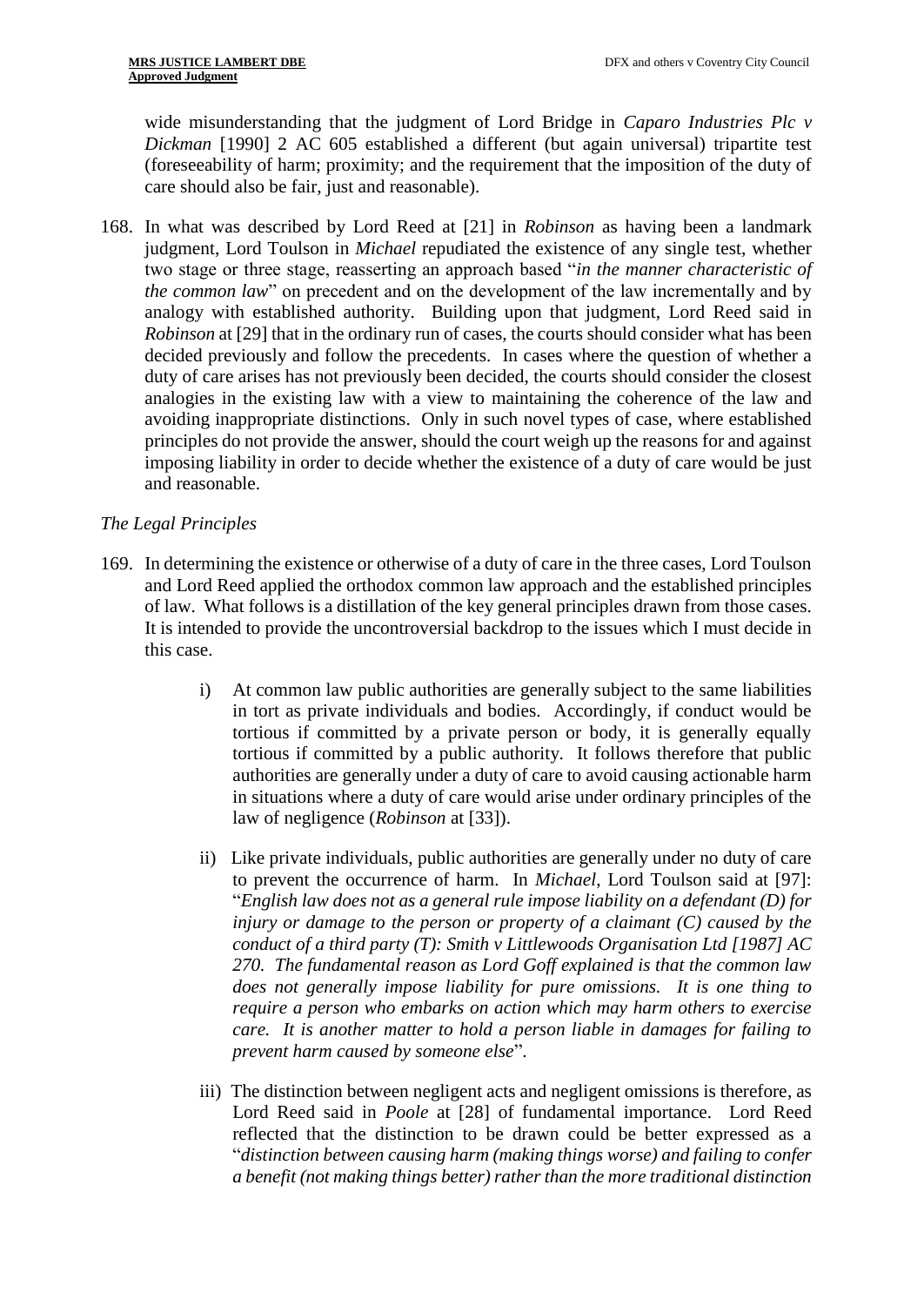wide misunderstanding that the judgment of Lord Bridge in *Caparo Industries Plc v Dickman* [1990] 2 AC 605 established a different (but again universal) tripartite test (foreseeability of harm; proximity; and the requirement that the imposition of the duty of care should also be fair, just and reasonable).

168. In what was described by Lord Reed at [21] in *Robinson* as having been a landmark judgment, Lord Toulson in *Michael* repudiated the existence of any single test, whether two stage or three stage, reasserting an approach based "*in the manner characteristic of the common law*" on precedent and on the development of the law incrementally and by analogy with established authority. Building upon that judgment, Lord Reed said in *Robinson* at [29] that in the ordinary run of cases, the courts should consider what has been decided previously and follow the precedents. In cases where the question of whether a duty of care arises has not previously been decided, the courts should consider the closest analogies in the existing law with a view to maintaining the coherence of the law and avoiding inappropriate distinctions. Only in such novel types of case, where established principles do not provide the answer, should the court weigh up the reasons for and against imposing liability in order to decide whether the existence of a duty of care would be just and reasonable.

*The Legal Principles*

169. In determining the existence or otherwise of a duty of care in the three cases, Lord Toulson and Lord Reed applied the orthodox common law approach and the established principles of law. What follows is a distillation of the key general principles drawn from those cases. It is intended to provide the uncontroversial backdrop to the issues which I must decide in this case.

    i) At common law public authorities are generally subject to the same liabilities in tort as private individuals and bodies. Accordingly, if conduct would be tortious if committed by a private person or body, it is generally equally tortious if committed by a public authority. It follows therefore that public authorities are generally under a duty of care to avoid causing actionable harm in situations where a duty of care would arise under ordinary principles of the law of negligence (*Robinson* at [33]).

    ii) Like private individuals, public authorities are generally under no duty of care to prevent the occurrence of harm. In *Michael*, Lord Toulson said at [97]: "*English law does not as a general rule impose liability on a defendant (D) for injury or damage to the person or property of a claimant (C) caused by the conduct of a third party (T): Smith v Littlewoods Organisation Ltd [1987] AC 270. The fundamental reason as Lord Goff explained is that the common law does not generally impose liability for pure omissions. It is one thing to require a person who embarks on action which may harm others to exercise care. It is another matter to hold a person liable in damages for failing to prevent harm caused by someone else*".

    iii) The distinction between negligent acts and negligent omissions is therefore, as Lord Reed said in *Poole* at [28] of fundamental importance. Lord Reed reflected that the distinction to be drawn could be better expressed as a "*distinction between causing harm (making things worse) and failing to confer a benefit (not making things better) rather than the more traditional distinction*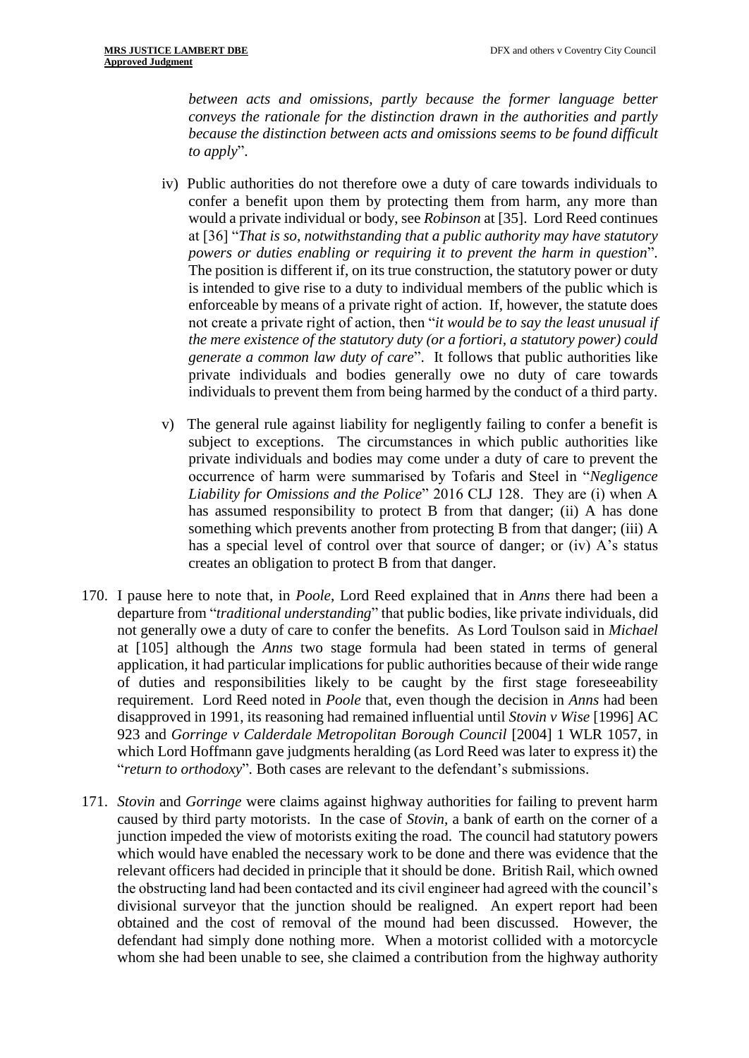*between acts and omissions, partly because the former language better conveys the rationale for the distinction drawn in the authorities and partly because the distinction between acts and omissions seems to be found difficult to apply*".

iv) Public authorities do not therefore owe a duty of care towards individuals to confer a benefit upon them by protecting them from harm, any more than would a private individual or body, see *Robinson* at [35]. Lord Reed continues at [36] "*That is so, notwithstanding that a public authority may have statutory powers or duties enabling or requiring it to prevent the harm in question*". The position is different if, on its true construction, the statutory power or duty is intended to give rise to a duty to individual members of the public which is enforceable by means of a private right of action. If, however, the statute does not create a private right of action, then "*it would be to say the least unusual if the mere existence of the statutory duty (or a fortiori, a statutory power) could generate a common law duty of care*". It follows that public authorities like private individuals and bodies generally owe no duty of care towards individuals to prevent them from being harmed by the conduct of a third party.

v) The general rule against liability for negligently failing to confer a benefit is subject to exceptions. The circumstances in which public authorities like private individuals and bodies may come under a duty of care to prevent the occurrence of harm were summarised by Tofaris and Steel in "*Negligence Liability for Omissions and the Police*" 2016 CLJ 128. They are (i) when A has assumed responsibility to protect B from that danger; (ii) A has done something which prevents another from protecting B from that danger; (iii) A has a special level of control over that source of danger; or (iv) A's status creates an obligation to protect B from that danger.

170. I pause here to note that, in *Poole*, Lord Reed explained that in *Anns* there had been a departure from "*traditional understanding*" that public bodies, like private individuals, did not generally owe a duty of care to confer the benefits. As Lord Toulson said in *Michael* at [105] although the *Anns* two stage formula had been stated in terms of general application, it had particular implications for public authorities because of their wide range of duties and responsibilities likely to be caught by the first stage foreseeability requirement. Lord Reed noted in *Poole* that, even though the decision in *Anns* had been disapproved in 1991, its reasoning had remained influential until *Stovin v Wise* [1996] AC 923 and *Gorringe v Calderdale Metropolitan Borough Council* [2004] 1 WLR 1057, in which Lord Hoffmann gave judgments heralding (as Lord Reed was later to express it) the "*return to orthodoxy*". Both cases are relevant to the defendant's submissions.

171. *Stovin* and *Gorringe* were claims against highway authorities for failing to prevent harm caused by third party motorists. In the case of *Stovin*, a bank of earth on the corner of a junction impeded the view of motorists exiting the road. The council had statutory powers which would have enabled the necessary work to be done and there was evidence that the relevant officers had decided in principle that it should be done. British Rail, which owned the obstructing land had been contacted and its civil engineer had agreed with the council's divisional surveyor that the junction should be realigned. An expert report had been obtained and the cost of removal of the mound had been discussed. However, the defendant had simply done nothing more. When a motorist collided with a motorcycle whom she had been unable to see, she claimed a contribution from the highway authority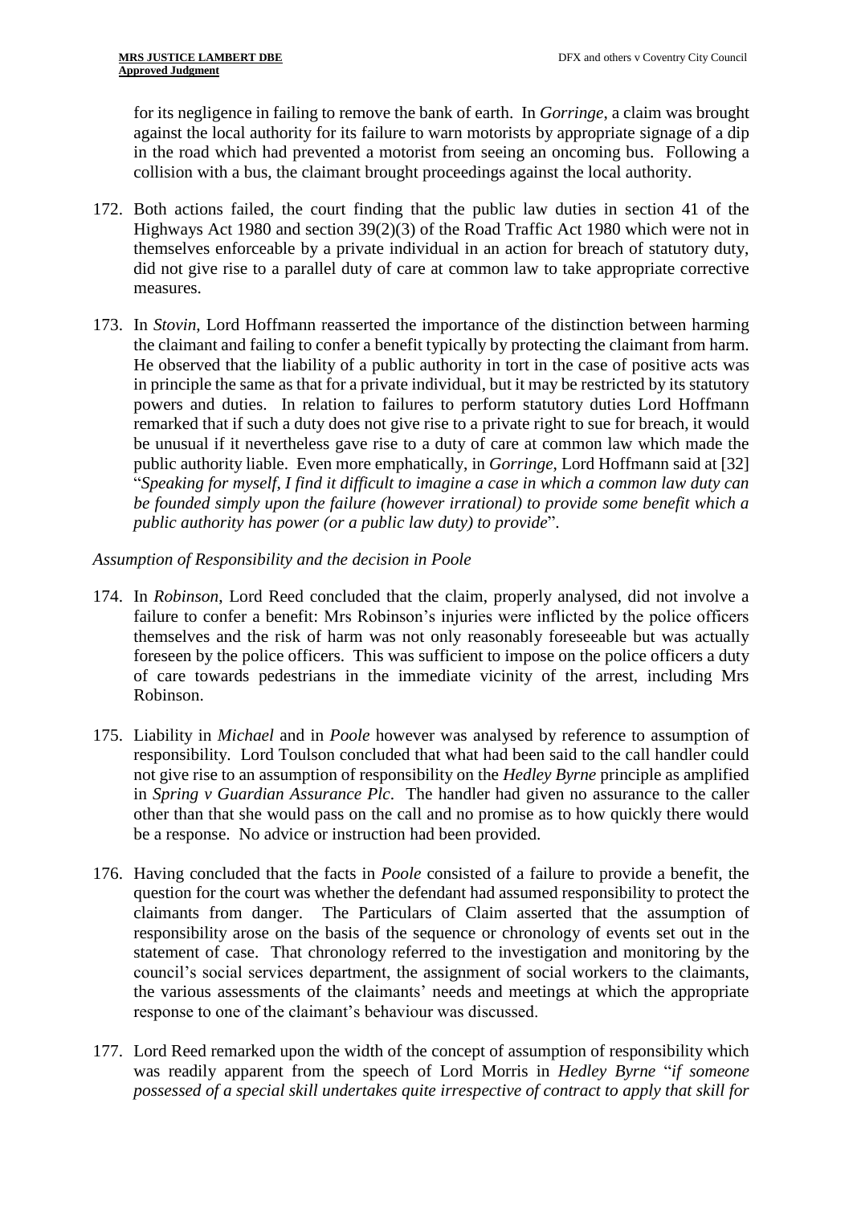for its negligence in failing to remove the bank of earth. In *Gorringe*, a claim was brought against the local authority for its failure to warn motorists by appropriate signage of a dip in the road which had prevented a motorist from seeing an oncoming bus. Following a collision with a bus, the claimant brought proceedings against the local authority.

172. Both actions failed, the court finding that the public law duties in section 41 of the Highways Act 1980 and section 39(2)(3) of the Road Traffic Act 1980 which were not in themselves enforceable by a private individual in an action for breach of statutory duty, did not give rise to a parallel duty of care at common law to take appropriate corrective measures.

173. In *Stovin*, Lord Hoffmann reasserted the importance of the distinction between harming the claimant and failing to confer a benefit typically by protecting the claimant from harm. He observed that the liability of a public authority in tort in the case of positive acts was in principle the same as that for a private individual, but it may be restricted by its statutory powers and duties. In relation to failures to perform statutory duties Lord Hoffmann remarked that if such a duty does not give rise to a private right to sue for breach, it would be unusual if it nevertheless gave rise to a duty of care at common law which made the public authority liable. Even more emphatically, in *Gorringe*, Lord Hoffmann said at [32] "*Speaking for myself, I find it difficult to imagine a case in which a common law duty can be founded simply upon the failure (however irrational) to provide some benefit which a public authority has power (or a public law duty) to provide*".

*Assumption of Responsibility and the decision in Poole*

174. In *Robinson*, Lord Reed concluded that the claim, properly analysed, did not involve a failure to confer a benefit: Mrs Robinson's injuries were inflicted by the police officers themselves and the risk of harm was not only reasonably foreseeable but was actually foreseen by the police officers. This was sufficient to impose on the police officers a duty of care towards pedestrians in the immediate vicinity of the arrest, including Mrs Robinson.

175. Liability in *Michael* and in *Poole* however was analysed by reference to assumption of responsibility. Lord Toulson concluded that what had been said to the call handler could not give rise to an assumption of responsibility on the *Hedley Byrne* principle as amplified in *Spring v Guardian Assurance Plc*. The handler had given no assurance to the caller other than that she would pass on the call and no promise as to how quickly there would be a response. No advice or instruction had been provided.

176. Having concluded that the facts in *Poole* consisted of a failure to provide a benefit, the question for the court was whether the defendant had assumed responsibility to protect the claimants from danger. The Particulars of Claim asserted that the assumption of responsibility arose on the basis of the sequence or chronology of events set out in the statement of case. That chronology referred to the investigation and monitoring by the council's social services department, the assignment of social workers to the claimants, the various assessments of the claimants' needs and meetings at which the appropriate response to one of the claimant's behaviour was discussed.

177. Lord Reed remarked upon the width of the concept of assumption of responsibility which was readily apparent from the speech of Lord Morris in *Hedley Byrne* "*if someone possessed of a special skill undertakes quite irrespective of contract to apply that skill for*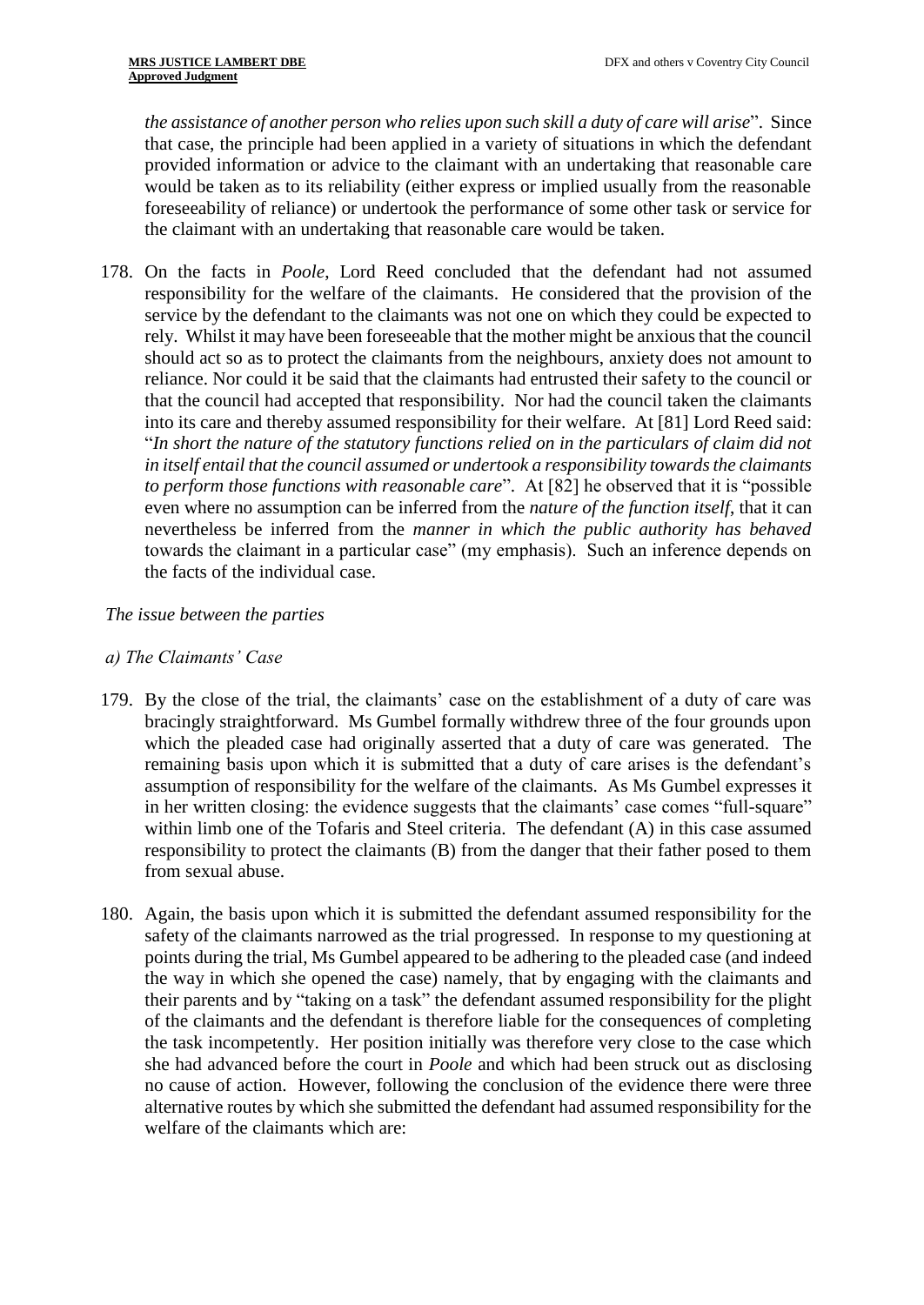*the assistance of another person who relies upon such skill a duty of care will arise*". Since that case, the principle had been applied in a variety of situations in which the defendant provided information or advice to the claimant with an undertaking that reasonable care would be taken as to its reliability (either express or implied usually from the reasonable foreseeability of reliance) or undertook the performance of some other task or service for the claimant with an undertaking that reasonable care would be taken.

178. On the facts in *Poole*, Lord Reed concluded that the defendant had not assumed responsibility for the welfare of the claimants. He considered that the provision of the service by the defendant to the claimants was not one on which they could be expected to rely. Whilst it may have been foreseeable that the mother might be anxious that the council should act so as to protect the claimants from the neighbours, anxiety does not amount to reliance. Nor could it be said that the claimants had entrusted their safety to the council or that the council had accepted that responsibility. Nor had the council taken the claimants into its care and thereby assumed responsibility for their welfare. At [81] Lord Reed said: "*In short the nature of the statutory functions relied on in the particulars of claim did not in itself entail that the council assumed or undertook a responsibility towards the claimants to perform those functions with reasonable care*". At [82] he observed that it is "possible even where no assumption can be inferred from the *nature of the function itself*, that it can nevertheless be inferred from the *manner in which the public authority has behaved* towards the claimant in a particular case" (my emphasis). Such an inference depends on the facts of the individual case.

*The issue between the parties*

*a) The Claimants' Case*

179. By the close of the trial, the claimants' case on the establishment of a duty of care was bracingly straightforward. Ms Gumbel formally withdrew three of the four grounds upon which the pleaded case had originally asserted that a duty of care was generated. The remaining basis upon which it is submitted that a duty of care arises is the defendant's assumption of responsibility for the welfare of the claimants. As Ms Gumbel expresses it in her written closing: the evidence suggests that the claimants' case comes "full-square" within limb one of the Tofaris and Steel criteria. The defendant (A) in this case assumed responsibility to protect the claimants (B) from the danger that their father posed to them from sexual abuse.

180. Again, the basis upon which it is submitted the defendant assumed responsibility for the safety of the claimants narrowed as the trial progressed. In response to my questioning at points during the trial, Ms Gumbel appeared to be adhering to the pleaded case (and indeed the way in which she opened the case) namely, that by engaging with the claimants and their parents and by "taking on a task" the defendant assumed responsibility for the plight of the claimants and the defendant is therefore liable for the consequences of completing the task incompetently. Her position initially was therefore very close to the case which she had advanced before the court in *Poole* and which had been struck out as disclosing no cause of action. However, following the conclusion of the evidence there were three alternative routes by which she submitted the defendant had assumed responsibility for the welfare of the claimants which are: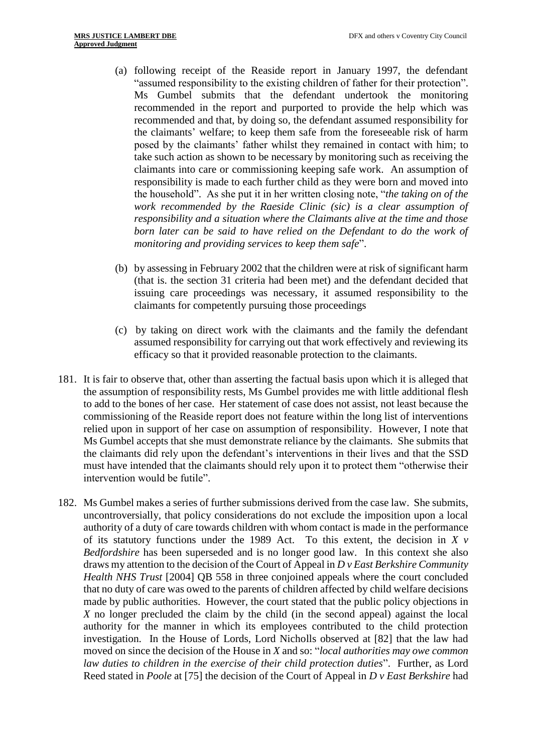(a) following receipt of the Reaside report in January 1997, the defendant "assumed responsibility to the existing children of father for their protection". Ms Gumbel submits that the defendant undertook the monitoring recommended in the report and purported to provide the help which was recommended and that, by doing so, the defendant assumed responsibility for the claimants' welfare; to keep them safe from the foreseeable risk of harm posed by the claimants' father whilst they remained in contact with him; to take such action as shown to be necessary by monitoring such as receiving the claimants into care or commissioning keeping safe work. An assumption of responsibility is made to each further child as they were born and moved into the household". As she put it in her written closing note, "*the taking on of the work recommended by the Raeside Clinic (sic) is a clear assumption of responsibility and a situation where the Claimants alive at the time and those born later can be said to have relied on the Defendant to do the work of monitoring and providing services to keep them safe*".

(b) by assessing in February 2002 that the children were at risk of significant harm (that is. the section 31 criteria had been met) and the defendant decided that issuing care proceedings was necessary, it assumed responsibility to the claimants for competently pursuing those proceedings

(c) by taking on direct work with the claimants and the family the defendant assumed responsibility for carrying out that work effectively and reviewing its efficacy so that it provided reasonable protection to the claimants.

181. It is fair to observe that, other than asserting the factual basis upon which it is alleged that the assumption of responsibility rests, Ms Gumbel provides me with little additional flesh to add to the bones of her case. Her statement of case does not assist, not least because the commissioning of the Reaside report does not feature within the long list of interventions relied upon in support of her case on assumption of responsibility. However, I note that Ms Gumbel accepts that she must demonstrate reliance by the claimants. She submits that the claimants did rely upon the defendant's interventions in their lives and that the SSD must have intended that the claimants should rely upon it to protect them "otherwise their intervention would be futile".

182. Ms Gumbel makes a series of further submissions derived from the case law. She submits, uncontroversially, that policy considerations do not exclude the imposition upon a local authority of a duty of care towards children with whom contact is made in the performance of its statutory functions under the 1989 Act. To this extent, the decision in *X v Bedfordshire* has been superseded and is no longer good law. In this context she also draws my attention to the decision of the Court of Appeal in *D v East Berkshire Community Health NHS Trust* [2004] QB 558 in three conjoined appeals where the court concluded that no duty of care was owed to the parents of children affected by child welfare decisions made by public authorities. However, the court stated that the public policy objections in *X* no longer precluded the claim by the child (in the second appeal) against the local authority for the manner in which its employees contributed to the child protection investigation. In the House of Lords, Lord Nicholls observed at [82] that the law had moved on since the decision of the House in *X* and so: "*local authorities may owe common law duties to children in the exercise of their child protection duties*". Further, as Lord Reed stated in *Poole* at [75] the decision of the Court of Appeal in *D v East Berkshire* had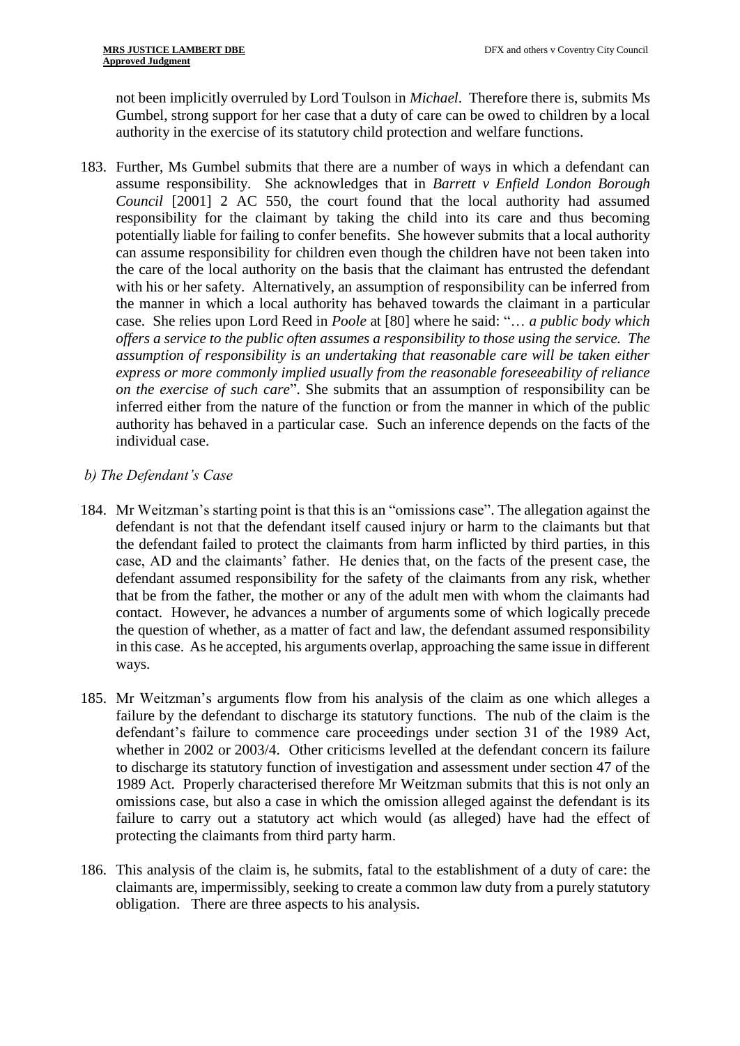not been implicitly overruled by Lord Toulson in *Michael*. Therefore there is, submits Ms Gumbel, strong support for her case that a duty of care can be owed to children by a local authority in the exercise of its statutory child protection and welfare functions.

183. Further, Ms Gumbel submits that there are a number of ways in which a defendant can assume responsibility. She acknowledges that in *Barrett v Enfield London Borough Council* [2001] 2 AC 550, the court found that the local authority had assumed responsibility for the claimant by taking the child into its care and thus becoming potentially liable for failing to confer benefits. She however submits that a local authority can assume responsibility for children even though the children have not been taken into the care of the local authority on the basis that the claimant has entrusted the defendant with his or her safety. Alternatively, an assumption of responsibility can be inferred from the manner in which a local authority has behaved towards the claimant in a particular case. She relies upon Lord Reed in *Poole* at [80] where he said: "… *a public body which offers a service to the public often assumes a responsibility to those using the service. The assumption of responsibility is an undertaking that reasonable care will be taken either express or more commonly implied usually from the reasonable foreseeability of reliance on the exercise of such care*". She submits that an assumption of responsibility can be inferred either from the nature of the function or from the manner in which of the public authority has behaved in a particular case. Such an inference depends on the facts of the individual case.

*b) The Defendant's Case*

184. Mr Weitzman's starting point is that this is an "omissions case". The allegation against the defendant is not that the defendant itself caused injury or harm to the claimants but that the defendant failed to protect the claimants from harm inflicted by third parties, in this case, AD and the claimants' father. He denies that, on the facts of the present case, the defendant assumed responsibility for the safety of the claimants from any risk, whether that be from the father, the mother or any of the adult men with whom the claimants had contact. However, he advances a number of arguments some of which logically precede the question of whether, as a matter of fact and law, the defendant assumed responsibility in this case. As he accepted, his arguments overlap, approaching the same issue in different ways.

185. Mr Weitzman's arguments flow from his analysis of the claim as one which alleges a failure by the defendant to discharge its statutory functions. The nub of the claim is the defendant's failure to commence care proceedings under section 31 of the 1989 Act, whether in 2002 or 2003/4. Other criticisms levelled at the defendant concern its failure to discharge its statutory function of investigation and assessment under section 47 of the 1989 Act. Properly characterised therefore Mr Weitzman submits that this is not only an omissions case, but also a case in which the omission alleged against the defendant is its failure to carry out a statutory act which would (as alleged) have had the effect of protecting the claimants from third party harm.

186. This analysis of the claim is, he submits, fatal to the establishment of a duty of care: the claimants are, impermissibly, seeking to create a common law duty from a purely statutory obligation. There are three aspects to his analysis.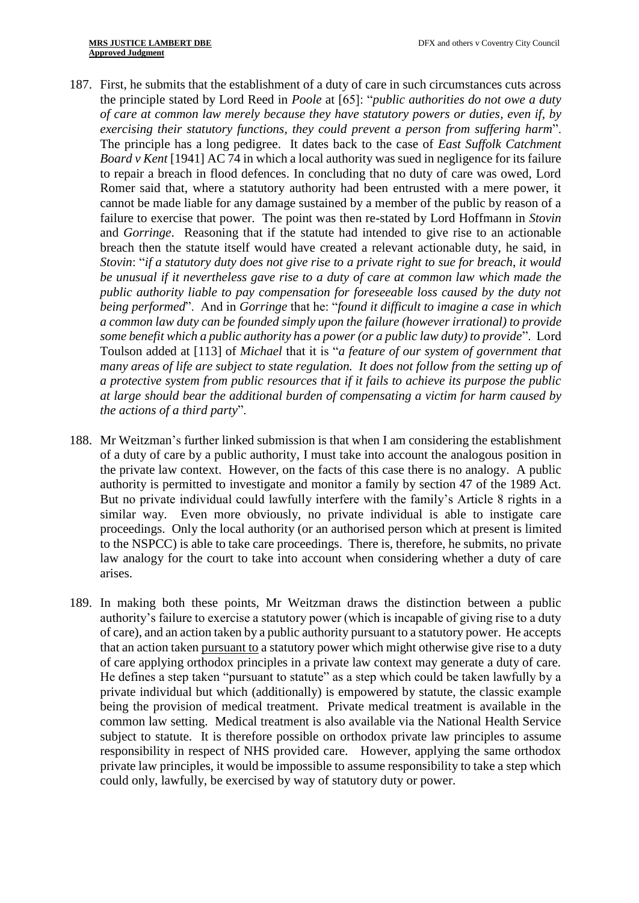187. First, he submits that the establishment of a duty of care in such circumstances cuts across the principle stated by Lord Reed in *Poole* at [65]: "*public authorities do not owe a duty of care at common law merely because they have statutory powers or duties, even if, by exercising their statutory functions, they could prevent a person from suffering harm*". The principle has a long pedigree. It dates back to the case of *East Suffolk Catchment Board v Kent* [1941] AC 74 in which a local authority was sued in negligence for its failure to repair a breach in flood defences. In concluding that no duty of care was owed, Lord Romer said that, where a statutory authority had been entrusted with a mere power, it cannot be made liable for any damage sustained by a member of the public by reason of a failure to exercise that power. The point was then re-stated by Lord Hoffmann in *Stovin* and *Gorringe*. Reasoning that if the statute had intended to give rise to an actionable breach then the statute itself would have created a relevant actionable duty, he said, in *Stovin*: "*if a statutory duty does not give rise to a private right to sue for breach, it would be unusual if it nevertheless gave rise to a duty of care at common law which made the public authority liable to pay compensation for foreseeable loss caused by the duty not being performed*". And in *Gorringe* that he: "*found it difficult to imagine a case in which a common law duty can be founded simply upon the failure (however irrational) to provide some benefit which a public authority has a power (or a public law duty) to provide*". Lord Toulson added at [113] of *Michael* that it is "*a feature of our system of government that many areas of life are subject to state regulation. It does not follow from the setting up of a protective system from public resources that if it fails to achieve its purpose the public at large should bear the additional burden of compensating a victim for harm caused by the actions of a third party*".

188. Mr Weitzman's further linked submission is that when I am considering the establishment of a duty of care by a public authority, I must take into account the analogous position in the private law context. However, on the facts of this case there is no analogy. A public authority is permitted to investigate and monitor a family by section 47 of the 1989 Act. But no private individual could lawfully interfere with the family's Article 8 rights in a similar way. Even more obviously, no private individual is able to instigate care proceedings. Only the local authority (or an authorised person which at present is limited to the NSPCC) is able to take care proceedings. There is, therefore, he submits, no private law analogy for the court to take into account when considering whether a duty of care arises.

189. In making both these points, Mr Weitzman draws the distinction between a public authority's failure to exercise a statutory power (which is incapable of giving rise to a duty of care), and an action taken by a public authority pursuant to a statutory power. He accepts that an action taken <u>pursuant to</u> a statutory power which might otherwise give rise to a duty of care applying orthodox principles in a private law context may generate a duty of care. He defines a step taken "pursuant to statute" as a step which could be taken lawfully by a private individual but which (additionally) is empowered by statute, the classic example being the provision of medical treatment. Private medical treatment is available in the common law setting. Medical treatment is also available via the National Health Service subject to statute. It is therefore possible on orthodox private law principles to assume responsibility in respect of NHS provided care. However, applying the same orthodox private law principles, it would be impossible to assume responsibility to take a step which could only, lawfully, be exercised by way of statutory duty or power.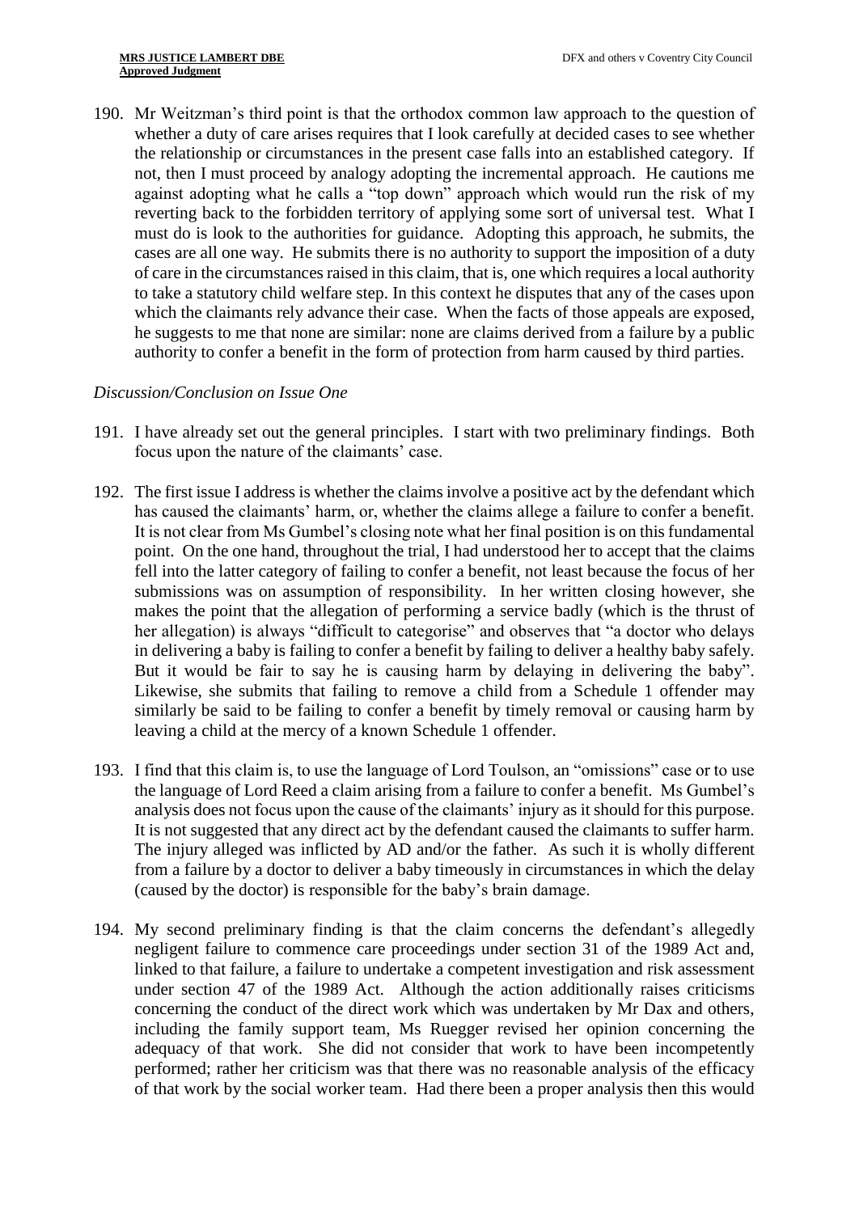190. Mr Weitzman's third point is that the orthodox common law approach to the question of whether a duty of care arises requires that I look carefully at decided cases to see whether the relationship or circumstances in the present case falls into an established category. If not, then I must proceed by analogy adopting the incremental approach. He cautions me against adopting what he calls a "top down" approach which would run the risk of my reverting back to the forbidden territory of applying some sort of universal test. What I must do is look to the authorities for guidance. Adopting this approach, he submits, the cases are all one way. He submits there is no authority to support the imposition of a duty of care in the circumstances raised in this claim, that is, one which requires a local authority to take a statutory child welfare step. In this context he disputes that any of the cases upon which the claimants rely advance their case. When the facts of those appeals are exposed, he suggests to me that none are similar: none are claims derived from a failure by a public authority to confer a benefit in the form of protection from harm caused by third parties.

*Discussion/Conclusion on Issue One*

191. I have already set out the general principles. I start with two preliminary findings. Both focus upon the nature of the claimants' case.

192. The first issue I address is whether the claims involve a positive act by the defendant which has caused the claimants' harm, or, whether the claims allege a failure to confer a benefit. It is not clear from Ms Gumbel's closing note what her final position is on this fundamental point. On the one hand, throughout the trial, I had understood her to accept that the claims fell into the latter category of failing to confer a benefit, not least because the focus of her submissions was on assumption of responsibility. In her written closing however, she makes the point that the allegation of performing a service badly (which is the thrust of her allegation) is always "difficult to categorise" and observes that "a doctor who delays in delivering a baby is failing to confer a benefit by failing to deliver a healthy baby safely. But it would be fair to say he is causing harm by delaying in delivering the baby". Likewise, she submits that failing to remove a child from a Schedule 1 offender may similarly be said to be failing to confer a benefit by timely removal or causing harm by leaving a child at the mercy of a known Schedule 1 offender.

193. I find that this claim is, to use the language of Lord Toulson, an "omissions" case or to use the language of Lord Reed a claim arising from a failure to confer a benefit. Ms Gumbel's analysis does not focus upon the cause of the claimants' injury as it should for this purpose. It is not suggested that any direct act by the defendant caused the claimants to suffer harm. The injury alleged was inflicted by AD and/or the father. As such it is wholly different from a failure by a doctor to deliver a baby timeously in circumstances in which the delay (caused by the doctor) is responsible for the baby's brain damage.

194. My second preliminary finding is that the claim concerns the defendant's allegedly negligent failure to commence care proceedings under section 31 of the 1989 Act and, linked to that failure, a failure to undertake a competent investigation and risk assessment under section 47 of the 1989 Act. Although the action additionally raises criticisms concerning the conduct of the direct work which was undertaken by Mr Dax and others, including the family support team, Ms Ruegger revised her opinion concerning the adequacy of that work. She did not consider that work to have been incompetently performed; rather her criticism was that there was no reasonable analysis of the efficacy of that work by the social worker team. Had there been a proper analysis then this would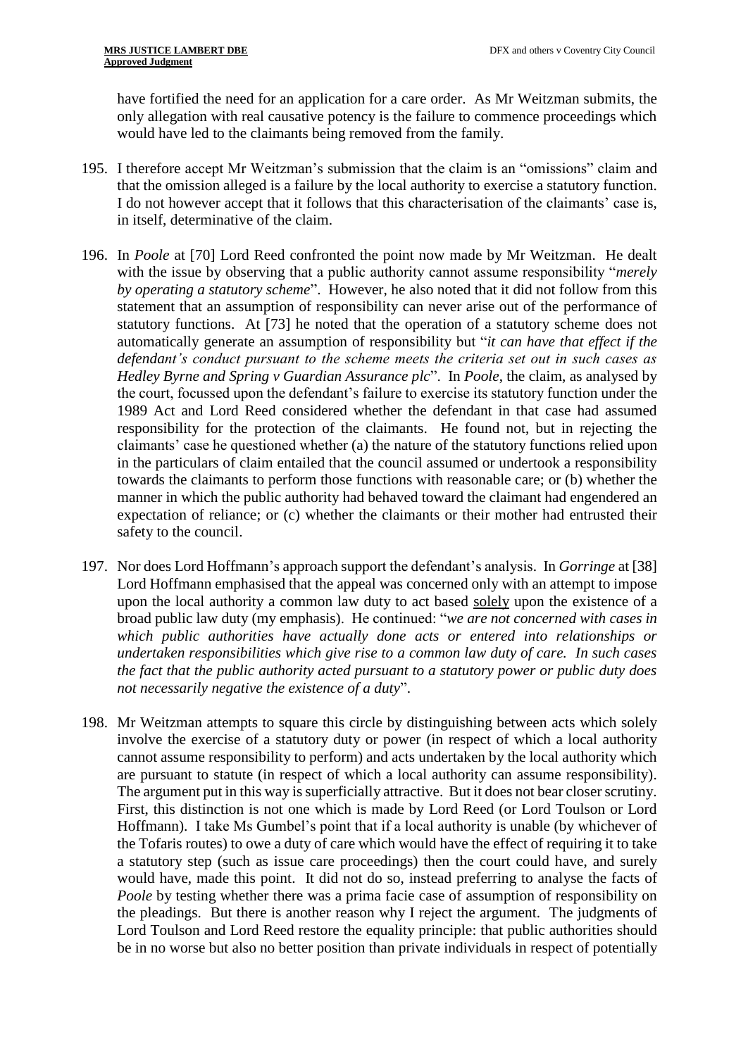have fortified the need for an application for a care order. As Mr Weitzman submits, the only allegation with real causative potency is the failure to commence proceedings which would have led to the claimants being removed from the family.

195. I therefore accept Mr Weitzman's submission that the claim is an "omissions" claim and that the omission alleged is a failure by the local authority to exercise a statutory function. I do not however accept that it follows that this characterisation of the claimants' case is, in itself, determinative of the claim.

196. In *Poole* at [70] Lord Reed confronted the point now made by Mr Weitzman. He dealt with the issue by observing that a public authority cannot assume responsibility "*merely by operating a statutory scheme*". However, he also noted that it did not follow from this statement that an assumption of responsibility can never arise out of the performance of statutory functions. At [73] he noted that the operation of a statutory scheme does not automatically generate an assumption of responsibility but "*it can have that effect if the defendant's conduct pursuant to the scheme meets the criteria set out in such cases as Hedley Byrne and Spring v Guardian Assurance plc*". In *Poole*, the claim, as analysed by the court, focussed upon the defendant's failure to exercise its statutory function under the 1989 Act and Lord Reed considered whether the defendant in that case had assumed responsibility for the protection of the claimants. He found not, but in rejecting the claimants' case he questioned whether (a) the nature of the statutory functions relied upon in the particulars of claim entailed that the council assumed or undertook a responsibility towards the claimants to perform those functions with reasonable care; or (b) whether the manner in which the public authority had behaved toward the claimant had engendered an expectation of reliance; or (c) whether the claimants or their mother had entrusted their safety to the council.

197. Nor does Lord Hoffmann's approach support the defendant's analysis. In *Gorringe* at [38] Lord Hoffmann emphasised that the appeal was concerned only with an attempt to impose upon the local authority a common law duty to act based <u>solely</u> upon the existence of a broad public law duty (my emphasis). He continued: "*we are not concerned with cases in which public authorities have actually done acts or entered into relationships or undertaken responsibilities which give rise to a common law duty of care. In such cases the fact that the public authority acted pursuant to a statutory power or public duty does not necessarily negative the existence of a duty*".

198. Mr Weitzman attempts to square this circle by distinguishing between acts which solely involve the exercise of a statutory duty or power (in respect of which a local authority cannot assume responsibility to perform) and acts undertaken by the local authority which are pursuant to statute (in respect of which a local authority can assume responsibility). The argument put in this way is superficially attractive. But it does not bear closer scrutiny. First, this distinction is not one which is made by Lord Reed (or Lord Toulson or Lord Hoffmann). I take Ms Gumbel's point that if a local authority is unable (by whichever of the Tofaris routes) to owe a duty of care which would have the effect of requiring it to take a statutory step (such as issue care proceedings) then the court could have, and surely would have, made this point. It did not do so, instead preferring to analyse the facts of *Poole* by testing whether there was a prima facie case of assumption of responsibility on the pleadings. But there is another reason why I reject the argument. The judgments of Lord Toulson and Lord Reed restore the equality principle: that public authorities should be in no worse but also no better position than private individuals in respect of potentially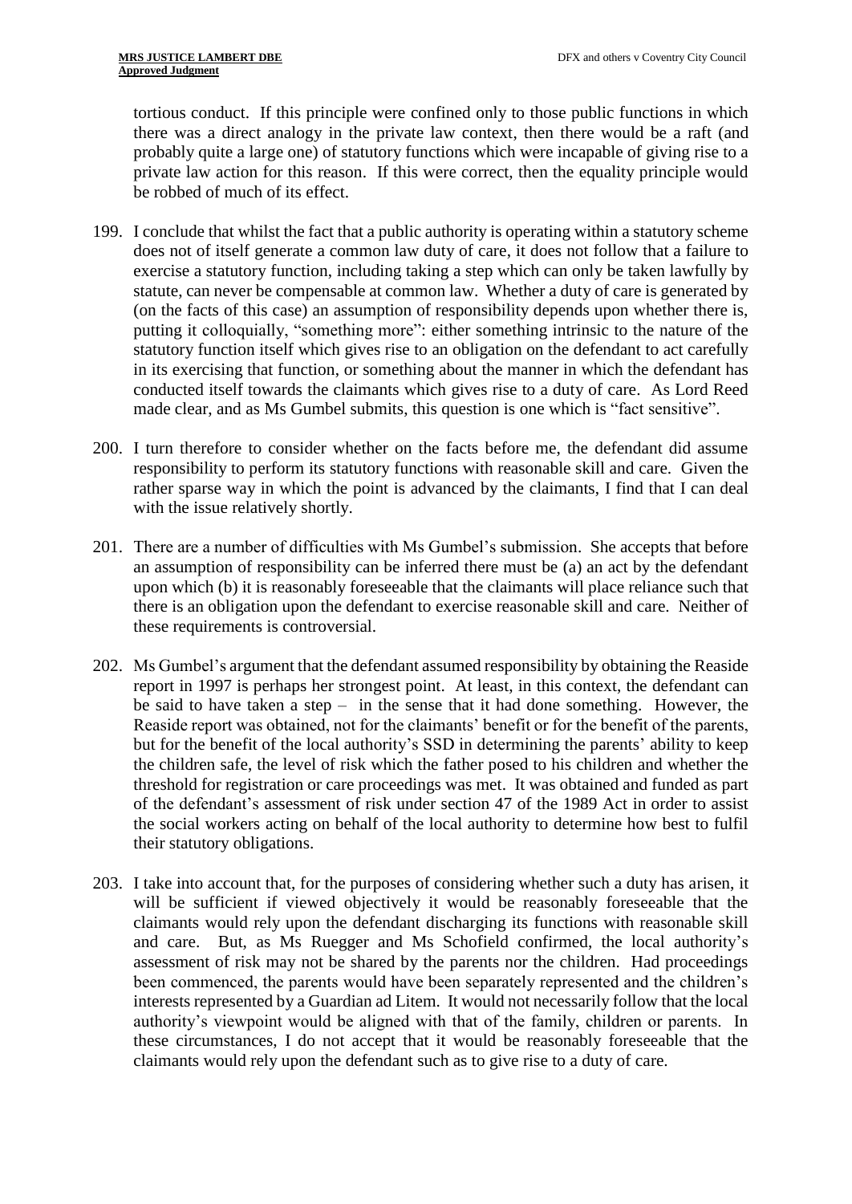tortious conduct. If this principle were confined only to those public functions in which there was a direct analogy in the private law context, then there would be a raft (and probably quite a large one) of statutory functions which were incapable of giving rise to a private law action for this reason. If this were correct, then the equality principle would be robbed of much of its effect.

199. I conclude that whilst the fact that a public authority is operating within a statutory scheme does not of itself generate a common law duty of care, it does not follow that a failure to exercise a statutory function, including taking a step which can only be taken lawfully by statute, can never be compensable at common law. Whether a duty of care is generated by (on the facts of this case) an assumption of responsibility depends upon whether there is, putting it colloquially, "something more": either something intrinsic to the nature of the statutory function itself which gives rise to an obligation on the defendant to act carefully in its exercising that function, or something about the manner in which the defendant has conducted itself towards the claimants which gives rise to a duty of care. As Lord Reed made clear, and as Ms Gumbel submits, this question is one which is "fact sensitive".

200. I turn therefore to consider whether on the facts before me, the defendant did assume responsibility to perform its statutory functions with reasonable skill and care. Given the rather sparse way in which the point is advanced by the claimants, I find that I can deal with the issue relatively shortly.

201. There are a number of difficulties with Ms Gumbel's submission. She accepts that before an assumption of responsibility can be inferred there must be (a) an act by the defendant upon which (b) it is reasonably foreseeable that the claimants will place reliance such that there is an obligation upon the defendant to exercise reasonable skill and care. Neither of these requirements is controversial.

202. Ms Gumbel's argument that the defendant assumed responsibility by obtaining the Reaside report in 1997 is perhaps her strongest point. At least, in this context, the defendant can be said to have taken a step – in the sense that it had done something. However, the Reaside report was obtained, not for the claimants' benefit or for the benefit of the parents, but for the benefit of the local authority's SSD in determining the parents' ability to keep the children safe, the level of risk which the father posed to his children and whether the threshold for registration or care proceedings was met. It was obtained and funded as part of the defendant's assessment of risk under section 47 of the 1989 Act in order to assist the social workers acting on behalf of the local authority to determine how best to fulfil their statutory obligations.

203. I take into account that, for the purposes of considering whether such a duty has arisen, it will be sufficient if viewed objectively it would be reasonably foreseeable that the claimants would rely upon the defendant discharging its functions with reasonable skill and care. But, as Ms Ruegger and Ms Schofield confirmed, the local authority's assessment of risk may not be shared by the parents nor the children. Had proceedings been commenced, the parents would have been separately represented and the children's interests represented by a Guardian ad Litem. It would not necessarily follow that the local authority's viewpoint would be aligned with that of the family, children or parents. In these circumstances, I do not accept that it would be reasonably foreseeable that the claimants would rely upon the defendant such as to give rise to a duty of care.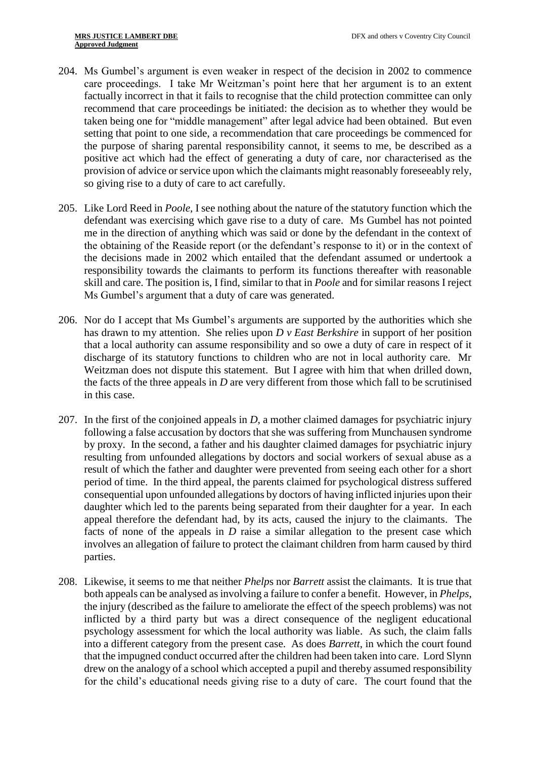204. Ms Gumbel's argument is even weaker in respect of the decision in 2002 to commence care proceedings. I take Mr Weitzman's point here that her argument is to an extent factually incorrect in that it fails to recognise that the child protection committee can only recommend that care proceedings be initiated: the decision as to whether they would be taken being one for "middle management" after legal advice had been obtained. But even setting that point to one side, a recommendation that care proceedings be commenced for the purpose of sharing parental responsibility cannot, it seems to me, be described as a positive act which had the effect of generating a duty of care, nor characterised as the provision of advice or service upon which the claimants might reasonably foreseeably rely, so giving rise to a duty of care to act carefully.

205. Like Lord Reed in *Poole*, I see nothing about the nature of the statutory function which the defendant was exercising which gave rise to a duty of care. Ms Gumbel has not pointed me in the direction of anything which was said or done by the defendant in the context of the obtaining of the Reaside report (or the defendant's response to it) or in the context of the decisions made in 2002 which entailed that the defendant assumed or undertook a responsibility towards the claimants to perform its functions thereafter with reasonable skill and care. The position is, I find, similar to that in *Poole* and for similar reasons I reject Ms Gumbel's argument that a duty of care was generated.

206. Nor do I accept that Ms Gumbel's arguments are supported by the authorities which she has drawn to my attention. She relies upon *D v East Berkshire* in support of her position that a local authority can assume responsibility and so owe a duty of care in respect of it discharge of its statutory functions to children who are not in local authority care. Mr Weitzman does not dispute this statement. But I agree with him that when drilled down, the facts of the three appeals in *D* are very different from those which fall to be scrutinised in this case.

207. In the first of the conjoined appeals in *D*, a mother claimed damages for psychiatric injury following a false accusation by doctors that she was suffering from Munchausen syndrome by proxy. In the second, a father and his daughter claimed damages for psychiatric injury resulting from unfounded allegations by doctors and social workers of sexual abuse as a result of which the father and daughter were prevented from seeing each other for a short period of time. In the third appeal, the parents claimed for psychological distress suffered consequential upon unfounded allegations by doctors of having inflicted injuries upon their daughter which led to the parents being separated from their daughter for a year. In each appeal therefore the defendant had, by its acts, caused the injury to the claimants. The facts of none of the appeals in *D* raise a similar allegation to the present case which involves an allegation of failure to protect the claimant children from harm caused by third parties.

208. Likewise, it seems to me that neither *Phelps* nor *Barrett* assist the claimants. It is true that both appeals can be analysed as involving a failure to confer a benefit. However, in *Phelps*, the injury (described as the failure to ameliorate the effect of the speech problems) was not inflicted by a third party but was a direct consequence of the negligent educational psychology assessment for which the local authority was liable. As such, the claim falls into a different category from the present case. As does *Barrett*, in which the court found that the impugned conduct occurred after the children had been taken into care. Lord Slynn drew on the analogy of a school which accepted a pupil and thereby assumed responsibility for the child's educational needs giving rise to a duty of care. The court found that the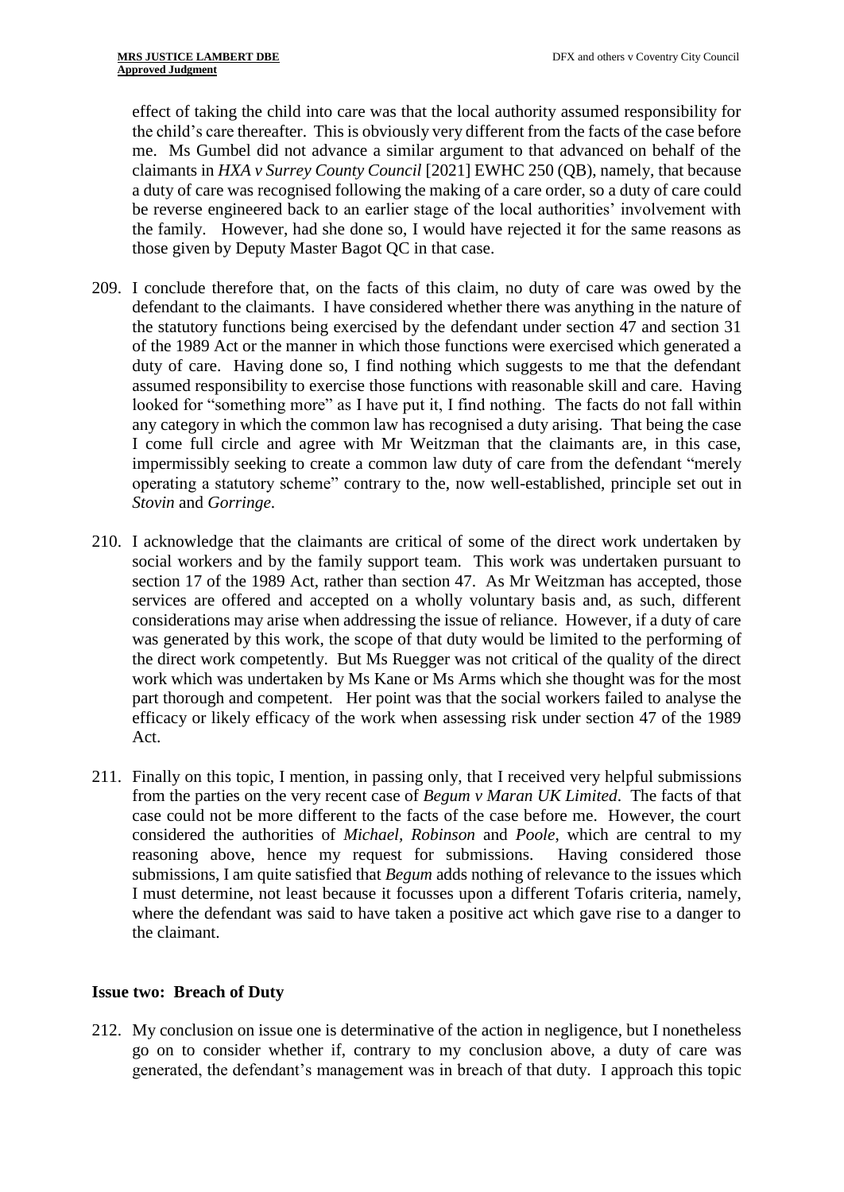effect of taking the child into care was that the local authority assumed responsibility for the child's care thereafter. This is obviously very different from the facts of the case before me. Ms Gumbel did not advance a similar argument to that advanced on behalf of the claimants in *HXA v Surrey County Council* [2021] EWHC 250 (QB), namely, that because a duty of care was recognised following the making of a care order, so a duty of care could be reverse engineered back to an earlier stage of the local authorities' involvement with the family. However, had she done so, I would have rejected it for the same reasons as those given by Deputy Master Bagot QC in that case.

209. I conclude therefore that, on the facts of this claim, no duty of care was owed by the defendant to the claimants. I have considered whether there was anything in the nature of the statutory functions being exercised by the defendant under section 47 and section 31 of the 1989 Act or the manner in which those functions were exercised which generated a duty of care. Having done so, I find nothing which suggests to me that the defendant assumed responsibility to exercise those functions with reasonable skill and care. Having looked for "something more" as I have put it, I find nothing. The facts do not fall within any category in which the common law has recognised a duty arising. That being the case I come full circle and agree with Mr Weitzman that the claimants are, in this case, impermissibly seeking to create a common law duty of care from the defendant "merely operating a statutory scheme" contrary to the, now well-established, principle set out in *Stovin* and *Gorringe.*

210. I acknowledge that the claimants are critical of some of the direct work undertaken by social workers and by the family support team. This work was undertaken pursuant to section 17 of the 1989 Act, rather than section 47. As Mr Weitzman has accepted, those services are offered and accepted on a wholly voluntary basis and, as such, different considerations may arise when addressing the issue of reliance. However, if a duty of care was generated by this work, the scope of that duty would be limited to the performing of the direct work competently. But Ms Ruegger was not critical of the quality of the direct work which was undertaken by Ms Kane or Ms Arms which she thought was for the most part thorough and competent. Her point was that the social workers failed to analyse the efficacy or likely efficacy of the work when assessing risk under section 47 of the 1989 Act.

211. Finally on this topic, I mention, in passing only, that I received very helpful submissions from the parties on the very recent case of *Begum v Maran UK Limited*. The facts of that case could not be more different to the facts of the case before me. However, the court considered the authorities of *Michael, Robinson* and *Poole*, which are central to my reasoning above, hence my request for submissions. Having considered those submissions, I am quite satisfied that *Begum* adds nothing of relevance to the issues which I must determine, not least because it focusses upon a different Tofaris criteria, namely, where the defendant was said to have taken a positive act which gave rise to a danger to the claimant.

## Issue two: Breach of Duty

212. My conclusion on issue one is determinative of the action in negligence, but I nonetheless go on to consider whether if, contrary to my conclusion above, a duty of care was generated, the defendant's management was in breach of that duty. I approach this topic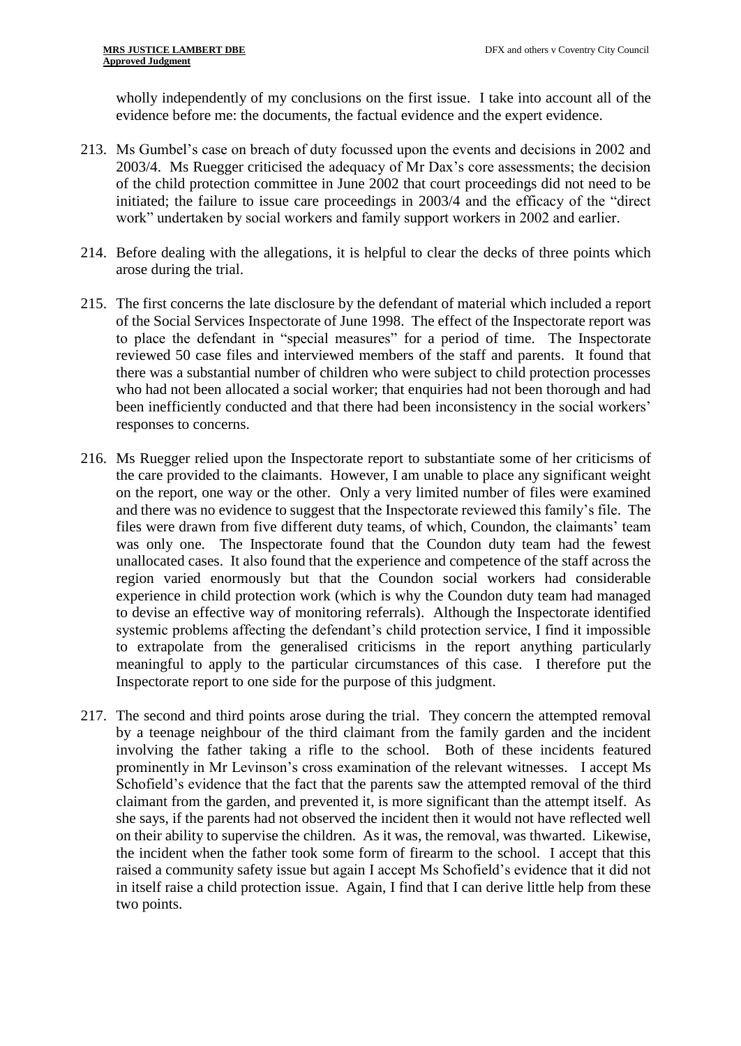wholly independently of my conclusions on the first issue. I take into account all of the evidence before me: the documents, the factual evidence and the expert evidence.

213. Ms Gumbel's case on breach of duty focussed upon the events and decisions in 2002 and 2003/4. Ms Ruegger criticised the adequacy of Mr Dax's core assessments; the decision of the child protection committee in June 2002 that court proceedings did not need to be initiated; the failure to issue care proceedings in 2003/4 and the efficacy of the "direct work" undertaken by social workers and family support workers in 2002 and earlier.

214. Before dealing with the allegations, it is helpful to clear the decks of three points which arose during the trial.

215. The first concerns the late disclosure by the defendant of material which included a report of the Social Services Inspectorate of June 1998. The effect of the Inspectorate report was to place the defendant in "special measures" for a period of time. The Inspectorate reviewed 50 case files and interviewed members of the staff and parents. It found that there was a substantial number of children who were subject to child protection processes who had not been allocated a social worker; that enquiries had not been thorough and had been inefficiently conducted and that there had been inconsistency in the social workers' responses to concerns.

216. Ms Ruegger relied upon the Inspectorate report to substantiate some of her criticisms of the care provided to the claimants. However, I am unable to place any significant weight on the report, one way or the other. Only a very limited number of files were examined and there was no evidence to suggest that the Inspectorate reviewed this family's file. The files were drawn from five different duty teams, of which, Coundon, the claimants' team was only one. The Inspectorate found that the Coundon duty team had the fewest unallocated cases. It also found that the experience and competence of the staff across the region varied enormously but that the Coundon social workers had considerable experience in child protection work (which is why the Coundon duty team had managed to devise an effective way of monitoring referrals). Although the Inspectorate identified systemic problems affecting the defendant's child protection service, I find it impossible to extrapolate from the generalised criticisms in the report anything particularly meaningful to apply to the particular circumstances of this case. I therefore put the Inspectorate report to one side for the purpose of this judgment.

217. The second and third points arose during the trial. They concern the attempted removal by a teenage neighbour of the third claimant from the family garden and the incident involving the father taking a rifle to the school. Both of these incidents featured prominently in Mr Levinson's cross examination of the relevant witnesses. I accept Ms Schofield's evidence that the fact that the parents saw the attempted removal of the third claimant from the garden, and prevented it, is more significant than the attempt itself. As she says, if the parents had not observed the incident then it would not have reflected well on their ability to supervise the children. As it was, the removal, was thwarted. Likewise, the incident when the father took some form of firearm to the school. I accept that this raised a community safety issue but again I accept Ms Schofield's evidence that it did not in itself raise a child protection issue. Again, I find that I can derive little help from these two points.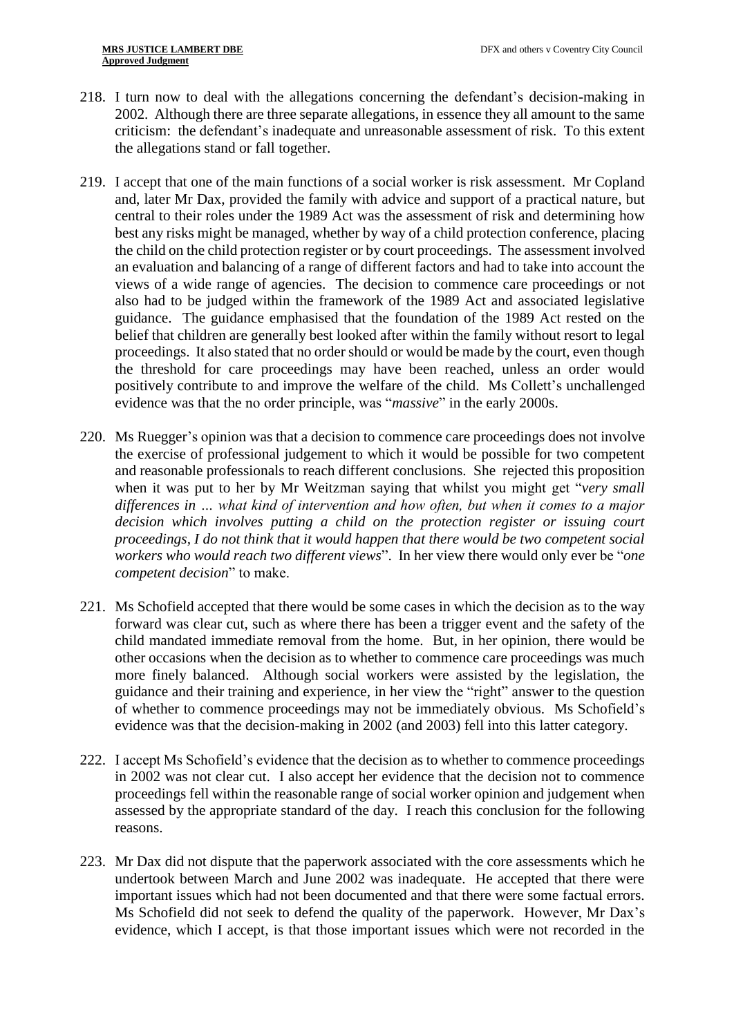218. I turn now to deal with the allegations concerning the defendant's decision-making in 2002. Although there are three separate allegations, in essence they all amount to the same criticism: the defendant's inadequate and unreasonable assessment of risk. To this extent the allegations stand or fall together.

219. I accept that one of the main functions of a social worker is risk assessment. Mr Copland and, later Mr Dax, provided the family with advice and support of a practical nature, but central to their roles under the 1989 Act was the assessment of risk and determining how best any risks might be managed, whether by way of a child protection conference, placing the child on the child protection register or by court proceedings. The assessment involved an evaluation and balancing of a range of different factors and had to take into account the views of a wide range of agencies. The decision to commence care proceedings or not also had to be judged within the framework of the 1989 Act and associated legislative guidance. The guidance emphasised that the foundation of the 1989 Act rested on the belief that children are generally best looked after within the family without resort to legal proceedings. It also stated that no order should or would be made by the court, even though the threshold for care proceedings may have been reached, unless an order would positively contribute to and improve the welfare of the child. Ms Collett's unchallenged evidence was that the no order principle, was "*massive*" in the early 2000s.

220. Ms Ruegger's opinion was that a decision to commence care proceedings does not involve the exercise of professional judgement to which it would be possible for two competent and reasonable professionals to reach different conclusions. She rejected this proposition when it was put to her by Mr Weitzman saying that whilst you might get "*very small differences in … what kind of intervention and how often, but when it comes to a major decision which involves putting a child on the protection register or issuing court proceedings, I do not think that it would happen that there would be two competent social workers who would reach two different views*". In her view there would only ever be "*one competent decision*" to make.

221. Ms Schofield accepted that there would be some cases in which the decision as to the way forward was clear cut, such as where there has been a trigger event and the safety of the child mandated immediate removal from the home. But, in her opinion, there would be other occasions when the decision as to whether to commence care proceedings was much more finely balanced. Although social workers were assisted by the legislation, the guidance and their training and experience, in her view the "right" answer to the question of whether to commence proceedings may not be immediately obvious. Ms Schofield's evidence was that the decision-making in 2002 (and 2003) fell into this latter category.

222. I accept Ms Schofield's evidence that the decision as to whether to commence proceedings in 2002 was not clear cut. I also accept her evidence that the decision not to commence proceedings fell within the reasonable range of social worker opinion and judgement when assessed by the appropriate standard of the day. I reach this conclusion for the following reasons.

223. Mr Dax did not dispute that the paperwork associated with the core assessments which he undertook between March and June 2002 was inadequate. He accepted that there were important issues which had not been documented and that there were some factual errors. Ms Schofield did not seek to defend the quality of the paperwork. However, Mr Dax's evidence, which I accept, is that those important issues which were not recorded in the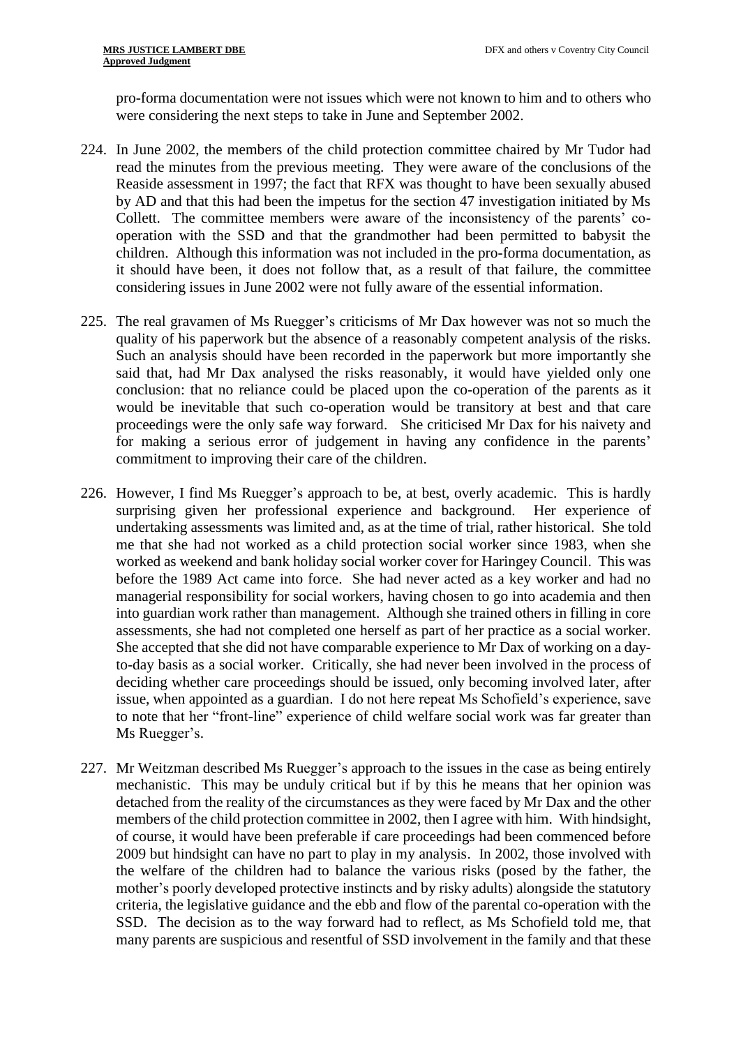pro-forma documentation were not issues which were not known to him and to others who were considering the next steps to take in June and September 2002.

224. In June 2002, the members of the child protection committee chaired by Mr Tudor had read the minutes from the previous meeting. They were aware of the conclusions of the Reaside assessment in 1997; the fact that RFX was thought to have been sexually abused by AD and that this had been the impetus for the section 47 investigation initiated by Ms Collett. The committee members were aware of the inconsistency of the parents' co-operation with the SSD and that the grandmother had been permitted to babysit the children. Although this information was not included in the pro-forma documentation, as it should have been, it does not follow that, as a result of that failure, the committee considering issues in June 2002 were not fully aware of the essential information.

225. The real gravamen of Ms Ruegger's criticisms of Mr Dax however was not so much the quality of his paperwork but the absence of a reasonably competent analysis of the risks. Such an analysis should have been recorded in the paperwork but more importantly she said that, had Mr Dax analysed the risks reasonably, it would have yielded only one conclusion: that no reliance could be placed upon the co-operation of the parents as it would be inevitable that such co-operation would be transitory at best and that care proceedings were the only safe way forward. She criticised Mr Dax for his naivety and for making a serious error of judgement in having any confidence in the parents' commitment to improving their care of the children.

226. However, I find Ms Ruegger's approach to be, at best, overly academic. This is hardly surprising given her professional experience and background. Her experience of undertaking assessments was limited and, as at the time of trial, rather historical. She told me that she had not worked as a child protection social worker since 1983, when she worked as weekend and bank holiday social worker cover for Haringey Council. This was before the 1989 Act came into force. She had never acted as a key worker and had no managerial responsibility for social workers, having chosen to go into academia and then into guardian work rather than management. Although she trained others in filling in core assessments, she had not completed one herself as part of her practice as a social worker. She accepted that she did not have comparable experience to Mr Dax of working on a day-to-day basis as a social worker. Critically, she had never been involved in the process of deciding whether care proceedings should be issued, only becoming involved later, after issue, when appointed as a guardian. I do not here repeat Ms Schofield's experience, save to note that her "front-line" experience of child welfare social work was far greater than Ms Ruegger's.

227. Mr Weitzman described Ms Ruegger's approach to the issues in the case as being entirely mechanistic. This may be unduly critical but if by this he means that her opinion was detached from the reality of the circumstances as they were faced by Mr Dax and the other members of the child protection committee in 2002, then I agree with him. With hindsight, of course, it would have been preferable if care proceedings had been commenced before 2009 but hindsight can have no part to play in my analysis. In 2002, those involved with the welfare of the children had to balance the various risks (posed by the father, the mother's poorly developed protective instincts and by risky adults) alongside the statutory criteria, the legislative guidance and the ebb and flow of the parental co-operation with the SSD. The decision as to the way forward had to reflect, as Ms Schofield told me, that many parents are suspicious and resentful of SSD involvement in the family and that these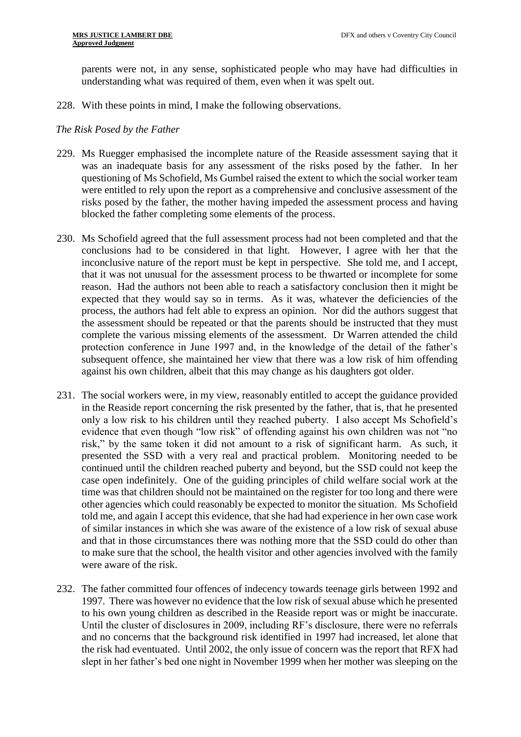parents were not, in any sense, sophisticated people who may have had difficulties in understanding what was required of them, even when it was spelt out.

228. With these points in mind, I make the following observations.

*The Risk Posed by the Father*

229. Ms Ruegger emphasised the incomplete nature of the Reaside assessment saying that it was an inadequate basis for any assessment of the risks posed by the father. In her questioning of Ms Schofield, Ms Gumbel raised the extent to which the social worker team were entitled to rely upon the report as a comprehensive and conclusive assessment of the risks posed by the father, the mother having impeded the assessment process and having blocked the father completing some elements of the process.

230. Ms Schofield agreed that the full assessment process had not been completed and that the conclusions had to be considered in that light. However, I agree with her that the inconclusive nature of the report must be kept in perspective. She told me, and I accept, that it was not unusual for the assessment process to be thwarted or incomplete for some reason. Had the authors not been able to reach a satisfactory conclusion then it might be expected that they would say so in terms. As it was, whatever the deficiencies of the process, the authors had felt able to express an opinion. Nor did the authors suggest that the assessment should be repeated or that the parents should be instructed that they must complete the various missing elements of the assessment. Dr Warren attended the child protection conference in June 1997 and, in the knowledge of the detail of the father's subsequent offence, she maintained her view that there was a low risk of him offending against his own children, albeit that this may change as his daughters got older.

231. The social workers were, in my view, reasonably entitled to accept the guidance provided in the Reaside report concerning the risk presented by the father, that is, that he presented only a low risk to his children until they reached puberty. I also accept Ms Schofield's evidence that even though "low risk" of offending against his own children was not "no risk," by the same token it did not amount to a risk of significant harm. As such, it presented the SSD with a very real and practical problem. Monitoring needed to be continued until the children reached puberty and beyond, but the SSD could not keep the case open indefinitely. One of the guiding principles of child welfare social work at the time was that children should not be maintained on the register for too long and there were other agencies which could reasonably be expected to monitor the situation. Ms Schofield told me, and again I accept this evidence, that she had had experience in her own case work of similar instances in which she was aware of the existence of a low risk of sexual abuse and that in those circumstances there was nothing more that the SSD could do other than to make sure that the school, the health visitor and other agencies involved with the family were aware of the risk.

232. The father committed four offences of indecency towards teenage girls between 1992 and 1997. There was however no evidence that the low risk of sexual abuse which he presented to his own young children as described in the Reaside report was or might be inaccurate. Until the cluster of disclosures in 2009, including RF's disclosure, there were no referrals and no concerns that the background risk identified in 1997 had increased, let alone that the risk had eventuated. Until 2002, the only issue of concern was the report that RFX had slept in her father's bed one night in November 1999 when her mother was sleeping on the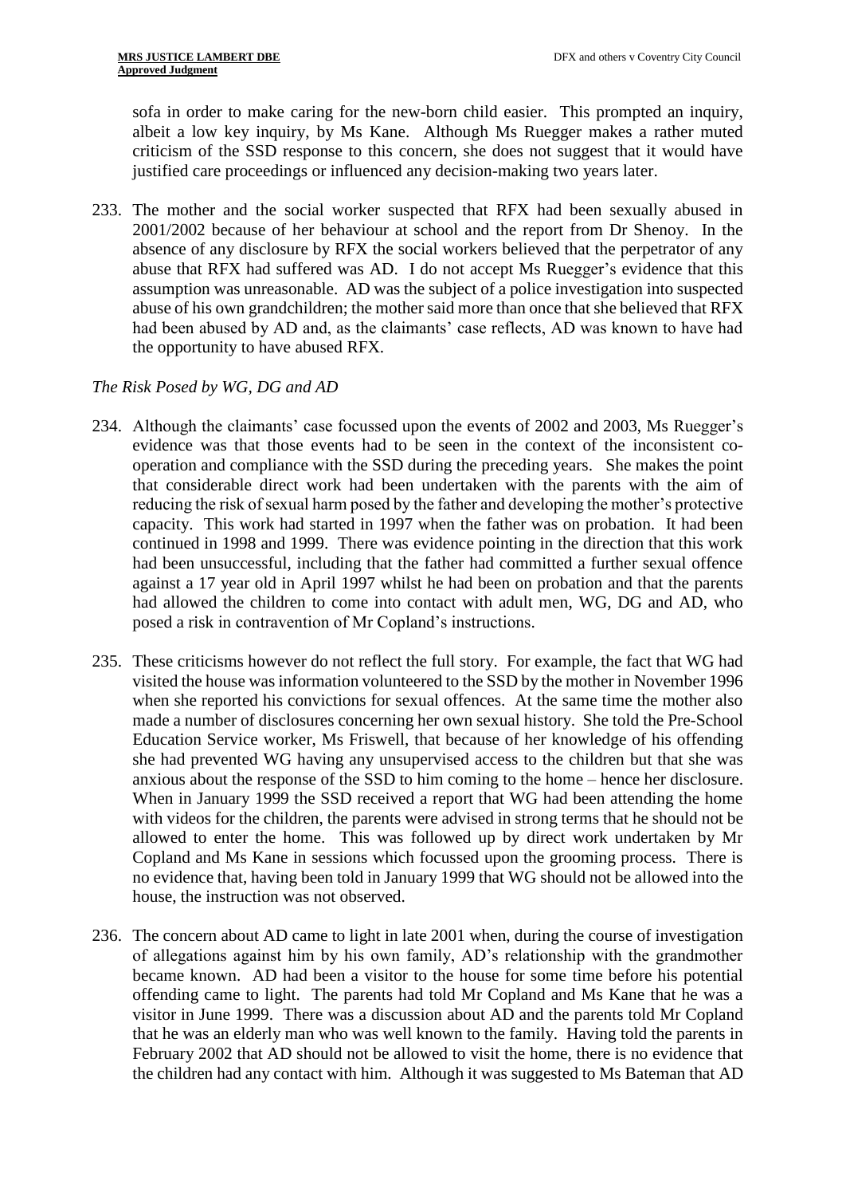sofa in order to make caring for the new-born child easier. This prompted an inquiry, albeit a low key inquiry, by Ms Kane. Although Ms Ruegger makes a rather muted criticism of the SSD response to this concern, she does not suggest that it would have justified care proceedings or influenced any decision-making two years later.

233. The mother and the social worker suspected that RFX had been sexually abused in 2001/2002 because of her behaviour at school and the report from Dr Shenoy. In the absence of any disclosure by RFX the social workers believed that the perpetrator of any abuse that RFX had suffered was AD. I do not accept Ms Ruegger's evidence that this assumption was unreasonable. AD was the subject of a police investigation into suspected abuse of his own grandchildren; the mother said more than once that she believed that RFX had been abused by AD and, as the claimants' case reflects, AD was known to have had the opportunity to have abused RFX.

*The Risk Posed by WG, DG and AD*

234. Although the claimants' case focussed upon the events of 2002 and 2003, Ms Ruegger's evidence was that those events had to be seen in the context of the inconsistent co-operation and compliance with the SSD during the preceding years. She makes the point that considerable direct work had been undertaken with the parents with the aim of reducing the risk of sexual harm posed by the father and developing the mother's protective capacity. This work had started in 1997 when the father was on probation. It had been continued in 1998 and 1999. There was evidence pointing in the direction that this work had been unsuccessful, including that the father had committed a further sexual offence against a 17 year old in April 1997 whilst he had been on probation and that the parents had allowed the children to come into contact with adult men, WG, DG and AD, who posed a risk in contravention of Mr Copland's instructions.

235. These criticisms however do not reflect the full story. For example, the fact that WG had visited the house was information volunteered to the SSD by the mother in November 1996 when she reported his convictions for sexual offences. At the same time the mother also made a number of disclosures concerning her own sexual history. She told the Pre-School Education Service worker, Ms Friswell, that because of her knowledge of his offending she had prevented WG having any unsupervised access to the children but that she was anxious about the response of the SSD to him coming to the home – hence her disclosure. When in January 1999 the SSD received a report that WG had been attending the home with videos for the children, the parents were advised in strong terms that he should not be allowed to enter the home. This was followed up by direct work undertaken by Mr Copland and Ms Kane in sessions which focussed upon the grooming process. There is no evidence that, having been told in January 1999 that WG should not be allowed into the house, the instruction was not observed.

236. The concern about AD came to light in late 2001 when, during the course of investigation of allegations against him by his own family, AD's relationship with the grandmother became known. AD had been a visitor to the house for some time before his potential offending came to light. The parents had told Mr Copland and Ms Kane that he was a visitor in June 1999. There was a discussion about AD and the parents told Mr Copland that he was an elderly man who was well known to the family. Having told the parents in February 2002 that AD should not be allowed to visit the home, there is no evidence that the children had any contact with him. Although it was suggested to Ms Bateman that AD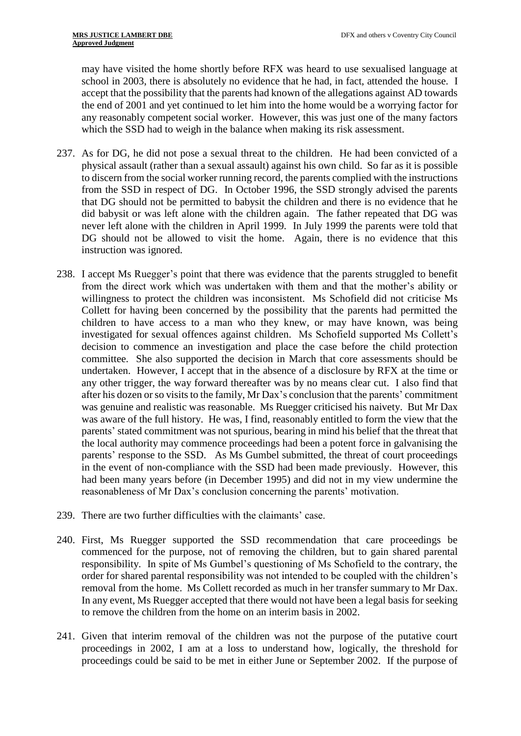may have visited the home shortly before RFX was heard to use sexualised language at school in 2003, there is absolutely no evidence that he had, in fact, attended the house. I accept that the possibility that the parents had known of the allegations against AD towards the end of 2001 and yet continued to let him into the home would be a worrying factor for any reasonably competent social worker. However, this was just one of the many factors which the SSD had to weigh in the balance when making its risk assessment.

237. As for DG, he did not pose a sexual threat to the children. He had been convicted of a physical assault (rather than a sexual assault) against his own child. So far as it is possible to discern from the social worker running record, the parents complied with the instructions from the SSD in respect of DG. In October 1996, the SSD strongly advised the parents that DG should not be permitted to babysit the children and there is no evidence that he did babysit or was left alone with the children again. The father repeated that DG was never left alone with the children in April 1999. In July 1999 the parents were told that DG should not be allowed to visit the home. Again, there is no evidence that this instruction was ignored.

238. I accept Ms Ruegger's point that there was evidence that the parents struggled to benefit from the direct work which was undertaken with them and that the mother's ability or willingness to protect the children was inconsistent. Ms Schofield did not criticise Ms Collett for having been concerned by the possibility that the parents had permitted the children to have access to a man who they knew, or may have known, was being investigated for sexual offences against children. Ms Schofield supported Ms Collett's decision to commence an investigation and place the case before the child protection committee. She also supported the decision in March that core assessments should be undertaken. However, I accept that in the absence of a disclosure by RFX at the time or any other trigger, the way forward thereafter was by no means clear cut. I also find that after his dozen or so visits to the family, Mr Dax's conclusion that the parents' commitment was genuine and realistic was reasonable. Ms Ruegger criticised his naivety. But Mr Dax was aware of the full history. He was, I find, reasonably entitled to form the view that the parents' stated commitment was not spurious, bearing in mind his belief that the threat that the local authority may commence proceedings had been a potent force in galvanising the parents' response to the SSD. As Ms Gumbel submitted, the threat of court proceedings in the event of non-compliance with the SSD had been made previously. However, this had been many years before (in December 1995) and did not in my view undermine the reasonableness of Mr Dax's conclusion concerning the parents' motivation.

239. There are two further difficulties with the claimants' case.

240. First, Ms Ruegger supported the SSD recommendation that care proceedings be commenced for the purpose, not of removing the children, but to gain shared parental responsibility. In spite of Ms Gumbel's questioning of Ms Schofield to the contrary, the order for shared parental responsibility was not intended to be coupled with the children's removal from the home. Ms Collett recorded as much in her transfer summary to Mr Dax. In any event, Ms Ruegger accepted that there would not have been a legal basis for seeking to remove the children from the home on an interim basis in 2002.

241. Given that interim removal of the children was not the purpose of the putative court proceedings in 2002, I am at a loss to understand how, logically, the threshold for proceedings could be said to be met in either June or September 2002. If the purpose of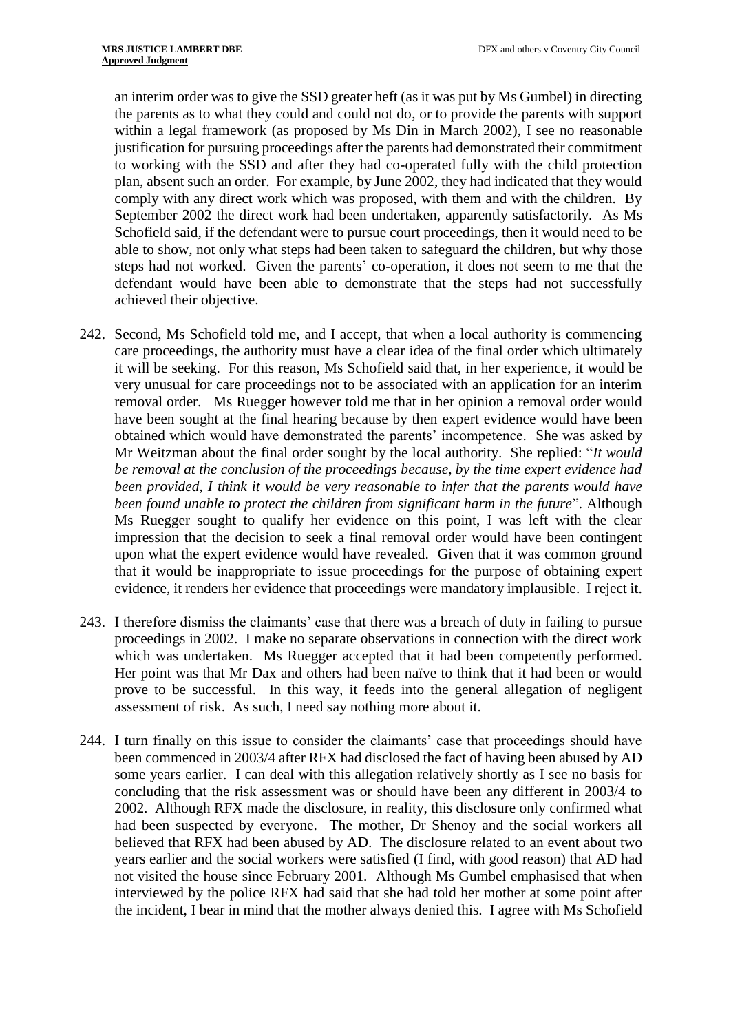an interim order was to give the SSD greater heft (as it was put by Ms Gumbel) in directing the parents as to what they could and could not do, or to provide the parents with support within a legal framework (as proposed by Ms Din in March 2002), I see no reasonable justification for pursuing proceedings after the parents had demonstrated their commitment to working with the SSD and after they had co-operated fully with the child protection plan, absent such an order. For example, by June 2002, they had indicated that they would comply with any direct work which was proposed, with them and with the children. By September 2002 the direct work had been undertaken, apparently satisfactorily. As Ms Schofield said, if the defendant were to pursue court proceedings, then it would need to be able to show, not only what steps had been taken to safeguard the children, but why those steps had not worked. Given the parents' co-operation, it does not seem to me that the defendant would have been able to demonstrate that the steps had not successfully achieved their objective.

242. Second, Ms Schofield told me, and I accept, that when a local authority is commencing care proceedings, the authority must have a clear idea of the final order which ultimately it will be seeking. For this reason, Ms Schofield said that, in her experience, it would be very unusual for care proceedings not to be associated with an application for an interim removal order. Ms Ruegger however told me that in her opinion a removal order would have been sought at the final hearing because by then expert evidence would have been obtained which would have demonstrated the parents' incompetence. She was asked by Mr Weitzman about the final order sought by the local authority. She replied: "*It would be removal at the conclusion of the proceedings because, by the time expert evidence had been provided, I think it would be very reasonable to infer that the parents would have been found unable to protect the children from significant harm in the future*". Although Ms Ruegger sought to qualify her evidence on this point, I was left with the clear impression that the decision to seek a final removal order would have been contingent upon what the expert evidence would have revealed. Given that it was common ground that it would be inappropriate to issue proceedings for the purpose of obtaining expert evidence, it renders her evidence that proceedings were mandatory implausible. I reject it.

243. I therefore dismiss the claimants' case that there was a breach of duty in failing to pursue proceedings in 2002. I make no separate observations in connection with the direct work which was undertaken. Ms Ruegger accepted that it had been competently performed. Her point was that Mr Dax and others had been naïve to think that it had been or would prove to be successful. In this way, it feeds into the general allegation of negligent assessment of risk. As such, I need say nothing more about it.

244. I turn finally on this issue to consider the claimants' case that proceedings should have been commenced in 2003/4 after RFX had disclosed the fact of having been abused by AD some years earlier. I can deal with this allegation relatively shortly as I see no basis for concluding that the risk assessment was or should have been any different in 2003/4 to 2002. Although RFX made the disclosure, in reality, this disclosure only confirmed what had been suspected by everyone. The mother, Dr Shenoy and the social workers all believed that RFX had been abused by AD. The disclosure related to an event about two years earlier and the social workers were satisfied (I find, with good reason) that AD had not visited the house since February 2001. Although Ms Gumbel emphasised that when interviewed by the police RFX had said that she had told her mother at some point after the incident, I bear in mind that the mother always denied this. I agree with Ms Schofield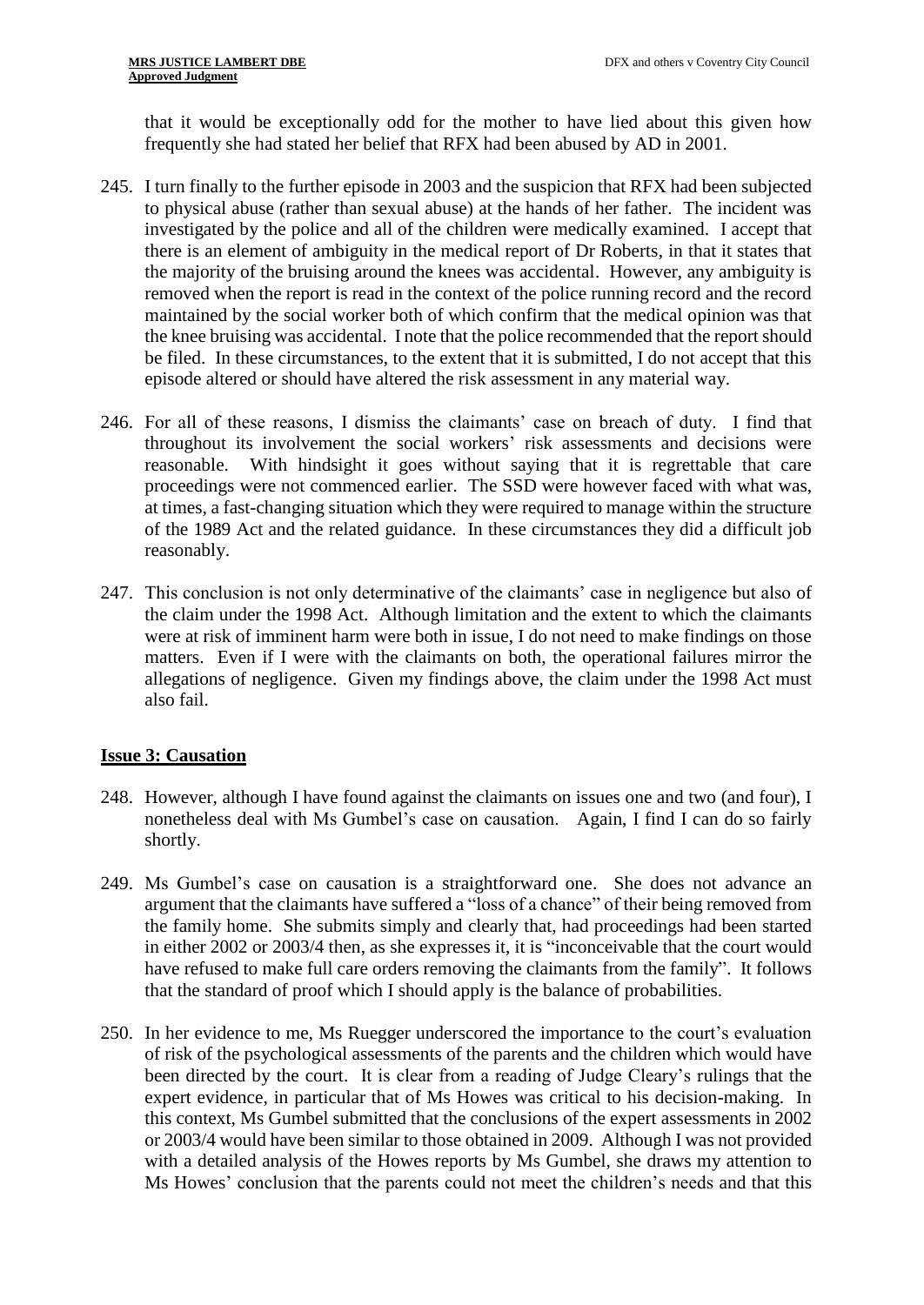that it would be exceptionally odd for the mother to have lied about this given how frequently she had stated her belief that RFX had been abused by AD in 2001.

245. I turn finally to the further episode in 2003 and the suspicion that RFX had been subjected to physical abuse (rather than sexual abuse) at the hands of her father. The incident was investigated by the police and all of the children were medically examined. I accept that there is an element of ambiguity in the medical report of Dr Roberts, in that it states that the majority of the bruising around the knees was accidental. However, any ambiguity is removed when the report is read in the context of the police running record and the record maintained by the social worker both of which confirm that the medical opinion was that the knee bruising was accidental. I note that the police recommended that the report should be filed. In these circumstances, to the extent that it is submitted, I do not accept that this episode altered or should have altered the risk assessment in any material way.

246. For all of these reasons, I dismiss the claimants' case on breach of duty. I find that throughout its involvement the social workers' risk assessments and decisions were reasonable. With hindsight it goes without saying that it is regrettable that care proceedings were not commenced earlier. The SSD were however faced with what was, at times, a fast-changing situation which they were required to manage within the structure of the 1989 Act and the related guidance. In these circumstances they did a difficult job reasonably.

247. This conclusion is not only determinative of the claimants' case in negligence but also of the claim under the 1998 Act. Although limitation and the extent to which the claimants were at risk of imminent harm were both in issue, I do not need to make findings on those matters. Even if I were with the claimants on both, the operational failures mirror the allegations of negligence. Given my findings above, the claim under the 1998 Act must also fail.

## Issue 3: Causation

248. However, although I have found against the claimants on issues one and two (and four), I nonetheless deal with Ms Gumbel's case on causation. Again, I find I can do so fairly shortly.

249. Ms Gumbel's case on causation is a straightforward one. She does not advance an argument that the claimants have suffered a "loss of a chance" of their being removed from the family home. She submits simply and clearly that, had proceedings had been started in either 2002 or 2003/4 then, as she expresses it, it is "inconceivable that the court would have refused to make full care orders removing the claimants from the family". It follows that the standard of proof which I should apply is the balance of probabilities.

250. In her evidence to me, Ms Ruegger underscored the importance to the court's evaluation of risk of the psychological assessments of the parents and the children which would have been directed by the court. It is clear from a reading of Judge Cleary's rulings that the expert evidence, in particular that of Ms Howes was critical to his decision-making. In this context, Ms Gumbel submitted that the conclusions of the expert assessments in 2002 or 2003/4 would have been similar to those obtained in 2009. Although I was not provided with a detailed analysis of the Howes reports by Ms Gumbel, she draws my attention to Ms Howes' conclusion that the parents could not meet the children's needs and that this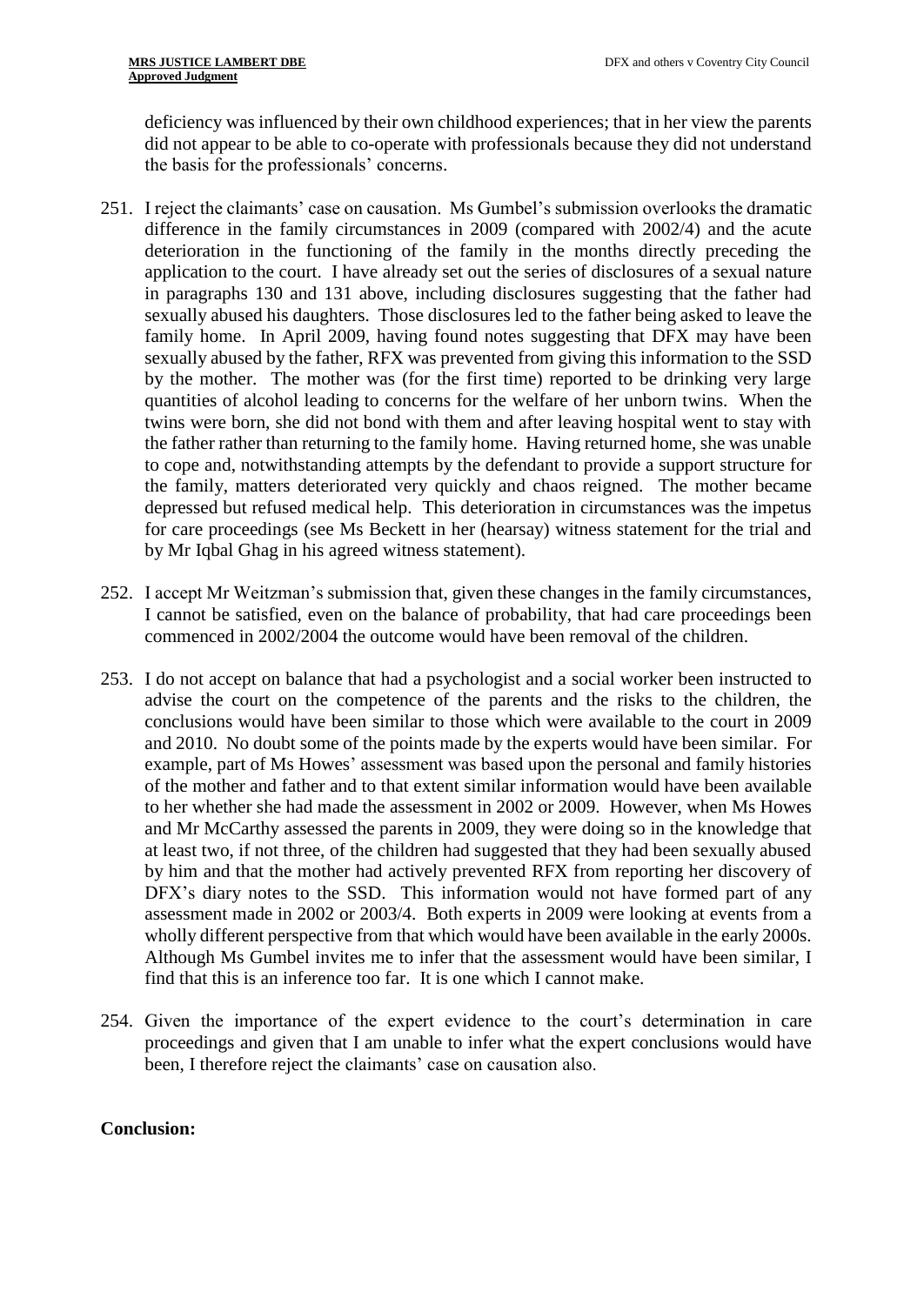deficiency was influenced by their own childhood experiences; that in her view the parents did not appear to be able to co-operate with professionals because they did not understand the basis for the professionals' concerns.

251. I reject the claimants' case on causation. Ms Gumbel's submission overlooks the dramatic difference in the family circumstances in 2009 (compared with 2002/4) and the acute deterioration in the functioning of the family in the months directly preceding the application to the court. I have already set out the series of disclosures of a sexual nature in paragraphs 130 and 131 above, including disclosures suggesting that the father had sexually abused his daughters. Those disclosures led to the father being asked to leave the family home. In April 2009, having found notes suggesting that DFX may have been sexually abused by the father, RFX was prevented from giving this information to the SSD by the mother. The mother was (for the first time) reported to be drinking very large quantities of alcohol leading to concerns for the welfare of her unborn twins. When the twins were born, she did not bond with them and after leaving hospital went to stay with the father rather than returning to the family home. Having returned home, she was unable to cope and, notwithstanding attempts by the defendant to provide a support structure for the family, matters deteriorated very quickly and chaos reigned. The mother became depressed but refused medical help. This deterioration in circumstances was the impetus for care proceedings (see Ms Beckett in her (hearsay) witness statement for the trial and by Mr Iqbal Ghag in his agreed witness statement).

252. I accept Mr Weitzman's submission that, given these changes in the family circumstances, I cannot be satisfied, even on the balance of probability, that had care proceedings been commenced in 2002/2004 the outcome would have been removal of the children.

253. I do not accept on balance that had a psychologist and a social worker been instructed to advise the court on the competence of the parents and the risks to the children, the conclusions would have been similar to those which were available to the court in 2009 and 2010. No doubt some of the points made by the experts would have been similar. For example, part of Ms Howes' assessment was based upon the personal and family histories of the mother and father and to that extent similar information would have been available to her whether she had made the assessment in 2002 or 2009. However, when Ms Howes and Mr McCarthy assessed the parents in 2009, they were doing so in the knowledge that at least two, if not three, of the children had suggested that they had been sexually abused by him and that the mother had actively prevented RFX from reporting her discovery of DFX's diary notes to the SSD. This information would not have formed part of any assessment made in 2002 or 2003/4. Both experts in 2009 were looking at events from a wholly different perspective from that which would have been available in the early 2000s. Although Ms Gumbel invites me to infer that the assessment would have been similar, I find that this is an inference too far. It is one which I cannot make.

254. Given the importance of the expert evidence to the court's determination in care proceedings and given that I am unable to infer what the expert conclusions would have been, I therefore reject the claimants' case on causation also.

**Conclusion:**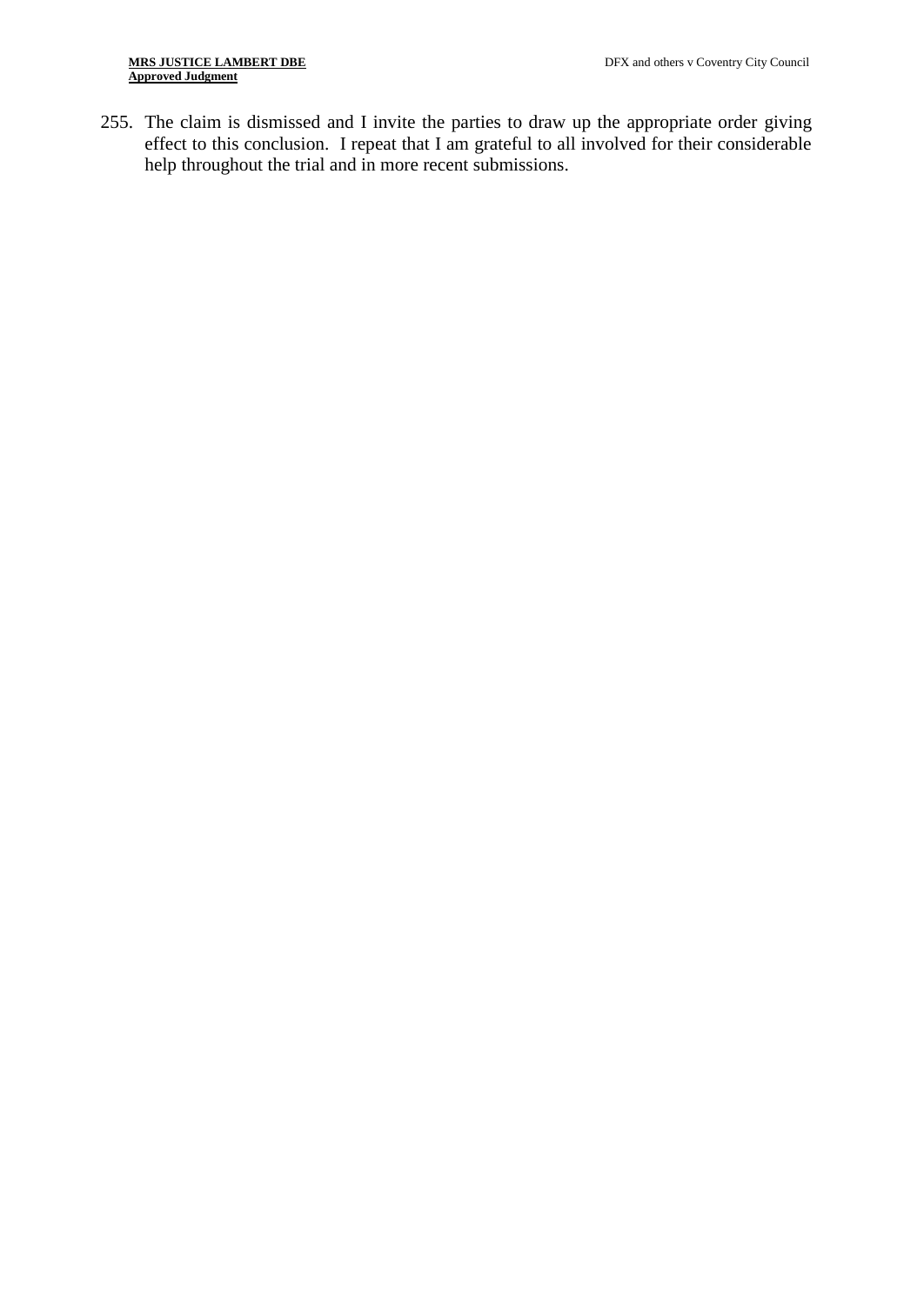255. The claim is dismissed and I invite the parties to draw up the appropriate order giving effect to this conclusion. I repeat that I am grateful to all involved for their considerable help throughout the trial and in more recent submissions.